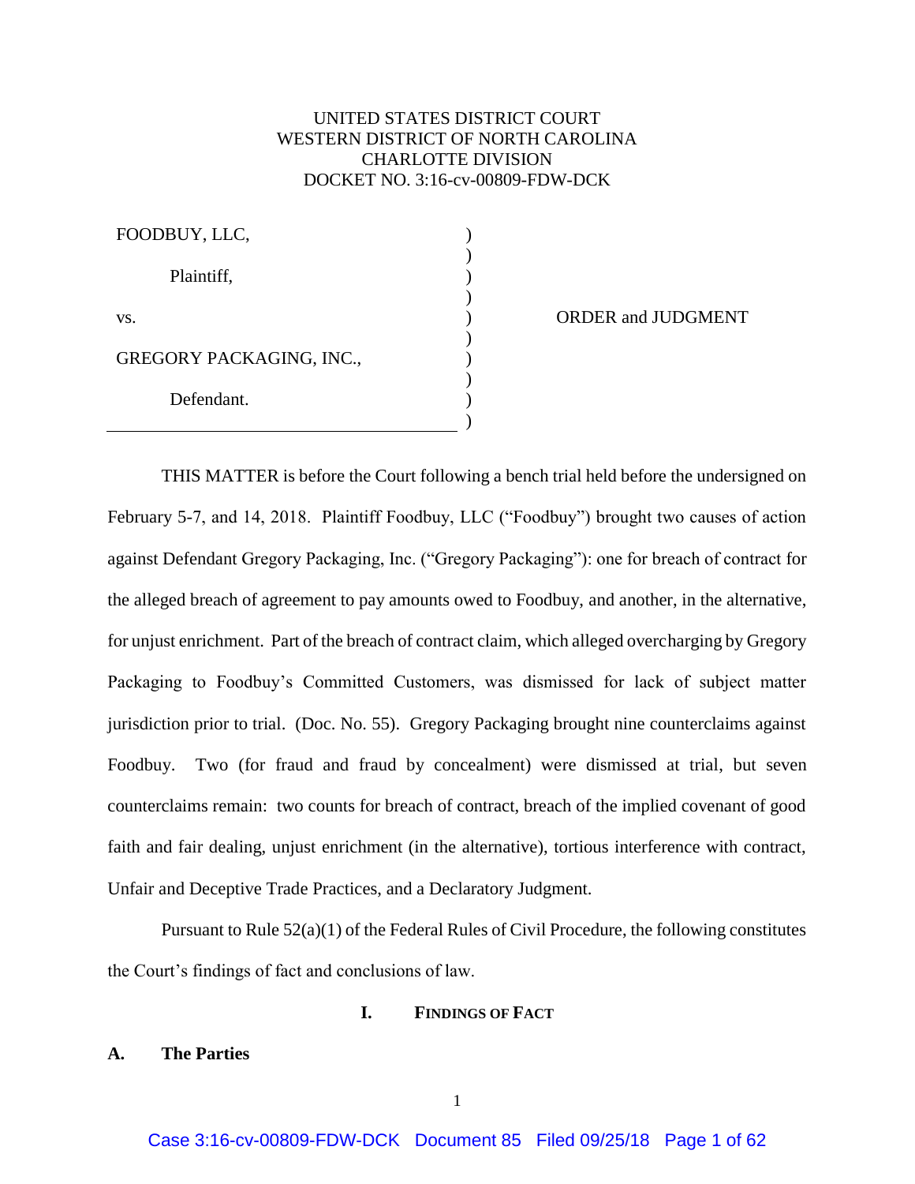UNITED STATES DISTRICT COURT
WESTERN DISTRICT OF NORTH CAROLINA
CHARLOTTE DIVISION
DOCKET NO. 3:16-cv-00809-FDW-DCK

FOODBUY, LLC,

Plaintiff,

vs.

GREGORY PACKAGING, INC.,

Defendant.

ORDER and JUDGMENT

THIS MATTER is before the Court following a bench trial held before the undersigned on February 5-7, and 14, 2018. Plaintiff Foodbuy, LLC ("Foodbuy") brought two causes of action against Defendant Gregory Packaging, Inc. ("Gregory Packaging"): one for breach of contract for the alleged breach of agreement to pay amounts owed to Foodbuy, and another, in the alternative, for unjust enrichment. Part of the breach of contract claim, which alleged overcharging by Gregory Packaging to Foodbuy's Committed Customers, was dismissed for lack of subject matter jurisdiction prior to trial. (Doc. No. 55). Gregory Packaging brought nine counterclaims against Foodbuy. Two (for fraud and fraud by concealment) were dismissed at trial, but seven counterclaims remain: two counts for breach of contract, breach of the implied covenant of good faith and fair dealing, unjust enrichment (in the alternative), tortious interference with contract, Unfair and Deceptive Trade Practices, and a Declaratory Judgment.

Pursuant to Rule 52(a)(1) of the Federal Rules of Civil Procedure, the following constitutes the Court's findings of fact and conclusions of law.

## I. FINDINGS OF FACT

### A. The Parties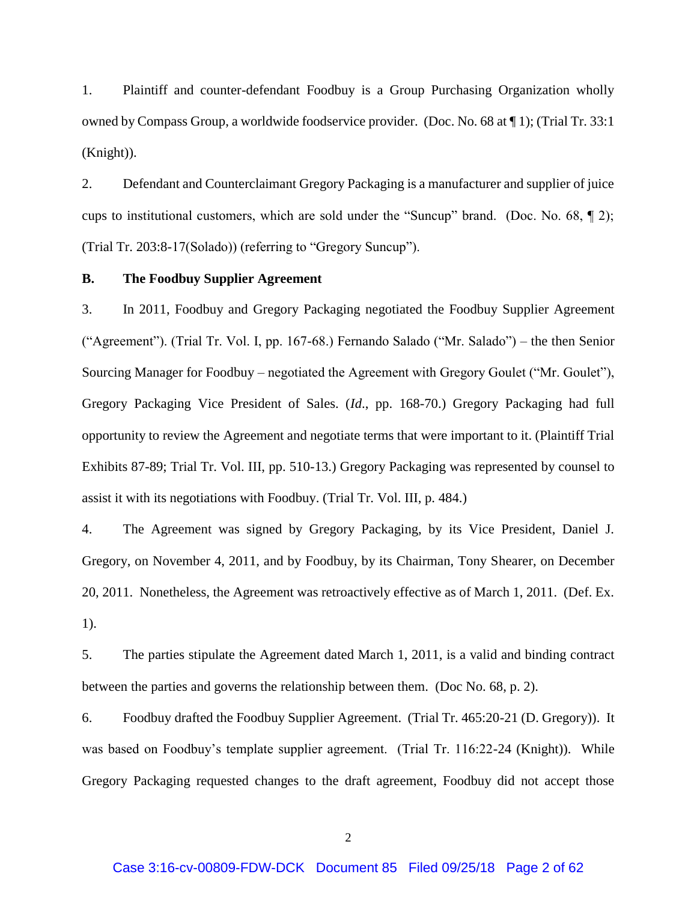1. Plaintiff and counter-defendant Foodbuy is a Group Purchasing Organization wholly owned by Compass Group, a worldwide foodservice provider. (Doc. No. 68 at ¶ 1); (Trial Tr. 33:1 (Knight)).

2. Defendant and Counterclaimant Gregory Packaging is a manufacturer and supplier of juice cups to institutional customers, which are sold under the "Suncup" brand. (Doc. No. 68, ¶ 2); (Trial Tr. 203:8-17(Solado)) (referring to "Gregory Suncup").

**B. The Foodbuy Supplier Agreement**

3. In 2011, Foodbuy and Gregory Packaging negotiated the Foodbuy Supplier Agreement ("Agreement"). (Trial Tr. Vol. I, pp. 167-68.) Fernando Salado ("Mr. Salado") – the then Senior Sourcing Manager for Foodbuy – negotiated the Agreement with Gregory Goulet ("Mr. Goulet"), Gregory Packaging Vice President of Sales. (*Id*., pp. 168-70.) Gregory Packaging had full opportunity to review the Agreement and negotiate terms that were important to it. (Plaintiff Trial Exhibits 87-89; Trial Tr. Vol. III, pp. 510-13.) Gregory Packaging was represented by counsel to assist it with its negotiations with Foodbuy. (Trial Tr. Vol. III, p. 484.)

4. The Agreement was signed by Gregory Packaging, by its Vice President, Daniel J. Gregory, on November 4, 2011, and by Foodbuy, by its Chairman, Tony Shearer, on December 20, 2011. Nonetheless, the Agreement was retroactively effective as of March 1, 2011. (Def. Ex. 1).

5. The parties stipulate the Agreement dated March 1, 2011, is a valid and binding contract between the parties and governs the relationship between them. (Doc No. 68, p. 2).

6. Foodbuy drafted the Foodbuy Supplier Agreement. (Trial Tr. 465:20-21 (D. Gregory)). It was based on Foodbuy's template supplier agreement. (Trial Tr. 116:22-24 (Knight)). While Gregory Packaging requested changes to the draft agreement, Foodbuy did not accept those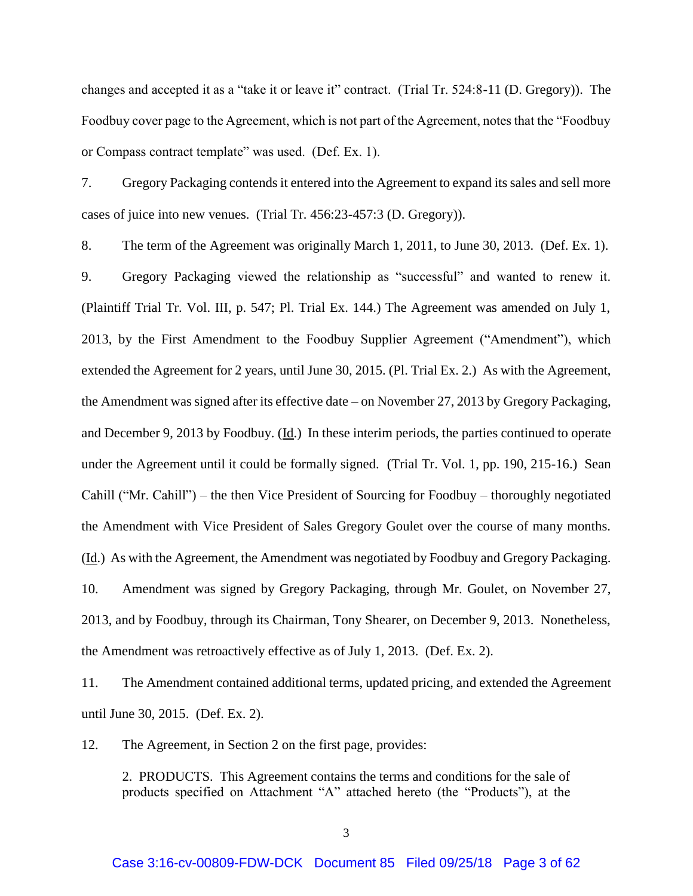changes and accepted it as a "take it or leave it" contract. (Trial Tr. 524:8-11 (D. Gregory)). The Foodbuy cover page to the Agreement, which is not part of the Agreement, notes that the "Foodbuy or Compass contract template" was used. (Def. Ex. 1).

7. Gregory Packaging contends it entered into the Agreement to expand its sales and sell more cases of juice into new venues. (Trial Tr. 456:23-457:3 (D. Gregory)).

8. The term of the Agreement was originally March 1, 2011, to June 30, 2013. (Def. Ex. 1).

9. Gregory Packaging viewed the relationship as "successful" and wanted to renew it. (Plaintiff Trial Tr. Vol. III, p. 547; Pl. Trial Ex. 144.) The Agreement was amended on July 1, 2013, by the First Amendment to the Foodbuy Supplier Agreement ("Amendment"), which extended the Agreement for 2 years, until June 30, 2015. (Pl. Trial Ex. 2.) As with the Agreement, the Amendment was signed after its effective date – on November 27, 2013 by Gregory Packaging, and December 9, 2013 by Foodbuy. (Id.) In these interim periods, the parties continued to operate under the Agreement until it could be formally signed. (Trial Tr. Vol. 1, pp. 190, 215-16.) Sean Cahill ("Mr. Cahill") – the then Vice President of Sourcing for Foodbuy – thoroughly negotiated the Amendment with Vice President of Sales Gregory Goulet over the course of many months. (Id.) As with the Agreement, the Amendment was negotiated by Foodbuy and Gregory Packaging.

10. Amendment was signed by Gregory Packaging, through Mr. Goulet, on November 27, 2013, and by Foodbuy, through its Chairman, Tony Shearer, on December 9, 2013. Nonetheless, the Amendment was retroactively effective as of July 1, 2013. (Def. Ex. 2).

11. The Amendment contained additional terms, updated pricing, and extended the Agreement until June 30, 2015. (Def. Ex. 2).

12. The Agreement, in Section 2 on the first page, provides:

> 2. PRODUCTS. This Agreement contains the terms and conditions for the sale of products specified on Attachment "A" attached hereto (the "Products"), at the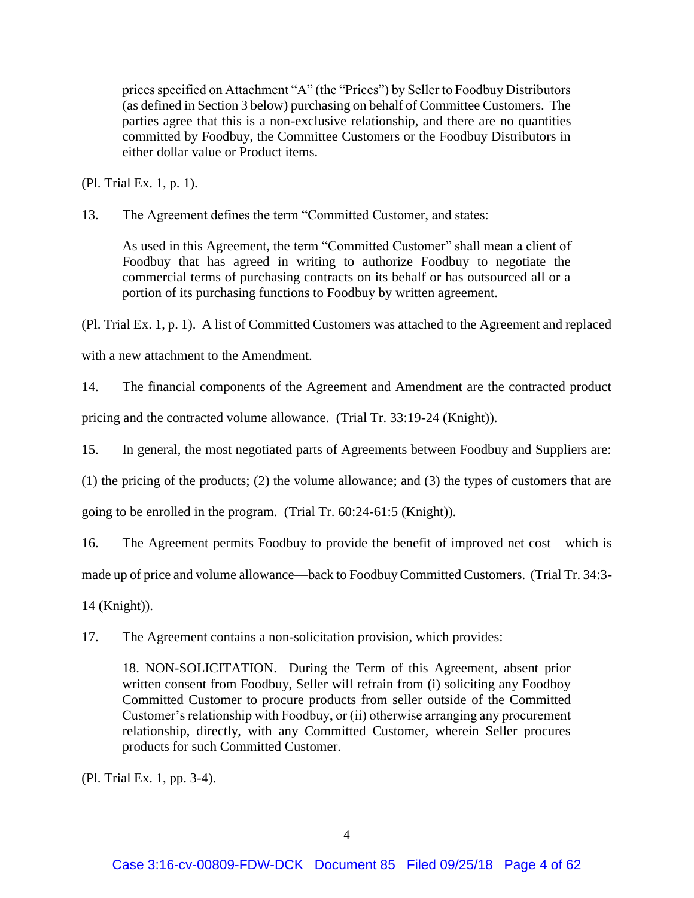> prices specified on Attachment "A" (the "Prices") by Seller to Foodbuy Distributors (as defined in Section 3 below) purchasing on behalf of Committee Customers. The parties agree that this is a non-exclusive relationship, and there are no quantities committed by Foodbuy, the Committee Customers or the Foodbuy Distributors in either dollar value or Product items.

(Pl. Trial Ex. 1, p. 1).

13. The Agreement defines the term "Committed Customer, and states:

> As used in this Agreement, the term "Committed Customer" shall mean a client of Foodbuy that has agreed in writing to authorize Foodbuy to negotiate the commercial terms of purchasing contracts on its behalf or has outsourced all or a portion of its purchasing functions to Foodbuy by written agreement.

(Pl. Trial Ex. 1, p. 1). A list of Committed Customers was attached to the Agreement and replaced with a new attachment to the Amendment.

14. The financial components of the Agreement and Amendment are the contracted product pricing and the contracted volume allowance. (Trial Tr. 33:19-24 (Knight)).

15. In general, the most negotiated parts of Agreements between Foodbuy and Suppliers are: (1) the pricing of the products; (2) the volume allowance; and (3) the types of customers that are going to be enrolled in the program. (Trial Tr. 60:24-61:5 (Knight)).

16. The Agreement permits Foodbuy to provide the benefit of improved net cost—which is made up of price and volume allowance—back to Foodbuy Committed Customers. (Trial Tr. 34:3-14 (Knight)).

17. The Agreement contains a non-solicitation provision, which provides:

> 18. NON-SOLICITATION. During the Term of this Agreement, absent prior written consent from Foodbuy, Seller will refrain from (i) soliciting any Foodboy Committed Customer to procure products from seller outside of the Committed Customer's relationship with Foodbuy, or (ii) otherwise arranging any procurement relationship, directly, with any Committed Customer, wherein Seller procures products for such Committed Customer.

(Pl. Trial Ex. 1, pp. 3-4).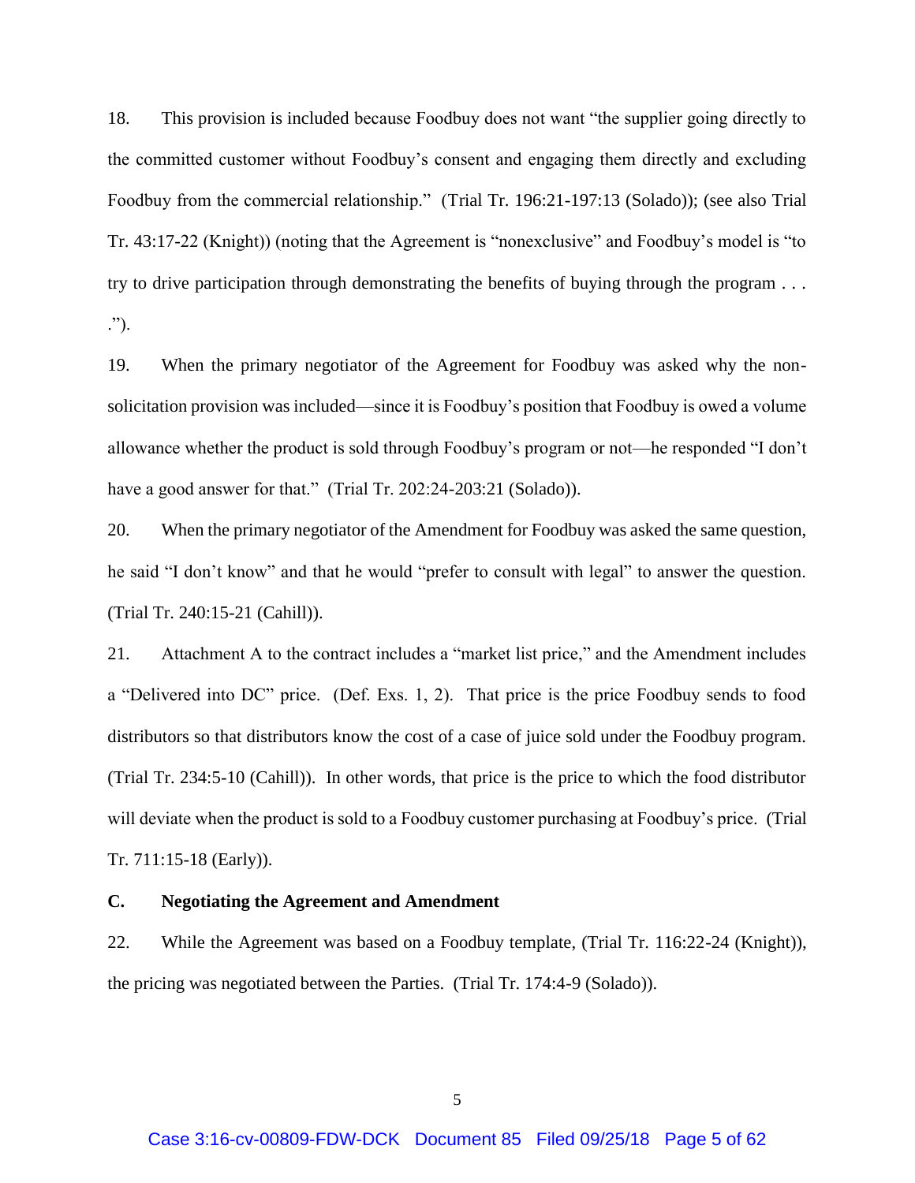18. This provision is included because Foodbuy does not want "the supplier going directly to the committed customer without Foodbuy's consent and engaging them directly and excluding Foodbuy from the commercial relationship." (Trial Tr. 196:21-197:13 (Solado)); (see also Trial Tr. 43:17-22 (Knight)) (noting that the Agreement is "nonexclusive" and Foodbuy's model is "to try to drive participation through demonstrating the benefits of buying through the program . . . .").

19. When the primary negotiator of the Agreement for Foodbuy was asked why the non-solicitation provision was included—since it is Foodbuy's position that Foodbuy is owed a volume allowance whether the product is sold through Foodbuy's program or not—he responded "I don't have a good answer for that." (Trial Tr. 202:24-203:21 (Solado)).

20. When the primary negotiator of the Amendment for Foodbuy was asked the same question, he said "I don't know" and that he would "prefer to consult with legal" to answer the question. (Trial Tr. 240:15-21 (Cahill)).

21. Attachment A to the contract includes a "market list price," and the Amendment includes a "Delivered into DC" price. (Def. Exs. 1, 2). That price is the price Foodbuy sends to food distributors so that distributors know the cost of a case of juice sold under the Foodbuy program. (Trial Tr. 234:5-10 (Cahill)). In other words, that price is the price to which the food distributor will deviate when the product is sold to a Foodbuy customer purchasing at Foodbuy's price. (Trial Tr. 711:15-18 (Early)).

### C. Negotiating the Agreement and Amendment

22. While the Agreement was based on a Foodbuy template, (Trial Tr. 116:22-24 (Knight)), the pricing was negotiated between the Parties. (Trial Tr. 174:4-9 (Solado)).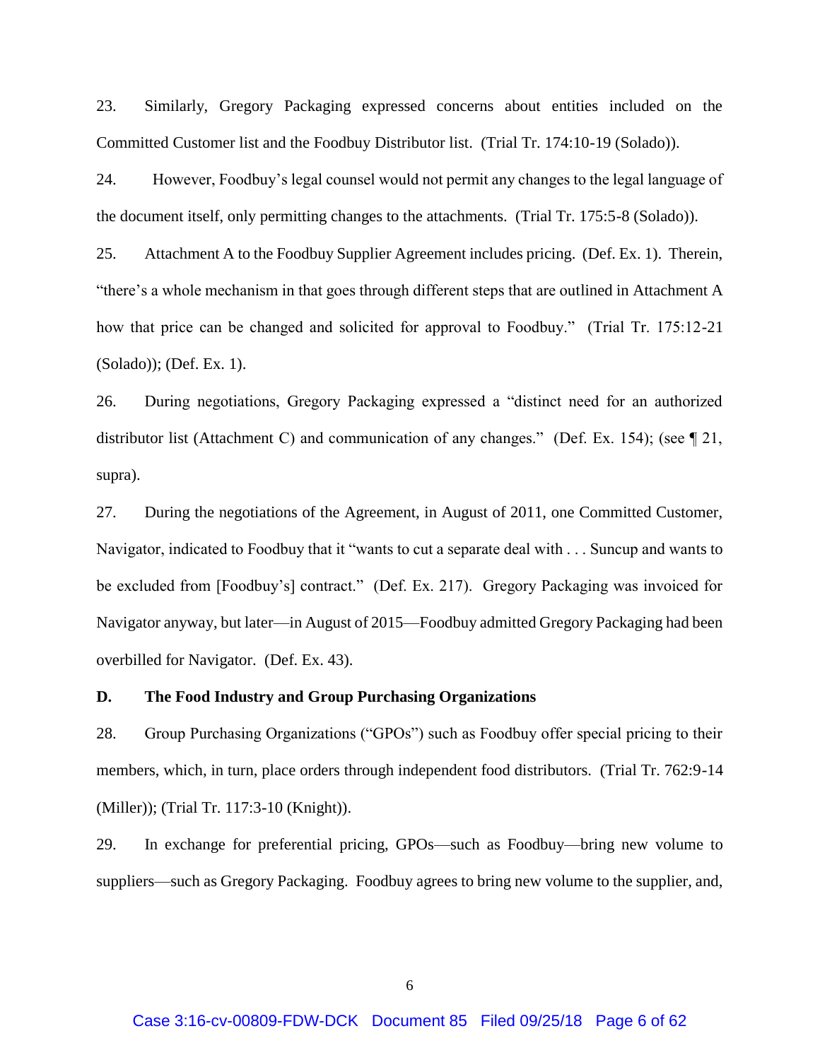23. Similarly, Gregory Packaging expressed concerns about entities included on the Committed Customer list and the Foodbuy Distributor list. (Trial Tr. 174:10-19 (Solado)).

24. However, Foodbuy's legal counsel would not permit any changes to the legal language of the document itself, only permitting changes to the attachments. (Trial Tr. 175:5-8 (Solado)).

25. Attachment A to the Foodbuy Supplier Agreement includes pricing. (Def. Ex. 1). Therein, "there's a whole mechanism in that goes through different steps that are outlined in Attachment A how that price can be changed and solicited for approval to Foodbuy." (Trial Tr. 175:12-21 (Solado)); (Def. Ex. 1).

26. During negotiations, Gregory Packaging expressed a "distinct need for an authorized distributor list (Attachment C) and communication of any changes." (Def. Ex. 154); (see ¶ 21, supra).

27. During the negotiations of the Agreement, in August of 2011, one Committed Customer, Navigator, indicated to Foodbuy that it "wants to cut a separate deal with . . . Suncup and wants to be excluded from [Foodbuy's] contract." (Def. Ex. 217). Gregory Packaging was invoiced for Navigator anyway, but later—in August of 2015—Foodbuy admitted Gregory Packaging had been overbilled for Navigator. (Def. Ex. 43).

### D. The Food Industry and Group Purchasing Organizations

28. Group Purchasing Organizations ("GPOs") such as Foodbuy offer special pricing to their members, which, in turn, place orders through independent food distributors. (Trial Tr. 762:9-14 (Miller)); (Trial Tr. 117:3-10 (Knight)).

29. In exchange for preferential pricing, GPOs—such as Foodbuy—bring new volume to suppliers—such as Gregory Packaging. Foodbuy agrees to bring new volume to the supplier, and,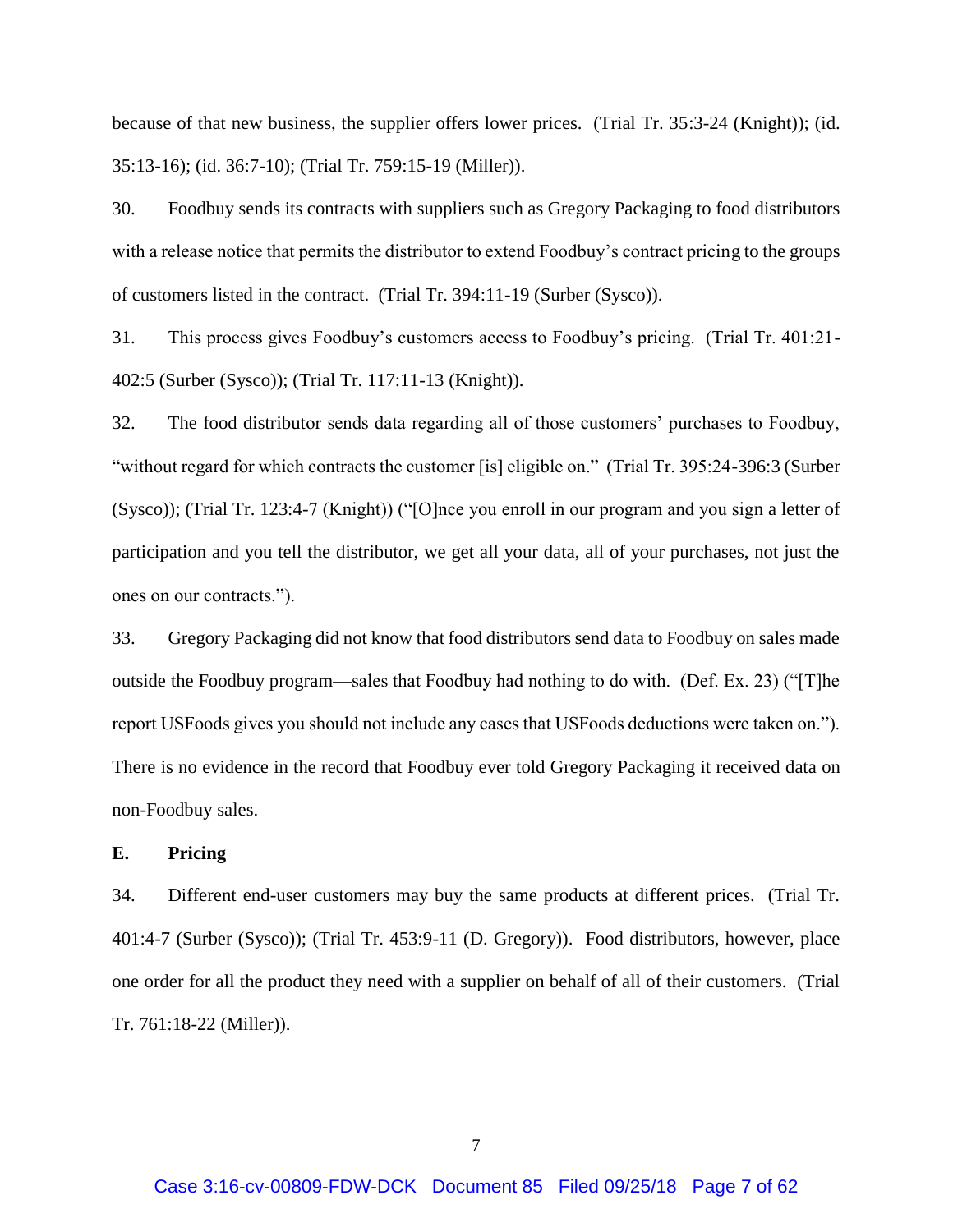because of that new business, the supplier offers lower prices. (Trial Tr. 35:3-24 (Knight)); (id. 35:13-16); (id. 36:7-10); (Trial Tr. 759:15-19 (Miller)).

30. Foodbuy sends its contracts with suppliers such as Gregory Packaging to food distributors with a release notice that permits the distributor to extend Foodbuy's contract pricing to the groups of customers listed in the contract. (Trial Tr. 394:11-19 (Surber (Sysco)).

31. This process gives Foodbuy's customers access to Foodbuy's pricing. (Trial Tr. 401:21-402:5 (Surber (Sysco)); (Trial Tr. 117:11-13 (Knight)).

32. The food distributor sends data regarding all of those customers' purchases to Foodbuy, "without regard for which contracts the customer [is] eligible on." (Trial Tr. 395:24-396:3 (Surber (Sysco)); (Trial Tr. 123:4-7 (Knight)) ("[O]nce you enroll in our program and you sign a letter of participation and you tell the distributor, we get all your data, all of your purchases, not just the ones on our contracts.").

33. Gregory Packaging did not know that food distributors send data to Foodbuy on sales made outside the Foodbuy program—sales that Foodbuy had nothing to do with. (Def. Ex. 23) ("[T]he report USFoods gives you should not include any cases that USFoods deductions were taken on."). There is no evidence in the record that Foodbuy ever told Gregory Packaging it received data on non-Foodbuy sales.

## E. Pricing

34. Different end-user customers may buy the same products at different prices. (Trial Tr. 401:4-7 (Surber (Sysco)); (Trial Tr. 453:9-11 (D. Gregory)). Food distributors, however, place one order for all the product they need with a supplier on behalf of all of their customers. (Trial Tr. 761:18-22 (Miller)).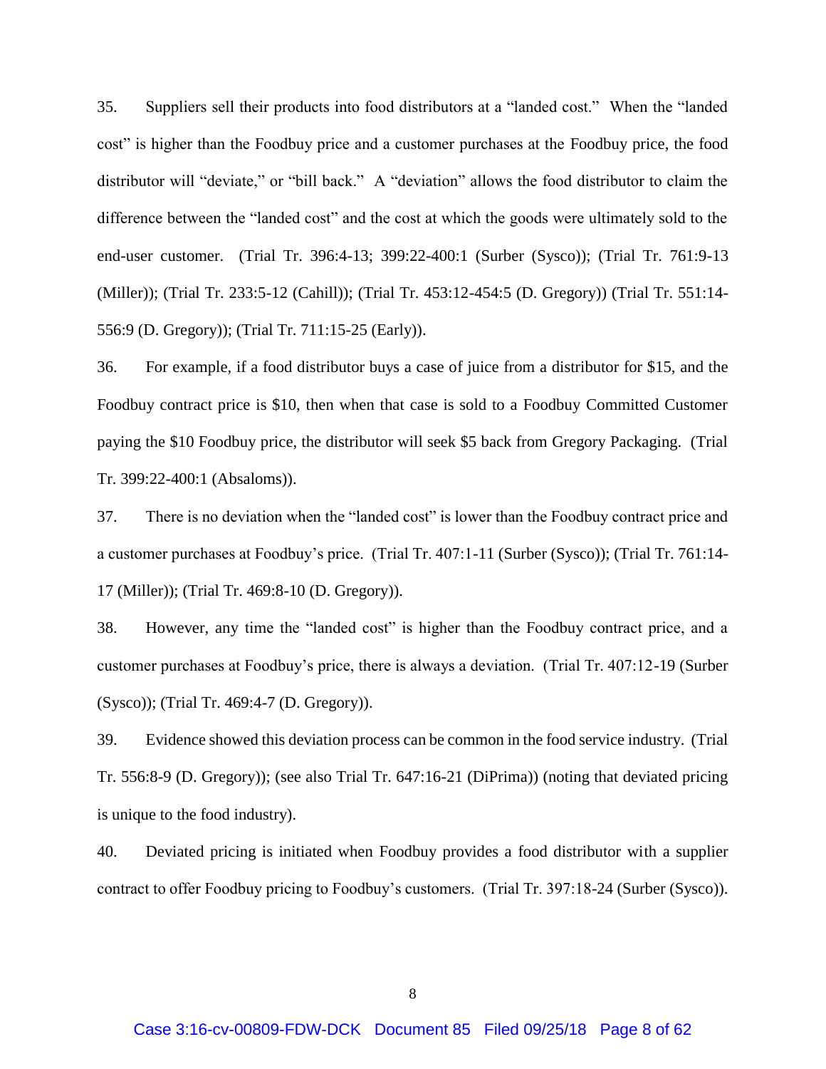35. Suppliers sell their products into food distributors at a "landed cost." When the "landed cost" is higher than the Foodbuy price and a customer purchases at the Foodbuy price, the food distributor will "deviate," or "bill back." A "deviation" allows the food distributor to claim the difference between the "landed cost" and the cost at which the goods were ultimately sold to the end-user customer. (Trial Tr. 396:4-13; 399:22-400:1 (Surber (Sysco)); (Trial Tr. 761:9-13 (Miller)); (Trial Tr. 233:5-12 (Cahill)); (Trial Tr. 453:12-454:5 (D. Gregory)) (Trial Tr. 551:14-556:9 (D. Gregory)); (Trial Tr. 711:15-25 (Early)).

36. For example, if a food distributor buys a case of juice from a distributor for $15, and the Foodbuy contract price is $10, then when that case is sold to a Foodbuy Committed Customer paying the $10 Foodbuy price, the distributor will seek $5 back from Gregory Packaging. (Trial Tr. 399:22-400:1 (Absaloms)).

37. There is no deviation when the "landed cost" is lower than the Foodbuy contract price and a customer purchases at Foodbuy's price. (Trial Tr. 407:1-11 (Surber (Sysco)); (Trial Tr. 761:14-17 (Miller)); (Trial Tr. 469:8-10 (D. Gregory)).

38. However, any time the "landed cost" is higher than the Foodbuy contract price, and a customer purchases at Foodbuy's price, there is always a deviation. (Trial Tr. 407:12-19 (Surber (Sysco)); (Trial Tr. 469:4-7 (D. Gregory)).

39. Evidence showed this deviation process can be common in the food service industry. (Trial Tr. 556:8-9 (D. Gregory)); (see also Trial Tr. 647:16-21 (DiPrima)) (noting that deviated pricing is unique to the food industry).

40. Deviated pricing is initiated when Foodbuy provides a food distributor with a supplier contract to offer Foodbuy pricing to Foodbuy's customers. (Trial Tr. 397:18-24 (Surber (Sysco)).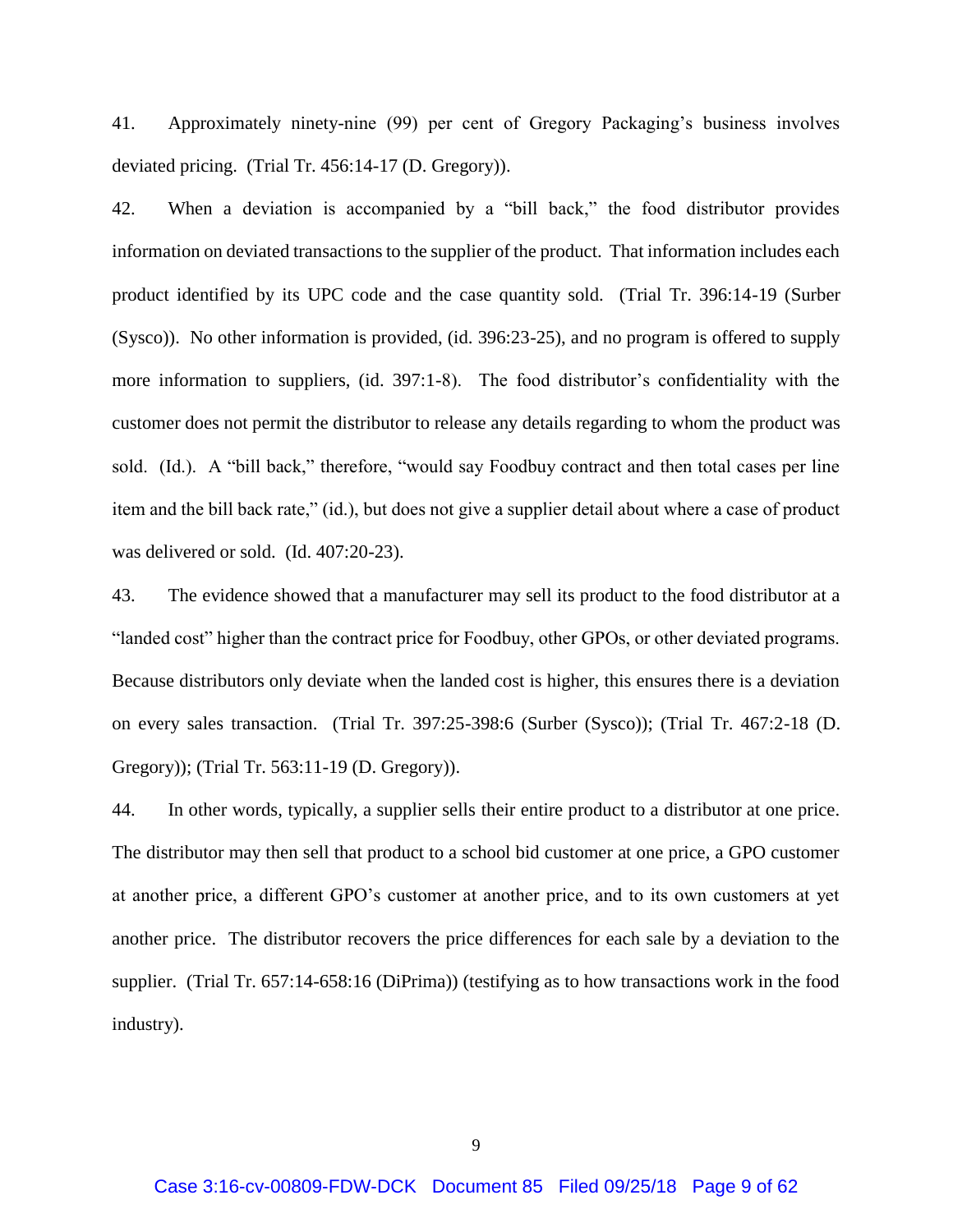41. Approximately ninety-nine (99) per cent of Gregory Packaging's business involves deviated pricing. (Trial Tr. 456:14-17 (D. Gregory)).

42. When a deviation is accompanied by a "bill back," the food distributor provides information on deviated transactions to the supplier of the product. That information includes each product identified by its UPC code and the case quantity sold. (Trial Tr. 396:14-19 (Surber (Sysco)). No other information is provided, (id. 396:23-25), and no program is offered to supply more information to suppliers, (id. 397:1-8). The food distributor's confidentiality with the customer does not permit the distributor to release any details regarding to whom the product was sold. (Id.). A "bill back," therefore, "would say Foodbuy contract and then total cases per line item and the bill back rate," (id.), but does not give a supplier detail about where a case of product was delivered or sold. (Id. 407:20-23).

43. The evidence showed that a manufacturer may sell its product to the food distributor at a "landed cost" higher than the contract price for Foodbuy, other GPOs, or other deviated programs. Because distributors only deviate when the landed cost is higher, this ensures there is a deviation on every sales transaction. (Trial Tr. 397:25-398:6 (Surber (Sysco)); (Trial Tr. 467:2-18 (D. Gregory)); (Trial Tr. 563:11-19 (D. Gregory)).

44. In other words, typically, a supplier sells their entire product to a distributor at one price. The distributor may then sell that product to a school bid customer at one price, a GPO customer at another price, a different GPO's customer at another price, and to its own customers at yet another price. The distributor recovers the price differences for each sale by a deviation to the supplier. (Trial Tr. 657:14-658:16 (DiPrima)) (testifying as to how transactions work in the food industry).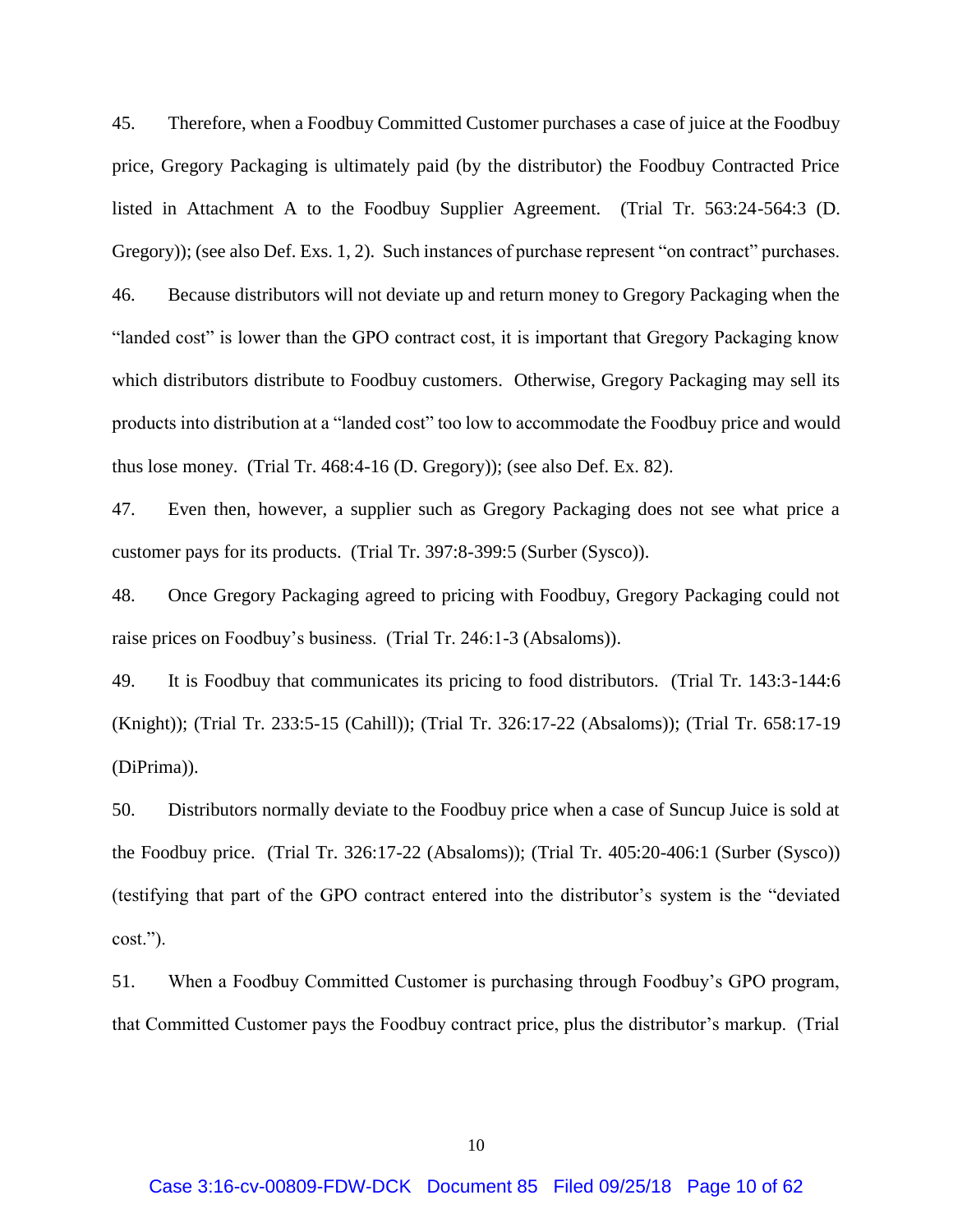45. Therefore, when a Foodbuy Committed Customer purchases a case of juice at the Foodbuy price, Gregory Packaging is ultimately paid (by the distributor) the Foodbuy Contracted Price listed in Attachment A to the Foodbuy Supplier Agreement. (Trial Tr. 563:24-564:3 (D. Gregory)); (see also Def. Exs. 1, 2). Such instances of purchase represent "on contract" purchases.

46. Because distributors will not deviate up and return money to Gregory Packaging when the "landed cost" is lower than the GPO contract cost, it is important that Gregory Packaging know which distributors distribute to Foodbuy customers. Otherwise, Gregory Packaging may sell its products into distribution at a "landed cost" too low to accommodate the Foodbuy price and would thus lose money. (Trial Tr. 468:4-16 (D. Gregory)); (see also Def. Ex. 82).

47. Even then, however, a supplier such as Gregory Packaging does not see what price a customer pays for its products. (Trial Tr. 397:8-399:5 (Surber (Sysco)).

48. Once Gregory Packaging agreed to pricing with Foodbuy, Gregory Packaging could not raise prices on Foodbuy's business. (Trial Tr. 246:1-3 (Absaloms)).

49. It is Foodbuy that communicates its pricing to food distributors. (Trial Tr. 143:3-144:6 (Knight)); (Trial Tr. 233:5-15 (Cahill)); (Trial Tr. 326:17-22 (Absaloms)); (Trial Tr. 658:17-19 (DiPrima)).

50. Distributors normally deviate to the Foodbuy price when a case of Suncup Juice is sold at the Foodbuy price. (Trial Tr. 326:17-22 (Absaloms)); (Trial Tr. 405:20-406:1 (Surber (Sysco)) (testifying that part of the GPO contract entered into the distributor's system is the "deviated cost.").

51. When a Foodbuy Committed Customer is purchasing through Foodbuy's GPO program, that Committed Customer pays the Foodbuy contract price, plus the distributor's markup. (Trial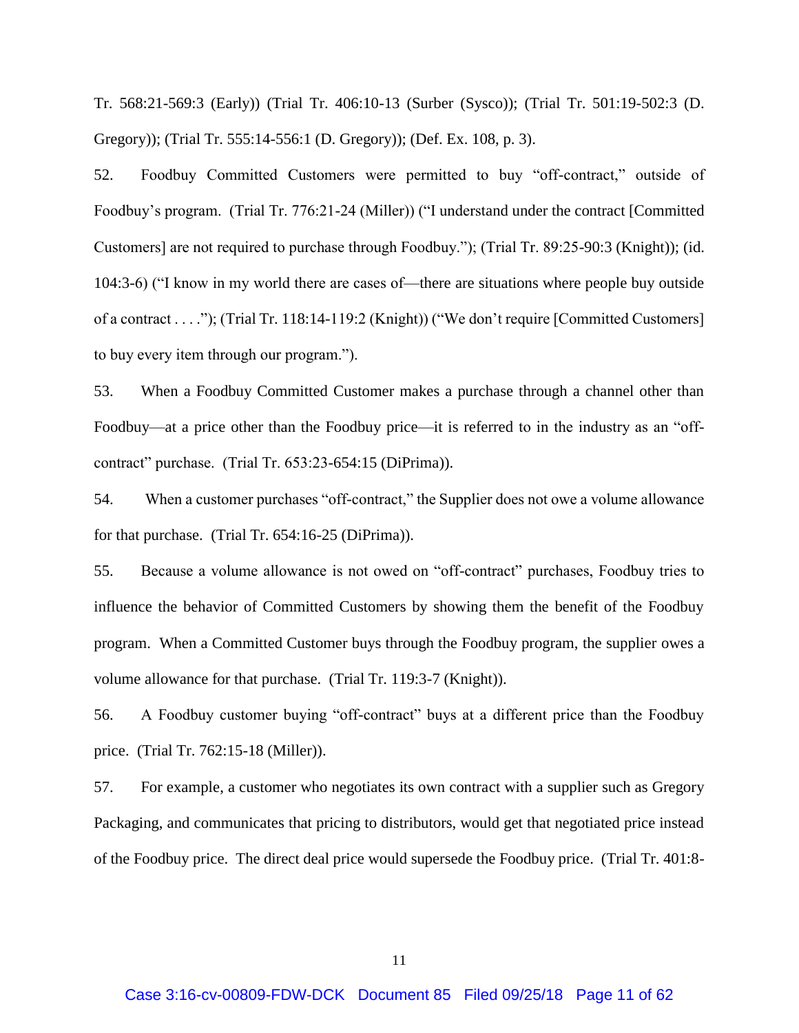Tr. 568:21-569:3 (Early)) (Trial Tr. 406:10-13 (Surber (Sysco)); (Trial Tr. 501:19-502:3 (D. Gregory)); (Trial Tr. 555:14-556:1 (D. Gregory)); (Def. Ex. 108, p. 3).

52. Foodbuy Committed Customers were permitted to buy "off-contract," outside of Foodbuy's program. (Trial Tr. 776:21-24 (Miller)) ("I understand under the contract [Committed Customers] are not required to purchase through Foodbuy."); (Trial Tr. 89:25-90:3 (Knight)); (id. 104:3-6) ("I know in my world there are cases of—there are situations where people buy outside of a contract . . . ."); (Trial Tr. 118:14-119:2 (Knight)) ("We don't require [Committed Customers] to buy every item through our program.").

53. When a Foodbuy Committed Customer makes a purchase through a channel other than Foodbuy—at a price other than the Foodbuy price—it is referred to in the industry as an "off-contract" purchase. (Trial Tr. 653:23-654:15 (DiPrima)).

54. When a customer purchases "off-contract," the Supplier does not owe a volume allowance for that purchase. (Trial Tr. 654:16-25 (DiPrima)).

55. Because a volume allowance is not owed on "off-contract" purchases, Foodbuy tries to influence the behavior of Committed Customers by showing them the benefit of the Foodbuy program. When a Committed Customer buys through the Foodbuy program, the supplier owes a volume allowance for that purchase. (Trial Tr. 119:3-7 (Knight)).

56. A Foodbuy customer buying "off-contract" buys at a different price than the Foodbuy price. (Trial Tr. 762:15-18 (Miller)).

57. For example, a customer who negotiates its own contract with a supplier such as Gregory Packaging, and communicates that pricing to distributors, would get that negotiated price instead of the Foodbuy price. The direct deal price would supersede the Foodbuy price. (Trial Tr. 401:8-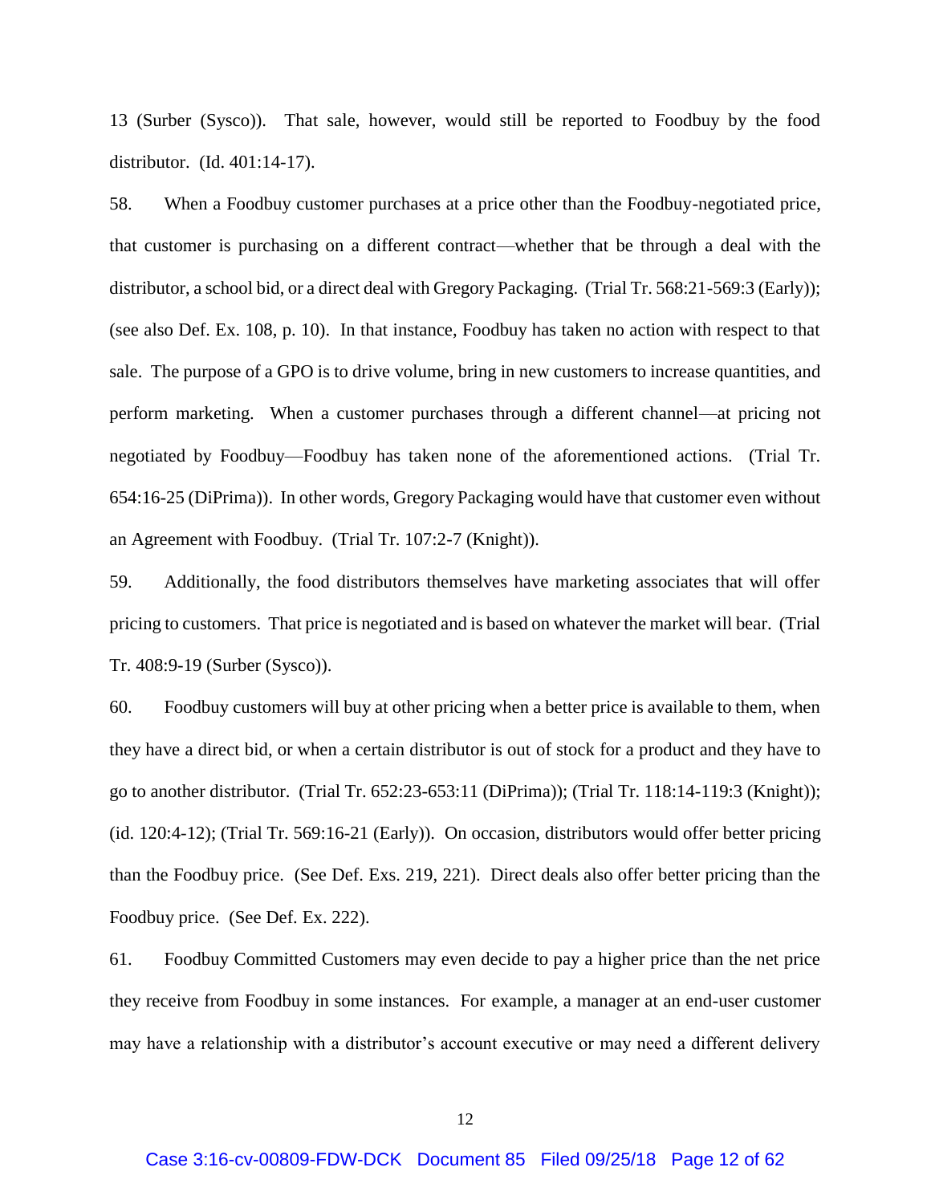13 (Surber (Sysco)). That sale, however, would still be reported to Foodbuy by the food distributor. (Id. 401:14-17).

58. When a Foodbuy customer purchases at a price other than the Foodbuy-negotiated price, that customer is purchasing on a different contract—whether that be through a deal with the distributor, a school bid, or a direct deal with Gregory Packaging. (Trial Tr. 568:21-569:3 (Early)); (see also Def. Ex. 108, p. 10). In that instance, Foodbuy has taken no action with respect to that sale. The purpose of a GPO is to drive volume, bring in new customers to increase quantities, and perform marketing. When a customer purchases through a different channel—at pricing not negotiated by Foodbuy—Foodbuy has taken none of the aforementioned actions. (Trial Tr. 654:16-25 (DiPrima)). In other words, Gregory Packaging would have that customer even without an Agreement with Foodbuy. (Trial Tr. 107:2-7 (Knight)).

59. Additionally, the food distributors themselves have marketing associates that will offer pricing to customers. That price is negotiated and is based on whatever the market will bear. (Trial Tr. 408:9-19 (Surber (Sysco)).

60. Foodbuy customers will buy at other pricing when a better price is available to them, when they have a direct bid, or when a certain distributor is out of stock for a product and they have to go to another distributor. (Trial Tr. 652:23-653:11 (DiPrima)); (Trial Tr. 118:14-119:3 (Knight)); (id. 120:4-12); (Trial Tr. 569:16-21 (Early)). On occasion, distributors would offer better pricing than the Foodbuy price. (See Def. Exs. 219, 221). Direct deals also offer better pricing than the Foodbuy price. (See Def. Ex. 222).

61. Foodbuy Committed Customers may even decide to pay a higher price than the net price they receive from Foodbuy in some instances. For example, a manager at an end-user customer may have a relationship with a distributor's account executive or may need a different delivery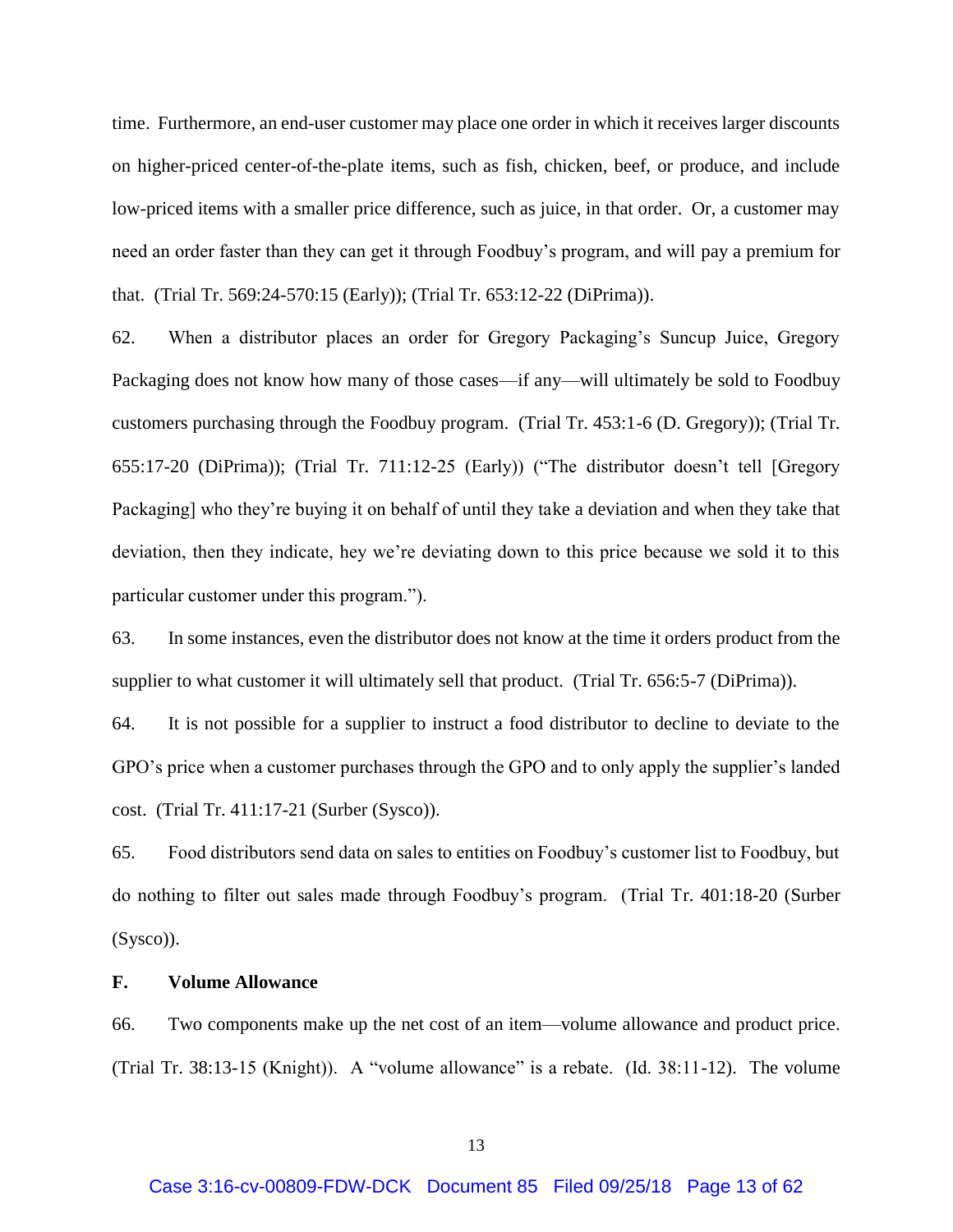time. Furthermore, an end-user customer may place one order in which it receives larger discounts on higher-priced center-of-the-plate items, such as fish, chicken, beef, or produce, and include low-priced items with a smaller price difference, such as juice, in that order. Or, a customer may need an order faster than they can get it through Foodbuy's program, and will pay a premium for that. (Trial Tr. 569:24-570:15 (Early)); (Trial Tr. 653:12-22 (DiPrima)).

62. When a distributor places an order for Gregory Packaging's Suncup Juice, Gregory Packaging does not know how many of those cases—if any—will ultimately be sold to Foodbuy customers purchasing through the Foodbuy program. (Trial Tr. 453:1-6 (D. Gregory)); (Trial Tr. 655:17-20 (DiPrima)); (Trial Tr. 711:12-25 (Early)) ("The distributor doesn't tell [Gregory Packaging] who they're buying it on behalf of until they take a deviation and when they take that deviation, then they indicate, hey we're deviating down to this price because we sold it to this particular customer under this program.").

63. In some instances, even the distributor does not know at the time it orders product from the supplier to what customer it will ultimately sell that product. (Trial Tr. 656:5-7 (DiPrima)).

64. It is not possible for a supplier to instruct a food distributor to decline to deviate to the GPO's price when a customer purchases through the GPO and to only apply the supplier's landed cost. (Trial Tr. 411:17-21 (Surber (Sysco)).

65. Food distributors send data on sales to entities on Foodbuy's customer list to Foodbuy, but do nothing to filter out sales made through Foodbuy's program. (Trial Tr. 401:18-20 (Surber (Sysco)).

### F. Volume Allowance

66. Two components make up the net cost of an item—volume allowance and product price. (Trial Tr. 38:13-15 (Knight)). A "volume allowance" is a rebate. (Id. 38:11-12). The volume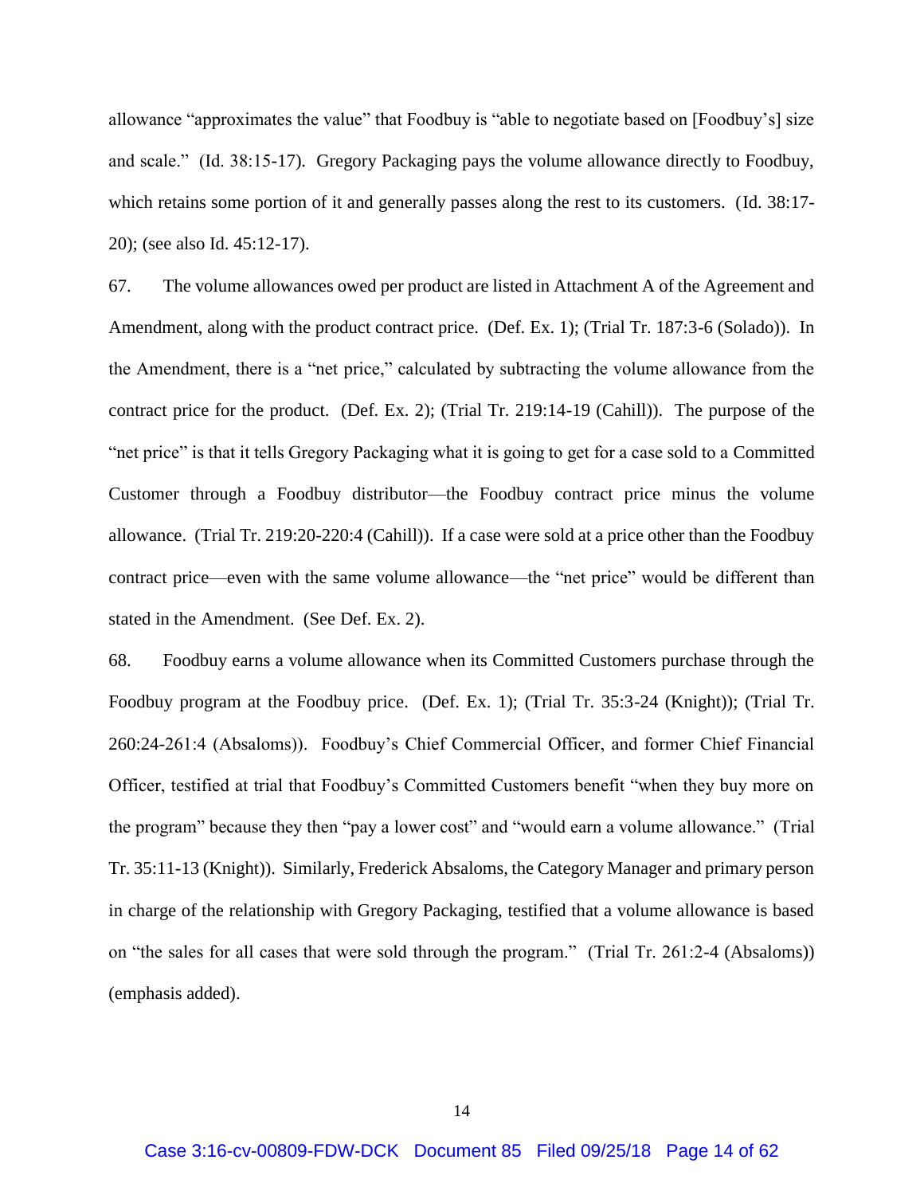allowance "approximates the value" that Foodbuy is "able to negotiate based on [Foodbuy's] size and scale." (Id. 38:15-17). Gregory Packaging pays the volume allowance directly to Foodbuy, which retains some portion of it and generally passes along the rest to its customers. (Id. 38:17-20); (see also Id. 45:12-17).

67. The volume allowances owed per product are listed in Attachment A of the Agreement and Amendment, along with the product contract price. (Def. Ex. 1); (Trial Tr. 187:3-6 (Solado)). In the Amendment, there is a "net price," calculated by subtracting the volume allowance from the contract price for the product. (Def. Ex. 2); (Trial Tr. 219:14-19 (Cahill)). The purpose of the "net price" is that it tells Gregory Packaging what it is going to get for a case sold to a Committed Customer through a Foodbuy distributor—the Foodbuy contract price minus the volume allowance. (Trial Tr. 219:20-220:4 (Cahill)). If a case were sold at a price other than the Foodbuy contract price—even with the same volume allowance—the "net price" would be different than stated in the Amendment. (See Def. Ex. 2).

68. Foodbuy earns a volume allowance when its Committed Customers purchase through the Foodbuy program at the Foodbuy price. (Def. Ex. 1); (Trial Tr. 35:3-24 (Knight)); (Trial Tr. 260:24-261:4 (Absaloms)). Foodbuy's Chief Commercial Officer, and former Chief Financial Officer, testified at trial that Foodbuy's Committed Customers benefit "when they buy more on the program" because they then "pay a lower cost" and "would earn a volume allowance." (Trial Tr. 35:11-13 (Knight)). Similarly, Frederick Absaloms, the Category Manager and primary person in charge of the relationship with Gregory Packaging, testified that a volume allowance is based on "the sales for all cases that were sold through the program." (Trial Tr. 261:2-4 (Absaloms)) (emphasis added).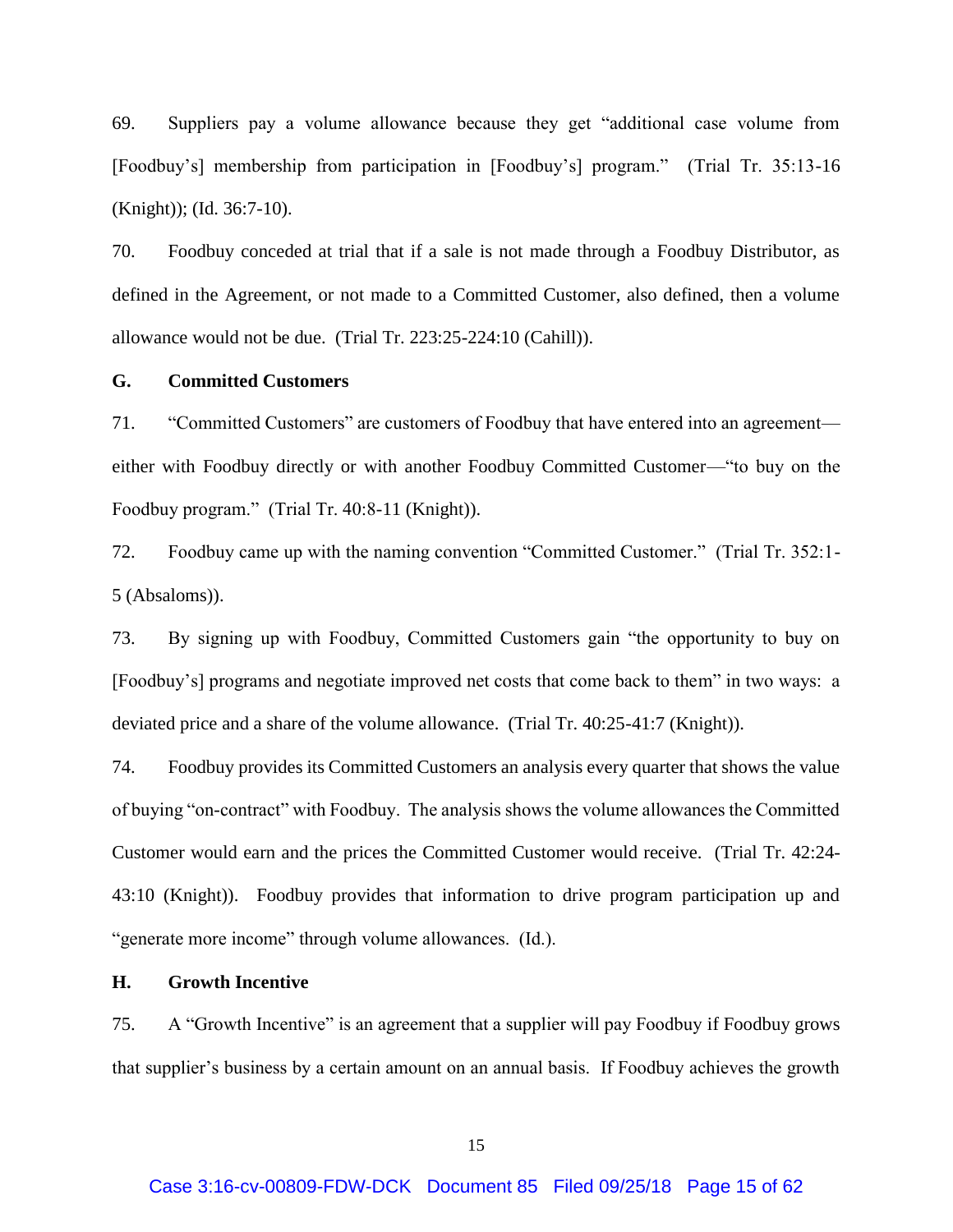69. Suppliers pay a volume allowance because they get "additional case volume from [Foodbuy's] membership from participation in [Foodbuy's] program." (Trial Tr. 35:13-16 (Knight)); (Id. 36:7-10).

70. Foodbuy conceded at trial that if a sale is not made through a Foodbuy Distributor, as defined in the Agreement, or not made to a Committed Customer, also defined, then a volume allowance would not be due. (Trial Tr. 223:25-224:10 (Cahill)).

**G. Committed Customers**

71. "Committed Customers" are customers of Foodbuy that have entered into an agreement—either with Foodbuy directly or with another Foodbuy Committed Customer—"to buy on the Foodbuy program." (Trial Tr. 40:8-11 (Knight)).

72. Foodbuy came up with the naming convention "Committed Customer." (Trial Tr. 352:1-5 (Absaloms)).

73. By signing up with Foodbuy, Committed Customers gain "the opportunity to buy on [Foodbuy's] programs and negotiate improved net costs that come back to them" in two ways: a deviated price and a share of the volume allowance. (Trial Tr. 40:25-41:7 (Knight)).

74. Foodbuy provides its Committed Customers an analysis every quarter that shows the value of buying "on-contract" with Foodbuy. The analysis shows the volume allowances the Committed Customer would earn and the prices the Committed Customer would receive. (Trial Tr. 42:24-43:10 (Knight)). Foodbuy provides that information to drive program participation up and "generate more income" through volume allowances. (Id.).

**H. Growth Incentive**

75. A "Growth Incentive" is an agreement that a supplier will pay Foodbuy if Foodbuy grows that supplier's business by a certain amount on an annual basis. If Foodbuy achieves the growth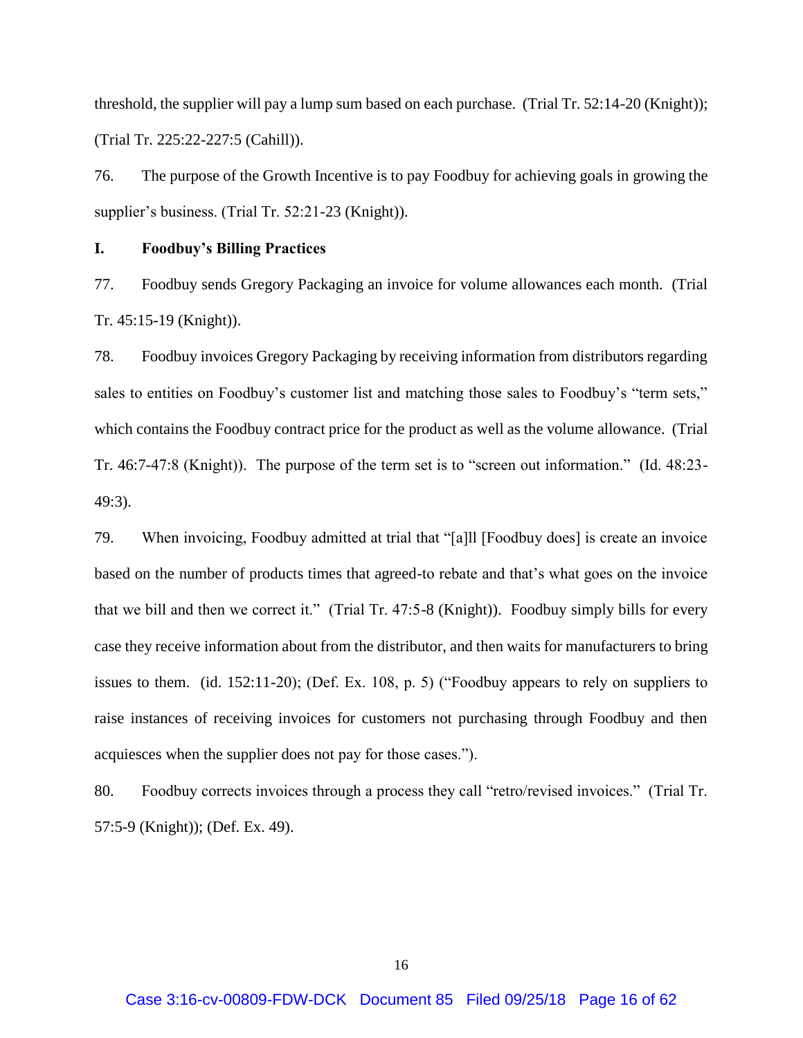threshold, the supplier will pay a lump sum based on each purchase. (Trial Tr. 52:14-20 (Knight)); (Trial Tr. 225:22-227:5 (Cahill)).

76. The purpose of the Growth Incentive is to pay Foodbuy for achieving goals in growing the supplier's business. (Trial Tr. 52:21-23 (Knight)).

## I. Foodbuy's Billing Practices

77. Foodbuy sends Gregory Packaging an invoice for volume allowances each month. (Trial Tr. 45:15-19 (Knight)).

78. Foodbuy invoices Gregory Packaging by receiving information from distributors regarding sales to entities on Foodbuy's customer list and matching those sales to Foodbuy's "term sets," which contains the Foodbuy contract price for the product as well as the volume allowance. (Trial Tr. 46:7-47:8 (Knight)). The purpose of the term set is to "screen out information." (Id. 48:23-49:3).

79. When invoicing, Foodbuy admitted at trial that "[a]ll [Foodbuy does] is create an invoice based on the number of products times that agreed-to rebate and that's what goes on the invoice that we bill and then we correct it." (Trial Tr. 47:5-8 (Knight)). Foodbuy simply bills for every case they receive information about from the distributor, and then waits for manufacturers to bring issues to them. (id. 152:11-20); (Def. Ex. 108, p. 5) ("Foodbuy appears to rely on suppliers to raise instances of receiving invoices for customers not purchasing through Foodbuy and then acquiesces when the supplier does not pay for those cases.").

80. Foodbuy corrects invoices through a process they call "retro/revised invoices." (Trial Tr. 57:5-9 (Knight)); (Def. Ex. 49).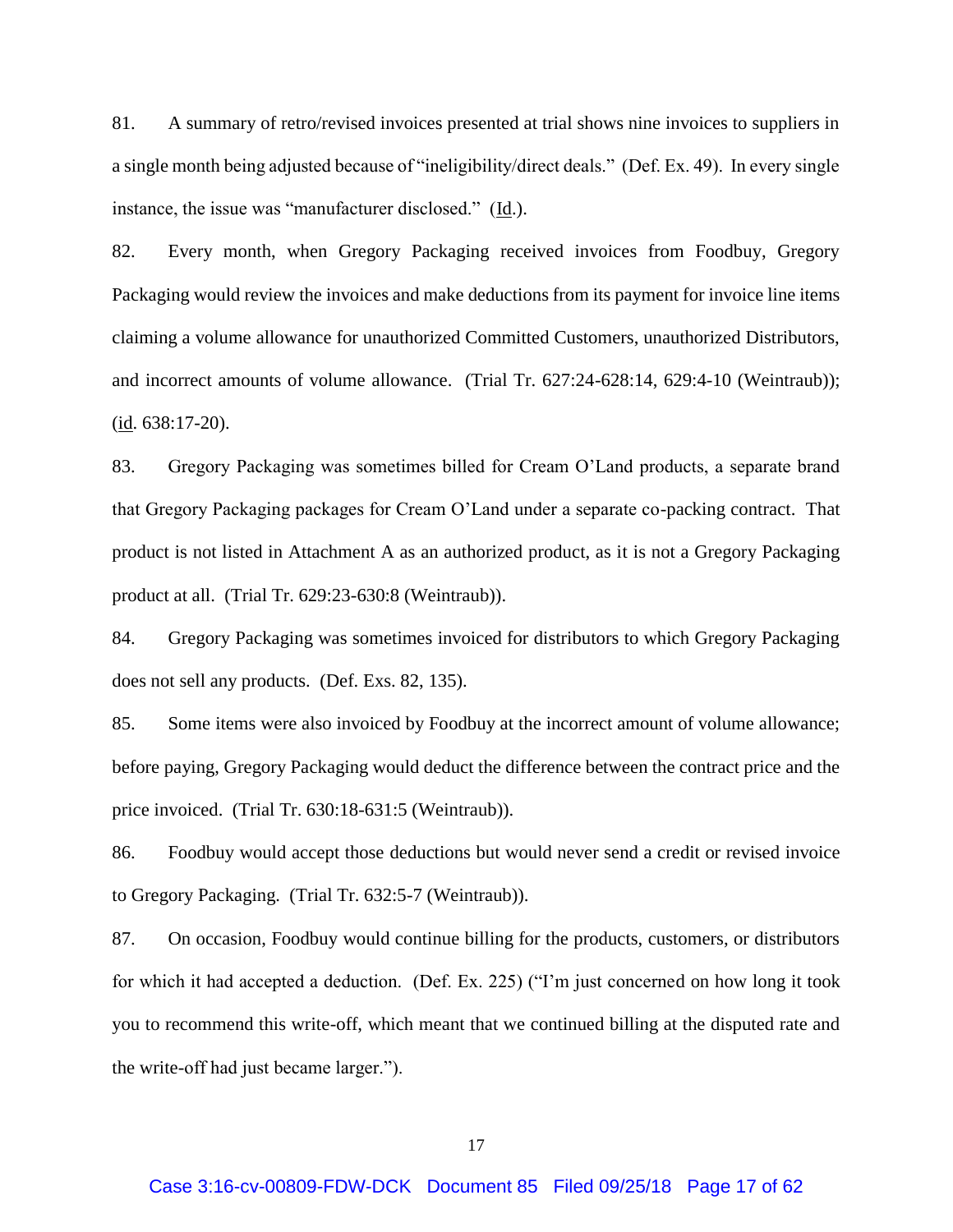81. A summary of retro/revised invoices presented at trial shows nine invoices to suppliers in a single month being adjusted because of "ineligibility/direct deals." (Def. Ex. 49). In every single instance, the issue was "manufacturer disclosed." (Id.).

82. Every month, when Gregory Packaging received invoices from Foodbuy, Gregory Packaging would review the invoices and make deductions from its payment for invoice line items claiming a volume allowance for unauthorized Committed Customers, unauthorized Distributors, and incorrect amounts of volume allowance. (Trial Tr. 627:24-628:14, 629:4-10 (Weintraub)); (id. 638:17-20).

83. Gregory Packaging was sometimes billed for Cream O'Land products, a separate brand that Gregory Packaging packages for Cream O'Land under a separate co-packing contract. That product is not listed in Attachment A as an authorized product, as it is not a Gregory Packaging product at all. (Trial Tr. 629:23-630:8 (Weintraub)).

84. Gregory Packaging was sometimes invoiced for distributors to which Gregory Packaging does not sell any products. (Def. Exs. 82, 135).

85. Some items were also invoiced by Foodbuy at the incorrect amount of volume allowance; before paying, Gregory Packaging would deduct the difference between the contract price and the price invoiced. (Trial Tr. 630:18-631:5 (Weintraub)).

86. Foodbuy would accept those deductions but would never send a credit or revised invoice to Gregory Packaging. (Trial Tr. 632:5-7 (Weintraub)).

87. On occasion, Foodbuy would continue billing for the products, customers, or distributors for which it had accepted a deduction. (Def. Ex. 225) ("I'm just concerned on how long it took you to recommend this write-off, which meant that we continued billing at the disputed rate and the write-off had just became larger.").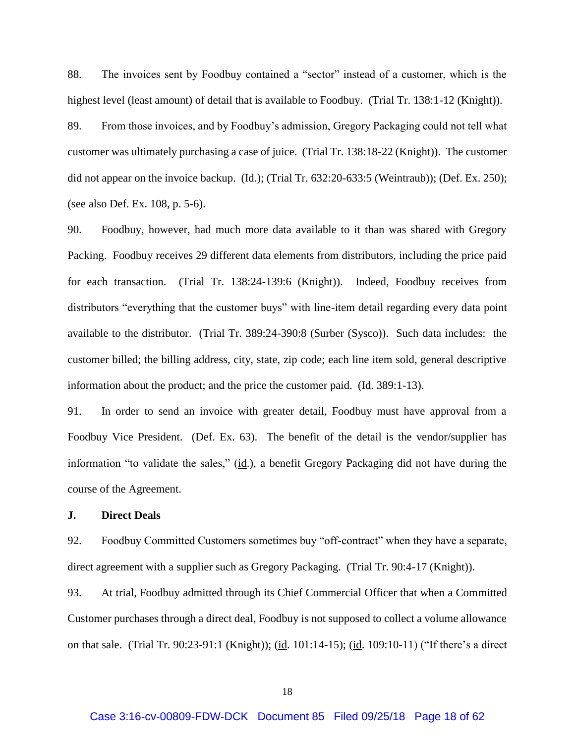88. The invoices sent by Foodbuy contained a "sector" instead of a customer, which is the highest level (least amount) of detail that is available to Foodbuy. (Trial Tr. 138:1-12 (Knight)).

89. From those invoices, and by Foodbuy's admission, Gregory Packaging could not tell what customer was ultimately purchasing a case of juice. (Trial Tr. 138:18-22 (Knight)). The customer did not appear on the invoice backup. (Id.); (Trial Tr. 632:20-633:5 (Weintraub)); (Def. Ex. 250); (see also Def. Ex. 108, p. 5-6).

90. Foodbuy, however, had much more data available to it than was shared with Gregory Packing. Foodbuy receives 29 different data elements from distributors, including the price paid for each transaction. (Trial Tr. 138:24-139:6 (Knight)). Indeed, Foodbuy receives from distributors "everything that the customer buys" with line-item detail regarding every data point available to the distributor. (Trial Tr. 389:24-390:8 (Surber (Sysco)). Such data includes: the customer billed; the billing address, city, state, zip code; each line item sold, general descriptive information about the product; and the price the customer paid. (Id. 389:1-13).

91. In order to send an invoice with greater detail, Foodbuy must have approval from a Foodbuy Vice President. (Def. Ex. 63). The benefit of the detail is the vendor/supplier has information "to validate the sales," (id.), a benefit Gregory Packaging did not have during the course of the Agreement.

**J. Direct Deals**

92. Foodbuy Committed Customers sometimes buy "off-contract" when they have a separate, direct agreement with a supplier such as Gregory Packaging. (Trial Tr. 90:4-17 (Knight)).

93. At trial, Foodbuy admitted through its Chief Commercial Officer that when a Committed Customer purchases through a direct deal, Foodbuy is not supposed to collect a volume allowance on that sale. (Trial Tr. 90:23-91:1 (Knight)); (id. 101:14-15); (id. 109:10-11) ("If there's a direct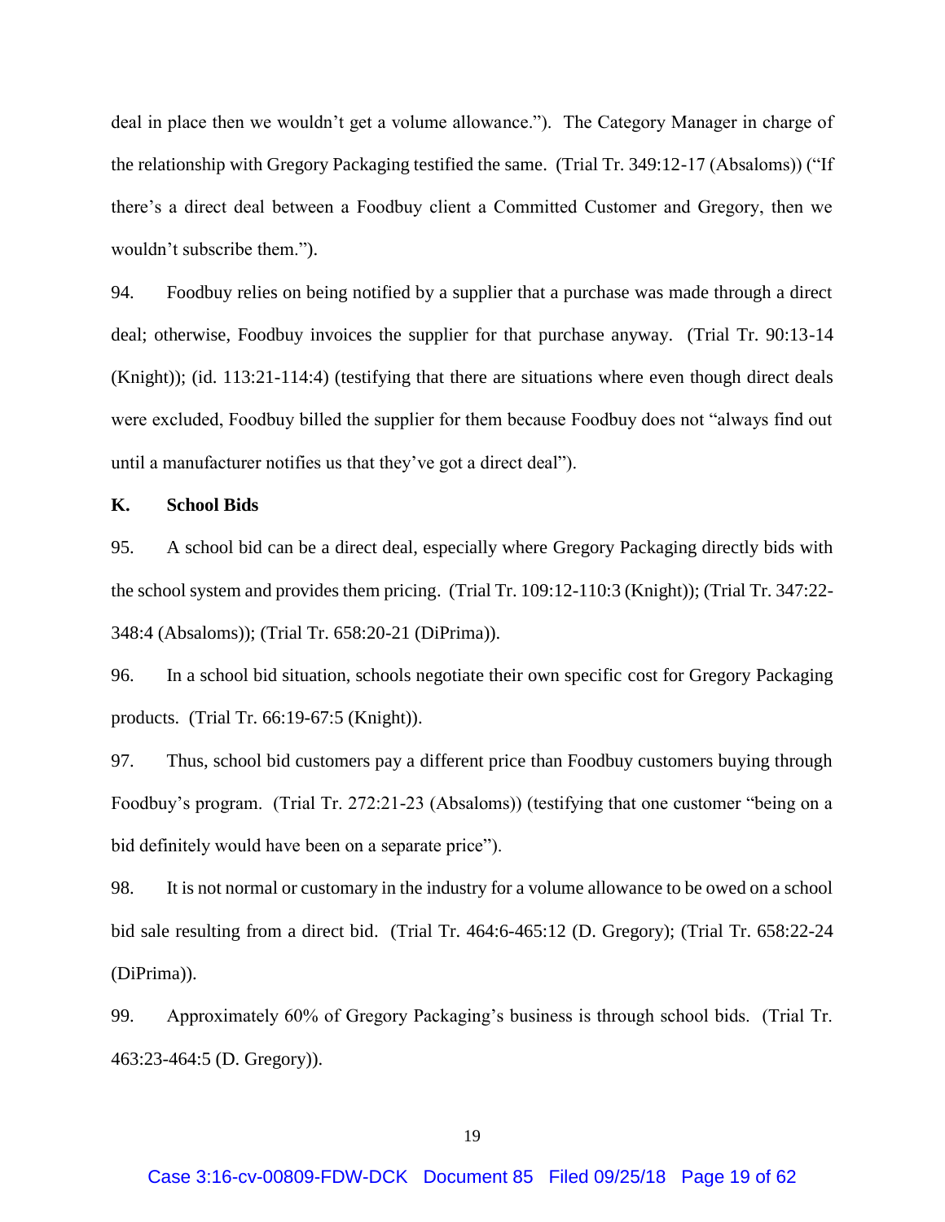deal in place then we wouldn't get a volume allowance."). The Category Manager in charge of the relationship with Gregory Packaging testified the same. (Trial Tr. 349:12-17 (Absaloms)) ("If there's a direct deal between a Foodbuy client a Committed Customer and Gregory, then we wouldn't subscribe them.").

94. Foodbuy relies on being notified by a supplier that a purchase was made through a direct deal; otherwise, Foodbuy invoices the supplier for that purchase anyway. (Trial Tr. 90:13-14 (Knight)); (id. 113:21-114:4) (testifying that there are situations where even though direct deals were excluded, Foodbuy billed the supplier for them because Foodbuy does not "always find out until a manufacturer notifies us that they've got a direct deal").

**K. School Bids**

95. A school bid can be a direct deal, especially where Gregory Packaging directly bids with the school system and provides them pricing. (Trial Tr. 109:12-110:3 (Knight)); (Trial Tr. 347:22-348:4 (Absaloms)); (Trial Tr. 658:20-21 (DiPrima)).

96. In a school bid situation, schools negotiate their own specific cost for Gregory Packaging products. (Trial Tr. 66:19-67:5 (Knight)).

97. Thus, school bid customers pay a different price than Foodbuy customers buying through Foodbuy's program. (Trial Tr. 272:21-23 (Absaloms)) (testifying that one customer "being on a bid definitely would have been on a separate price").

98. It is not normal or customary in the industry for a volume allowance to be owed on a school bid sale resulting from a direct bid. (Trial Tr. 464:6-465:12 (D. Gregory); (Trial Tr. 658:22-24 (DiPrima)).

99. Approximately 60% of Gregory Packaging's business is through school bids. (Trial Tr. 463:23-464:5 (D. Gregory)).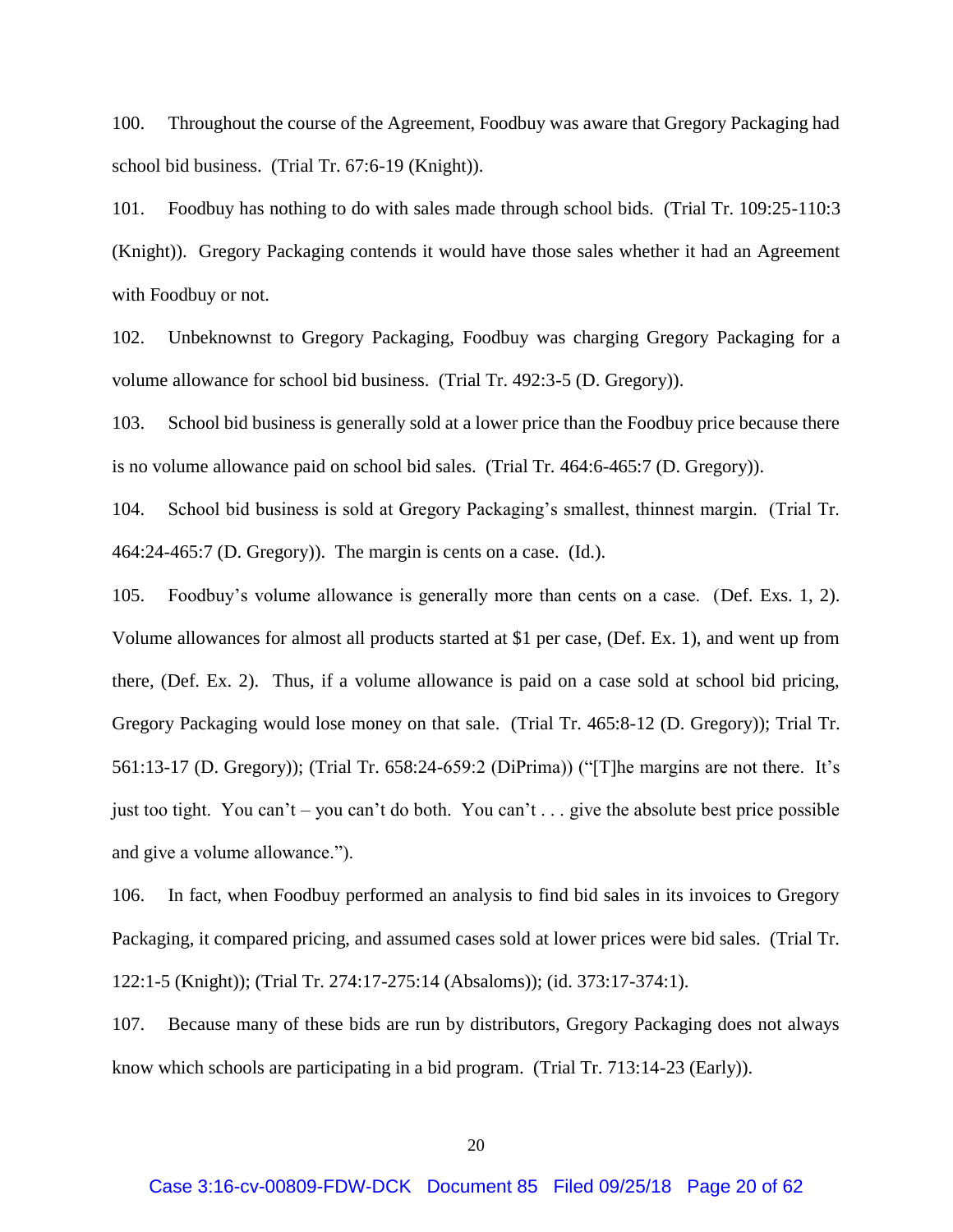100. Throughout the course of the Agreement, Foodbuy was aware that Gregory Packaging had school bid business. (Trial Tr. 67:6-19 (Knight)).

101. Foodbuy has nothing to do with sales made through school bids. (Trial Tr. 109:25-110:3 (Knight)). Gregory Packaging contends it would have those sales whether it had an Agreement with Foodbuy or not.

102. Unbeknownst to Gregory Packaging, Foodbuy was charging Gregory Packaging for a volume allowance for school bid business. (Trial Tr. 492:3-5 (D. Gregory)).

103. School bid business is generally sold at a lower price than the Foodbuy price because there is no volume allowance paid on school bid sales. (Trial Tr. 464:6-465:7 (D. Gregory)).

104. School bid business is sold at Gregory Packaging's smallest, thinnest margin. (Trial Tr. 464:24-465:7 (D. Gregory)). The margin is cents on a case. (Id.).

105. Foodbuy's volume allowance is generally more than cents on a case. (Def. Exs. 1, 2). Volume allowances for almost all products started at $1 per case, (Def. Ex. 1), and went up from there, (Def. Ex. 2). Thus, if a volume allowance is paid on a case sold at school bid pricing, Gregory Packaging would lose money on that sale. (Trial Tr. 465:8-12 (D. Gregory)); Trial Tr. 561:13-17 (D. Gregory)); (Trial Tr. 658:24-659:2 (DiPrima)) ("[T]he margins are not there. It's just too tight. You can't – you can't do both. You can't . . . give the absolute best price possible and give a volume allowance.").

106. In fact, when Foodbuy performed an analysis to find bid sales in its invoices to Gregory Packaging, it compared pricing, and assumed cases sold at lower prices were bid sales. (Trial Tr. 122:1-5 (Knight)); (Trial Tr. 274:17-275:14 (Absaloms)); (id. 373:17-374:1).

107. Because many of these bids are run by distributors, Gregory Packaging does not always know which schools are participating in a bid program. (Trial Tr. 713:14-23 (Early)).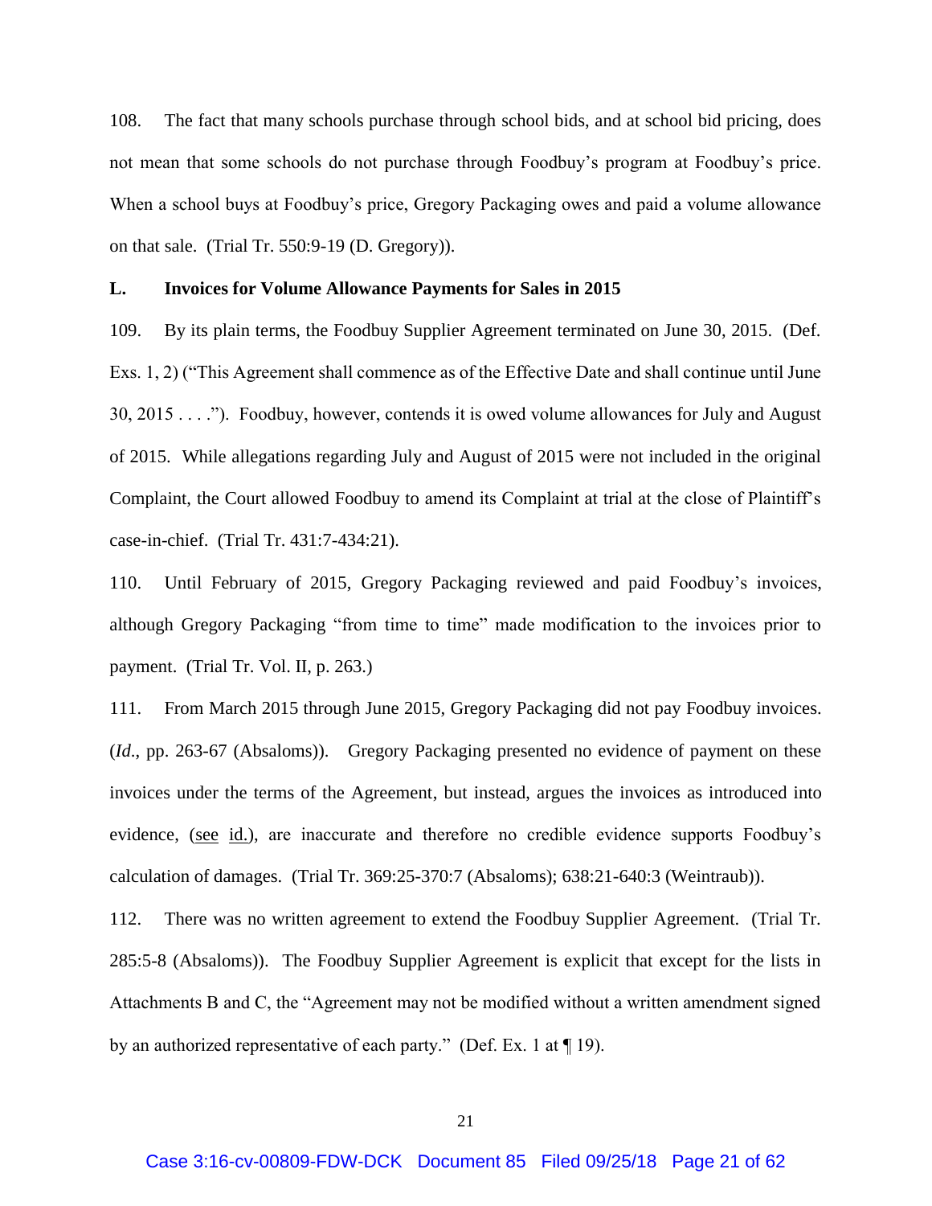108. The fact that many schools purchase through school bids, and at school bid pricing, does not mean that some schools do not purchase through Foodbuy's program at Foodbuy's price. When a school buys at Foodbuy's price, Gregory Packaging owes and paid a volume allowance on that sale. (Trial Tr. 550:9-19 (D. Gregory)).

**L. Invoices for Volume Allowance Payments for Sales in 2015**

109. By its plain terms, the Foodbuy Supplier Agreement terminated on June 30, 2015. (Def. Exs. 1, 2) ("This Agreement shall commence as of the Effective Date and shall continue until June 30, 2015 . . . ."). Foodbuy, however, contends it is owed volume allowances for July and August of 2015. While allegations regarding July and August of 2015 were not included in the original Complaint, the Court allowed Foodbuy to amend its Complaint at trial at the close of Plaintiff's case-in-chief. (Trial Tr. 431:7-434:21).

110. Until February of 2015, Gregory Packaging reviewed and paid Foodbuy's invoices, although Gregory Packaging "from time to time" made modification to the invoices prior to payment. (Trial Tr. Vol. II, p. 263.)

111. From March 2015 through June 2015, Gregory Packaging did not pay Foodbuy invoices. (*Id*., pp. 263-67 (Absaloms)). Gregory Packaging presented no evidence of payment on these invoices under the terms of the Agreement, but instead, argues the invoices as introduced into evidence, (see id.), are inaccurate and therefore no credible evidence supports Foodbuy's calculation of damages. (Trial Tr. 369:25-370:7 (Absaloms); 638:21-640:3 (Weintraub)).

112. There was no written agreement to extend the Foodbuy Supplier Agreement. (Trial Tr. 285:5-8 (Absaloms)). The Foodbuy Supplier Agreement is explicit that except for the lists in Attachments B and C, the "Agreement may not be modified without a written amendment signed by an authorized representative of each party." (Def. Ex. 1 at ¶ 19).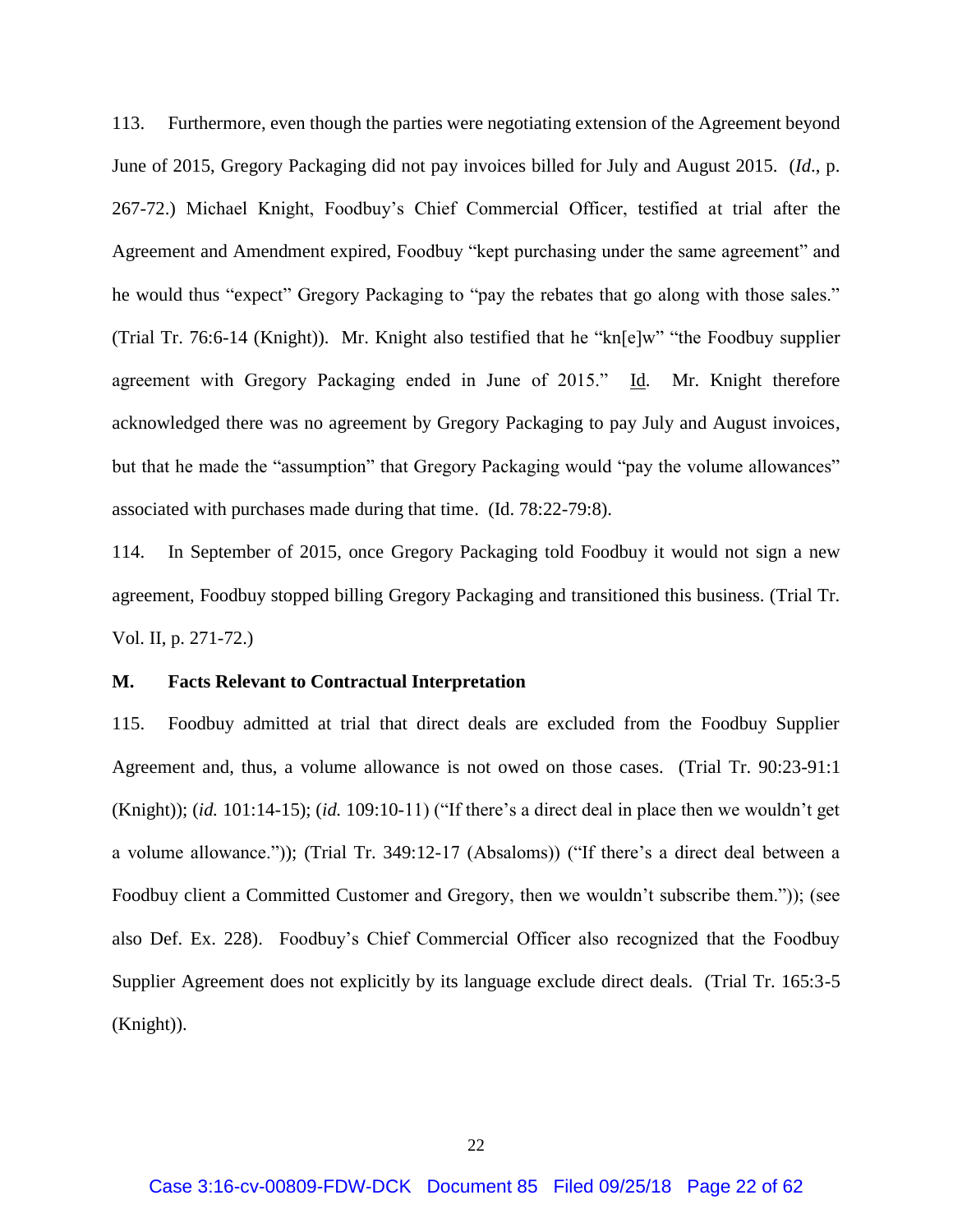113. Furthermore, even though the parties were negotiating extension of the Agreement beyond June of 2015, Gregory Packaging did not pay invoices billed for July and August 2015. (*Id*., p. 267-72.) Michael Knight, Foodbuy's Chief Commercial Officer, testified at trial after the Agreement and Amendment expired, Foodbuy "kept purchasing under the same agreement" and he would thus "expect" Gregory Packaging to "pay the rebates that go along with those sales." (Trial Tr. 76:6-14 (Knight)). Mr. Knight also testified that he "kn[e]w" "the Foodbuy supplier agreement with Gregory Packaging ended in June of 2015." Id. Mr. Knight therefore acknowledged there was no agreement by Gregory Packaging to pay July and August invoices, but that he made the "assumption" that Gregory Packaging would "pay the volume allowances" associated with purchases made during that time. (Id. 78:22-79:8).

114. In September of 2015, once Gregory Packaging told Foodbuy it would not sign a new agreement, Foodbuy stopped billing Gregory Packaging and transitioned this business. (Trial Tr. Vol. II, p. 271-72.)

### M. Facts Relevant to Contractual Interpretation

115. Foodbuy admitted at trial that direct deals are excluded from the Foodbuy Supplier Agreement and, thus, a volume allowance is not owed on those cases. (Trial Tr. 90:23-91:1 (Knight)); (*id.* 101:14-15); (*id.* 109:10-11) ("If there's a direct deal in place then we wouldn't get a volume allowance.")); (Trial Tr. 349:12-17 (Absaloms)) ("If there's a direct deal between a Foodbuy client a Committed Customer and Gregory, then we wouldn't subscribe them.")); (see also Def. Ex. 228). Foodbuy's Chief Commercial Officer also recognized that the Foodbuy Supplier Agreement does not explicitly by its language exclude direct deals. (Trial Tr. 165:3-5 (Knight)).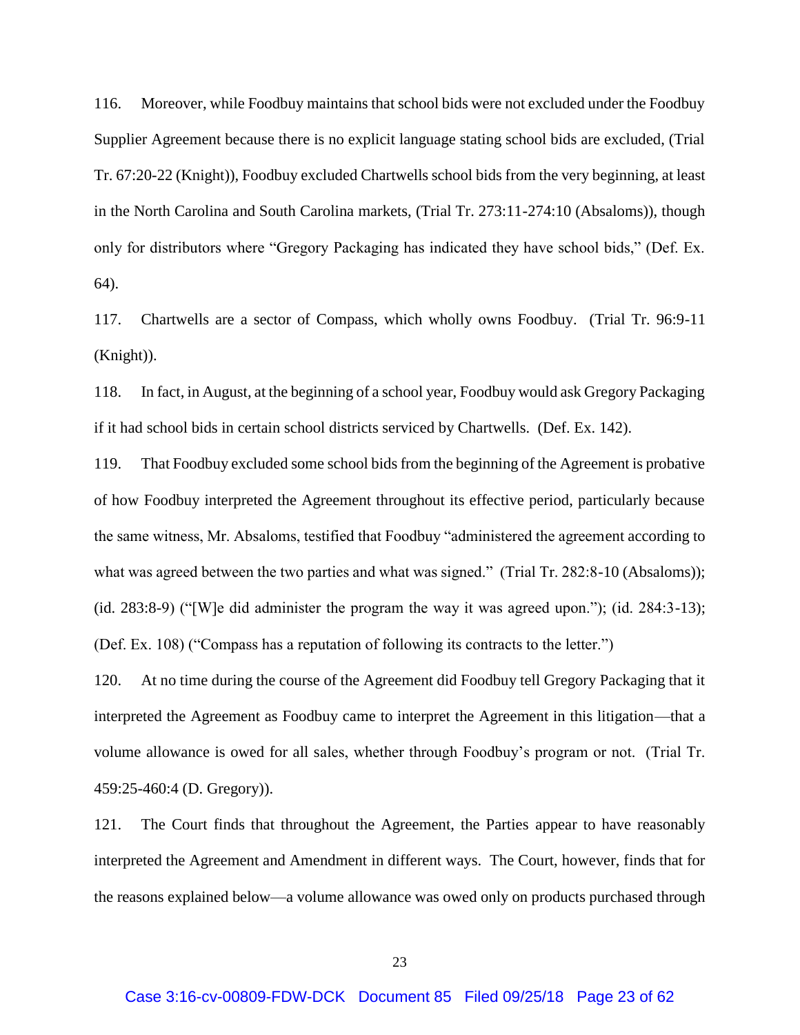116. Moreover, while Foodbuy maintains that school bids were not excluded under the Foodbuy Supplier Agreement because there is no explicit language stating school bids are excluded, (Trial Tr. 67:20-22 (Knight)), Foodbuy excluded Chartwells school bids from the very beginning, at least in the North Carolina and South Carolina markets, (Trial Tr. 273:11-274:10 (Absaloms)), though only for distributors where "Gregory Packaging has indicated they have school bids," (Def. Ex. 64).

117. Chartwells are a sector of Compass, which wholly owns Foodbuy. (Trial Tr. 96:9-11 (Knight)).

118. In fact, in August, at the beginning of a school year, Foodbuy would ask Gregory Packaging if it had school bids in certain school districts serviced by Chartwells. (Def. Ex. 142).

119. That Foodbuy excluded some school bids from the beginning of the Agreement is probative of how Foodbuy interpreted the Agreement throughout its effective period, particularly because the same witness, Mr. Absaloms, testified that Foodbuy "administered the agreement according to what was agreed between the two parties and what was signed." (Trial Tr. 282:8-10 (Absaloms)); (id. 283:8-9) ("[W]e did administer the program the way it was agreed upon."); (id. 284:3-13); (Def. Ex. 108) ("Compass has a reputation of following its contracts to the letter.")

120. At no time during the course of the Agreement did Foodbuy tell Gregory Packaging that it interpreted the Agreement as Foodbuy came to interpret the Agreement in this litigation—that a volume allowance is owed for all sales, whether through Foodbuy's program or not. (Trial Tr. 459:25-460:4 (D. Gregory)).

121. The Court finds that throughout the Agreement, the Parties appear to have reasonably interpreted the Agreement and Amendment in different ways. The Court, however, finds that for the reasons explained below—a volume allowance was owed only on products purchased through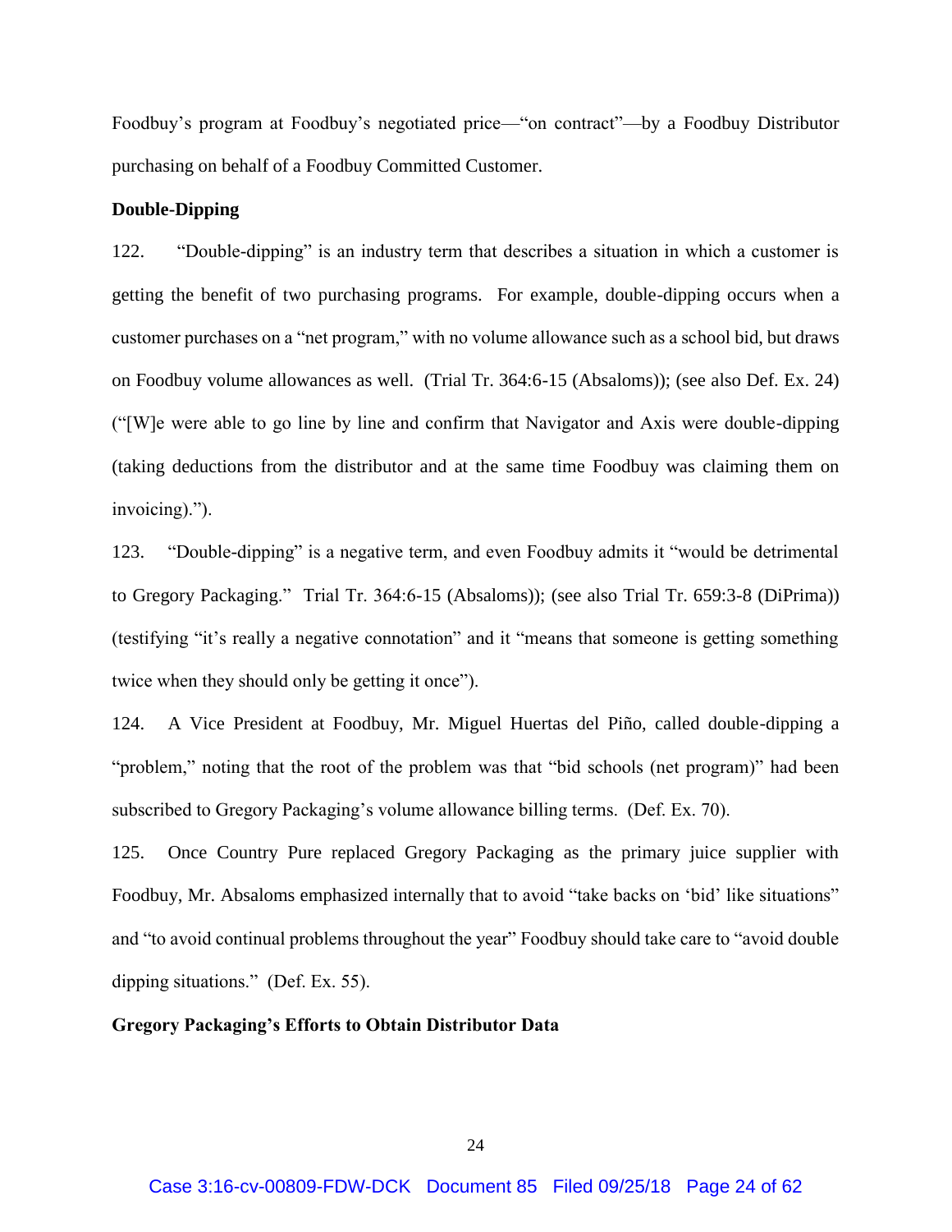Foodbuy's program at Foodbuy's negotiated price—"on contract"—by a Foodbuy Distributor purchasing on behalf of a Foodbuy Committed Customer.

**Double-Dipping**

122. "Double-dipping" is an industry term that describes a situation in which a customer is getting the benefit of two purchasing programs. For example, double-dipping occurs when a customer purchases on a "net program," with no volume allowance such as a school bid, but draws on Foodbuy volume allowances as well. (Trial Tr. 364:6-15 (Absaloms)); (see also Def. Ex. 24) ("[W]e were able to go line by line and confirm that Navigator and Axis were double-dipping (taking deductions from the distributor and at the same time Foodbuy was claiming them on invoicing).").

123. "Double-dipping" is a negative term, and even Foodbuy admits it "would be detrimental to Gregory Packaging." Trial Tr. 364:6-15 (Absaloms)); (see also Trial Tr. 659:3-8 (DiPrima)) (testifying "it's really a negative connotation" and it "means that someone is getting something twice when they should only be getting it once").

124. A Vice President at Foodbuy, Mr. Miguel Huertas del Piño, called double-dipping a "problem," noting that the root of the problem was that "bid schools (net program)" had been subscribed to Gregory Packaging's volume allowance billing terms. (Def. Ex. 70).

125. Once Country Pure replaced Gregory Packaging as the primary juice supplier with Foodbuy, Mr. Absaloms emphasized internally that to avoid "take backs on 'bid' like situations" and "to avoid continual problems throughout the year" Foodbuy should take care to "avoid double dipping situations." (Def. Ex. 55).

**Gregory Packaging's Efforts to Obtain Distributor Data**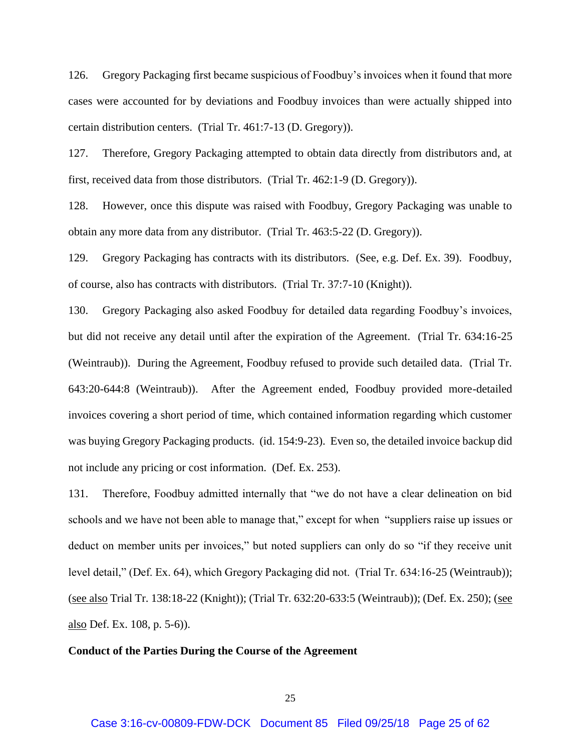126. Gregory Packaging first became suspicious of Foodbuy's invoices when it found that more cases were accounted for by deviations and Foodbuy invoices than were actually shipped into certain distribution centers. (Trial Tr. 461:7-13 (D. Gregory)).

127. Therefore, Gregory Packaging attempted to obtain data directly from distributors and, at first, received data from those distributors. (Trial Tr. 462:1-9 (D. Gregory)).

128. However, once this dispute was raised with Foodbuy, Gregory Packaging was unable to obtain any more data from any distributor. (Trial Tr. 463:5-22 (D. Gregory)).

129. Gregory Packaging has contracts with its distributors. (See, e.g. Def. Ex. 39). Foodbuy, of course, also has contracts with distributors. (Trial Tr. 37:7-10 (Knight)).

130. Gregory Packaging also asked Foodbuy for detailed data regarding Foodbuy's invoices, but did not receive any detail until after the expiration of the Agreement. (Trial Tr. 634:16-25 (Weintraub)). During the Agreement, Foodbuy refused to provide such detailed data. (Trial Tr. 643:20-644:8 (Weintraub)). After the Agreement ended, Foodbuy provided more-detailed invoices covering a short period of time, which contained information regarding which customer was buying Gregory Packaging products. (id. 154:9-23). Even so, the detailed invoice backup did not include any pricing or cost information. (Def. Ex. 253).

131. Therefore, Foodbuy admitted internally that "we do not have a clear delineation on bid schools and we have not been able to manage that," except for when "suppliers raise up issues or deduct on member units per invoices," but noted suppliers can only do so "if they receive unit level detail," (Def. Ex. 64), which Gregory Packaging did not. (Trial Tr. 634:16-25 (Weintraub)); (see also Trial Tr. 138:18-22 (Knight)); (Trial Tr. 632:20-633:5 (Weintraub)); (Def. Ex. 250); (see also Def. Ex. 108, p. 5-6)).

**Conduct of the Parties During the Course of the Agreement**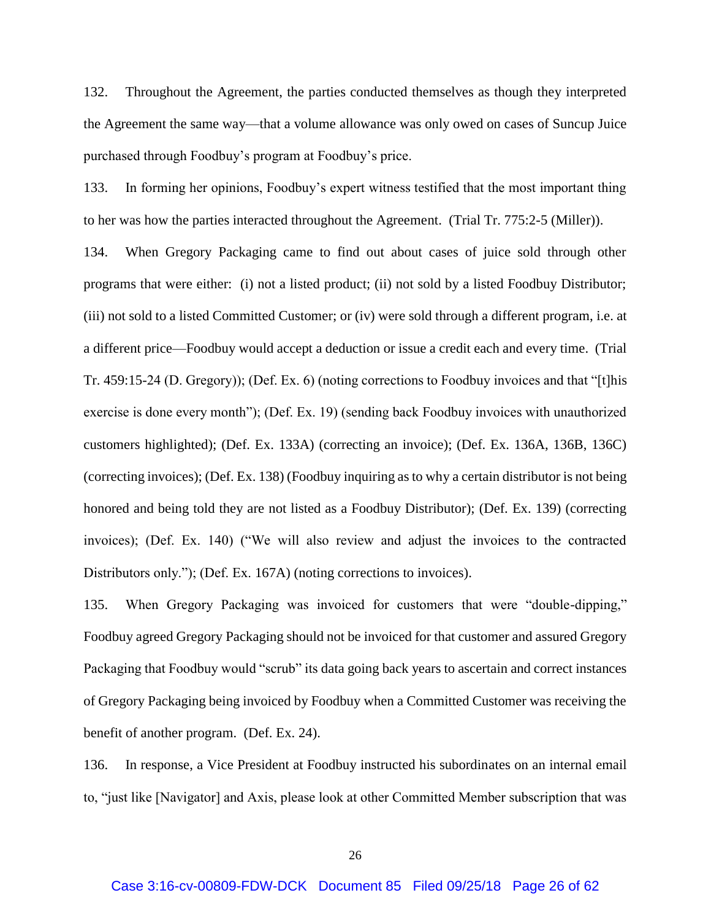132. Throughout the Agreement, the parties conducted themselves as though they interpreted the Agreement the same way—that a volume allowance was only owed on cases of Suncup Juice purchased through Foodbuy's program at Foodbuy's price.

133. In forming her opinions, Foodbuy's expert witness testified that the most important thing to her was how the parties interacted throughout the Agreement. (Trial Tr. 775:2-5 (Miller)).

134. When Gregory Packaging came to find out about cases of juice sold through other programs that were either: (i) not a listed product; (ii) not sold by a listed Foodbuy Distributor; (iii) not sold to a listed Committed Customer; or (iv) were sold through a different program, i.e. at a different price—Foodbuy would accept a deduction or issue a credit each and every time. (Trial Tr. 459:15-24 (D. Gregory)); (Def. Ex. 6) (noting corrections to Foodbuy invoices and that "[t]his exercise is done every month"); (Def. Ex. 19) (sending back Foodbuy invoices with unauthorized customers highlighted); (Def. Ex. 133A) (correcting an invoice); (Def. Ex. 136A, 136B, 136C) (correcting invoices); (Def. Ex. 138) (Foodbuy inquiring as to why a certain distributor is not being honored and being told they are not listed as a Foodbuy Distributor); (Def. Ex. 139) (correcting invoices); (Def. Ex. 140) ("We will also review and adjust the invoices to the contracted Distributors only."); (Def. Ex. 167A) (noting corrections to invoices).

135. When Gregory Packaging was invoiced for customers that were "double-dipping," Foodbuy agreed Gregory Packaging should not be invoiced for that customer and assured Gregory Packaging that Foodbuy would "scrub" its data going back years to ascertain and correct instances of Gregory Packaging being invoiced by Foodbuy when a Committed Customer was receiving the benefit of another program. (Def. Ex. 24).

136. In response, a Vice President at Foodbuy instructed his subordinates on an internal email to, "just like [Navigator] and Axis, please look at other Committed Member subscription that was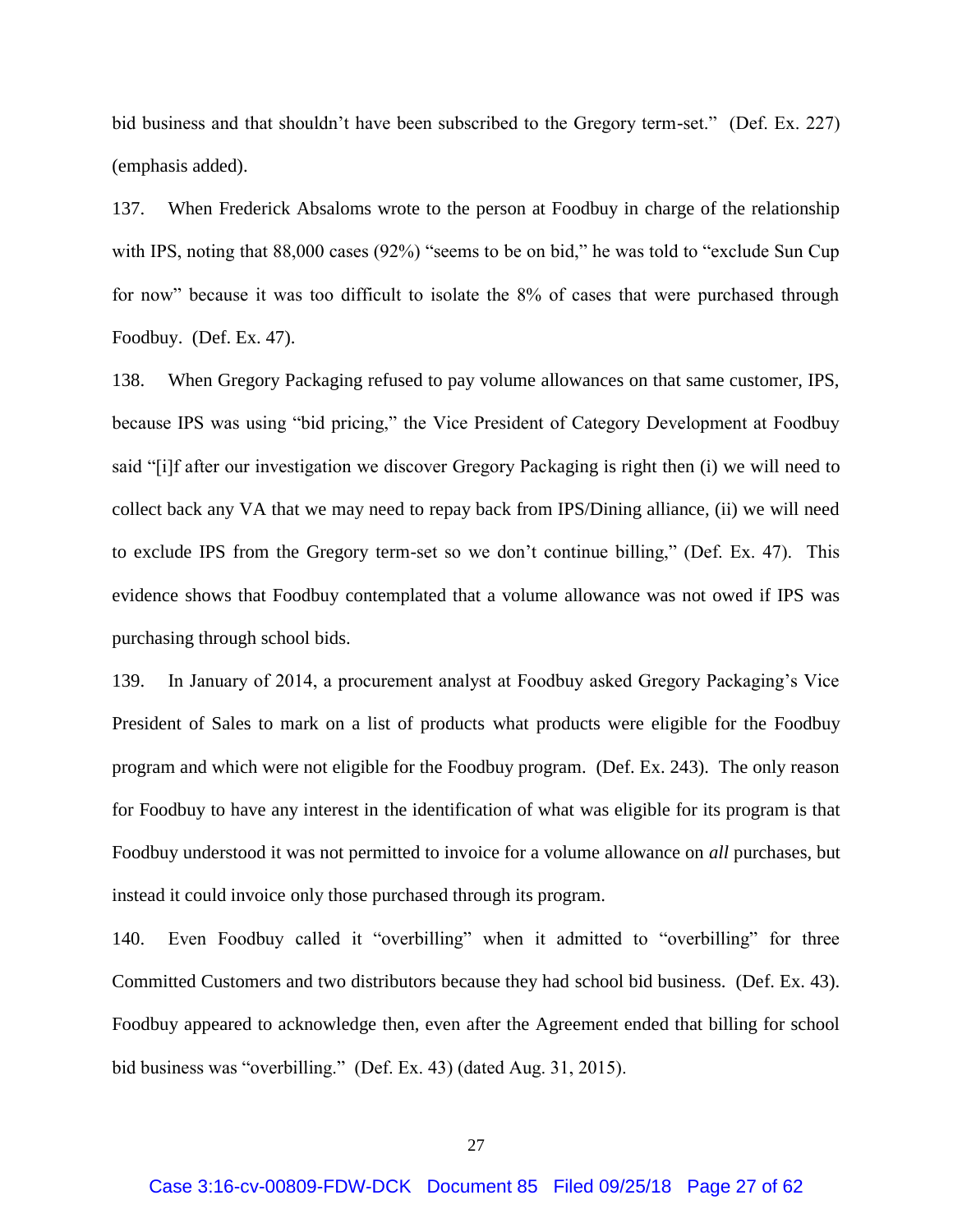bid business and that shouldn't have been subscribed to the Gregory term-set." (Def. Ex. 227) (emphasis added).

137. When Frederick Absaloms wrote to the person at Foodbuy in charge of the relationship with IPS, noting that 88,000 cases (92%) "seems to be on bid," he was told to "exclude Sun Cup for now" because it was too difficult to isolate the 8% of cases that were purchased through Foodbuy. (Def. Ex. 47).

138. When Gregory Packaging refused to pay volume allowances on that same customer, IPS, because IPS was using "bid pricing," the Vice President of Category Development at Foodbuy said "[i]f after our investigation we discover Gregory Packaging is right then (i) we will need to collect back any VA that we may need to repay back from IPS/Dining alliance, (ii) we will need to exclude IPS from the Gregory term-set so we don't continue billing," (Def. Ex. 47). This evidence shows that Foodbuy contemplated that a volume allowance was not owed if IPS was purchasing through school bids.

139. In January of 2014, a procurement analyst at Foodbuy asked Gregory Packaging's Vice President of Sales to mark on a list of products what products were eligible for the Foodbuy program and which were not eligible for the Foodbuy program. (Def. Ex. 243). The only reason for Foodbuy to have any interest in the identification of what was eligible for its program is that Foodbuy understood it was not permitted to invoice for a volume allowance on *all* purchases, but instead it could invoice only those purchased through its program.

140. Even Foodbuy called it "overbilling" when it admitted to "overbilling" for three Committed Customers and two distributors because they had school bid business. (Def. Ex. 43). Foodbuy appeared to acknowledge then, even after the Agreement ended that billing for school bid business was "overbilling." (Def. Ex. 43) (dated Aug. 31, 2015).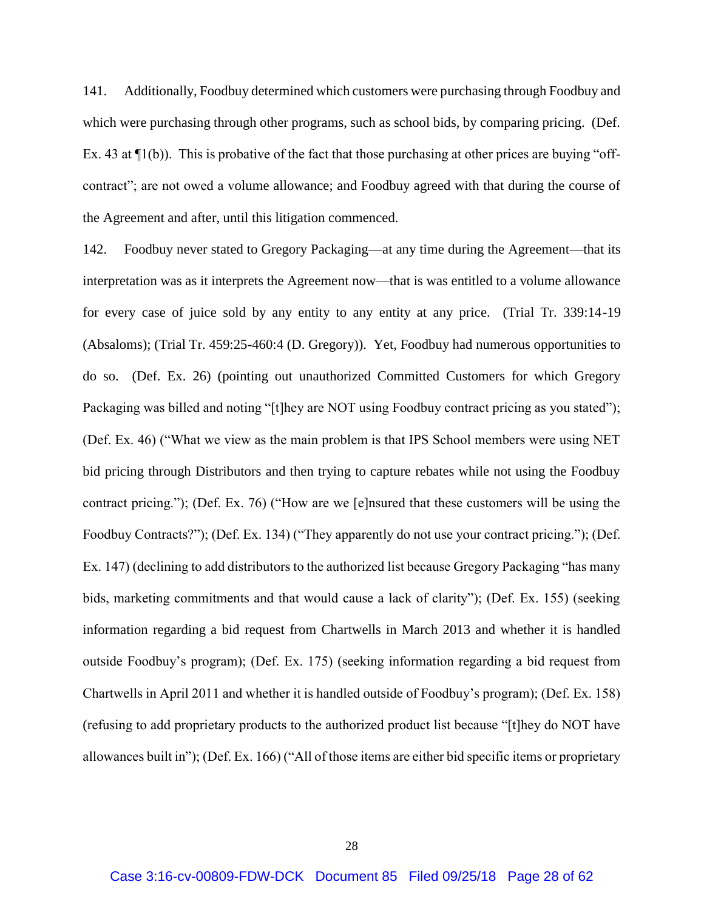141. Additionally, Foodbuy determined which customers were purchasing through Foodbuy and which were purchasing through other programs, such as school bids, by comparing pricing. (Def. Ex. 43 at ¶1(b)). This is probative of the fact that those purchasing at other prices are buying "off-contract"; are not owed a volume allowance; and Foodbuy agreed with that during the course of the Agreement and after, until this litigation commenced.

142. Foodbuy never stated to Gregory Packaging—at any time during the Agreement—that its interpretation was as it interprets the Agreement now—that is was entitled to a volume allowance for every case of juice sold by any entity to any entity at any price. (Trial Tr. 339:14-19 (Absaloms); (Trial Tr. 459:25-460:4 (D. Gregory)). Yet, Foodbuy had numerous opportunities to do so. (Def. Ex. 26) (pointing out unauthorized Committed Customers for which Gregory Packaging was billed and noting "[t]hey are NOT using Foodbuy contract pricing as you stated"); (Def. Ex. 46) ("What we view as the main problem is that IPS School members were using NET bid pricing through Distributors and then trying to capture rebates while not using the Foodbuy contract pricing."); (Def. Ex. 76) ("How are we [e]nsured that these customers will be using the Foodbuy Contracts?"); (Def. Ex. 134) ("They apparently do not use your contract pricing."); (Def. Ex. 147) (declining to add distributors to the authorized list because Gregory Packaging "has many bids, marketing commitments and that would cause a lack of clarity"); (Def. Ex. 155) (seeking information regarding a bid request from Chartwells in March 2013 and whether it is handled outside Foodbuy's program); (Def. Ex. 175) (seeking information regarding a bid request from Chartwells in April 2011 and whether it is handled outside of Foodbuy's program); (Def. Ex. 158) (refusing to add proprietary products to the authorized product list because "[t]hey do NOT have allowances built in"); (Def. Ex. 166) ("All of those items are either bid specific items or proprietary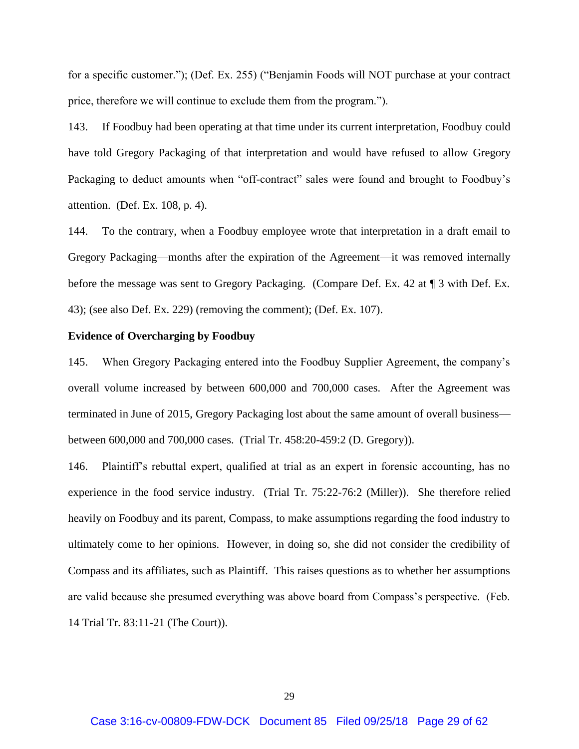for a specific customer."); (Def. Ex. 255) ("Benjamin Foods will NOT purchase at your contract price, therefore we will continue to exclude them from the program.").

143. If Foodbuy had been operating at that time under its current interpretation, Foodbuy could have told Gregory Packaging of that interpretation and would have refused to allow Gregory Packaging to deduct amounts when "off-contract" sales were found and brought to Foodbuy's attention. (Def. Ex. 108, p. 4).

144. To the contrary, when a Foodbuy employee wrote that interpretation in a draft email to Gregory Packaging—months after the expiration of the Agreement—it was removed internally before the message was sent to Gregory Packaging. (Compare Def. Ex. 42 at ¶ 3 with Def. Ex. 43); (see also Def. Ex. 229) (removing the comment); (Def. Ex. 107).

**Evidence of Overcharging by Foodbuy**

145. When Gregory Packaging entered into the Foodbuy Supplier Agreement, the company's overall volume increased by between 600,000 and 700,000 cases. After the Agreement was terminated in June of 2015, Gregory Packaging lost about the same amount of overall business—between 600,000 and 700,000 cases. (Trial Tr. 458:20-459:2 (D. Gregory)).

146. Plaintiff's rebuttal expert, qualified at trial as an expert in forensic accounting, has no experience in the food service industry. (Trial Tr. 75:22-76:2 (Miller)). She therefore relied heavily on Foodbuy and its parent, Compass, to make assumptions regarding the food industry to ultimately come to her opinions. However, in doing so, she did not consider the credibility of Compass and its affiliates, such as Plaintiff. This raises questions as to whether her assumptions are valid because she presumed everything was above board from Compass's perspective. (Feb. 14 Trial Tr. 83:11-21 (The Court)).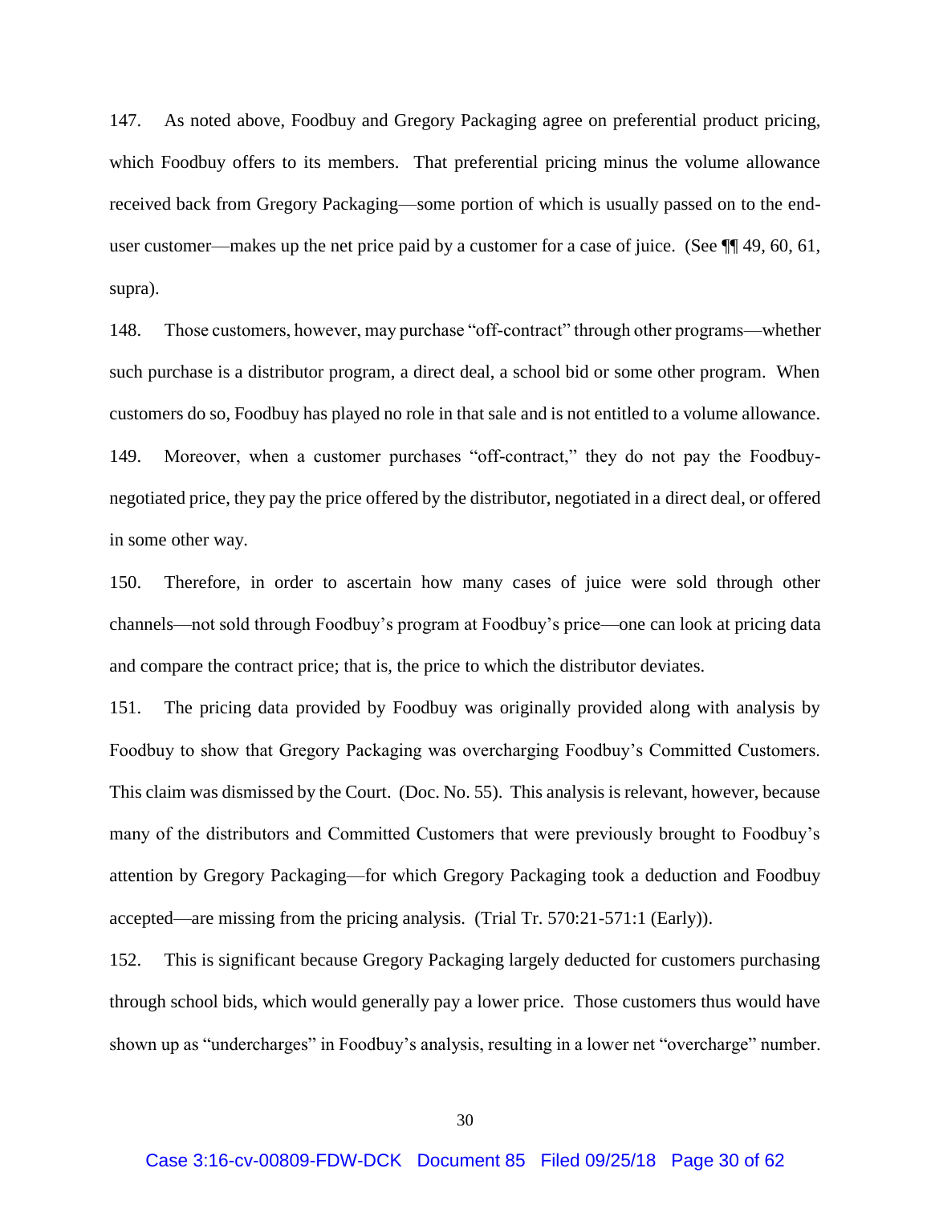147. As noted above, Foodbuy and Gregory Packaging agree on preferential product pricing, which Foodbuy offers to its members. That preferential pricing minus the volume allowance received back from Gregory Packaging—some portion of which is usually passed on to the end-user customer—makes up the net price paid by a customer for a case of juice. (See ¶¶ 49, 60, 61, supra).

148. Those customers, however, may purchase "off-contract" through other programs—whether such purchase is a distributor program, a direct deal, a school bid or some other program. When customers do so, Foodbuy has played no role in that sale and is not entitled to a volume allowance.

149. Moreover, when a customer purchases "off-contract," they do not pay the Foodbuy-negotiated price, they pay the price offered by the distributor, negotiated in a direct deal, or offered in some other way.

150. Therefore, in order to ascertain how many cases of juice were sold through other channels—not sold through Foodbuy's program at Foodbuy's price—one can look at pricing data and compare the contract price; that is, the price to which the distributor deviates.

151. The pricing data provided by Foodbuy was originally provided along with analysis by Foodbuy to show that Gregory Packaging was overcharging Foodbuy's Committed Customers. This claim was dismissed by the Court. (Doc. No. 55). This analysis is relevant, however, because many of the distributors and Committed Customers that were previously brought to Foodbuy's attention by Gregory Packaging—for which Gregory Packaging took a deduction and Foodbuy accepted—are missing from the pricing analysis. (Trial Tr. 570:21-571:1 (Early)).

152. This is significant because Gregory Packaging largely deducted for customers purchasing through school bids, which would generally pay a lower price. Those customers thus would have shown up as "undercharges" in Foodbuy's analysis, resulting in a lower net "overcharge" number.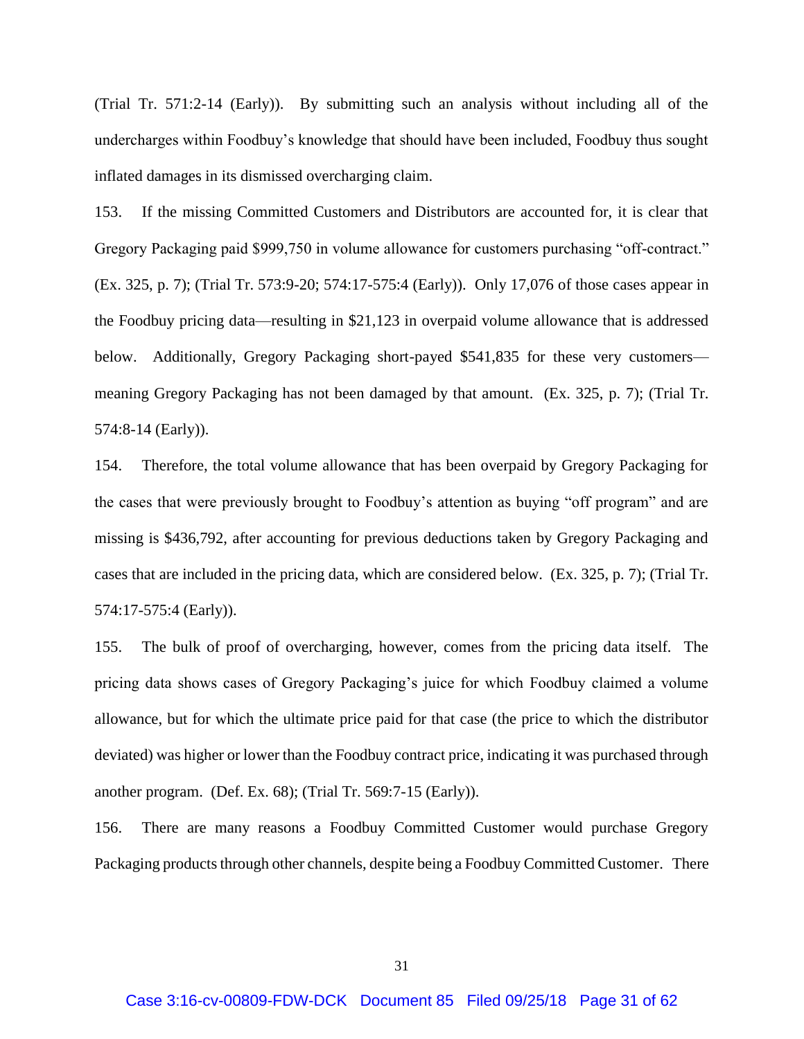(Trial Tr. 571:2-14 (Early)). By submitting such an analysis without including all of the undercharges within Foodbuy's knowledge that should have been included, Foodbuy thus sought inflated damages in its dismissed overcharging claim.

153. If the missing Committed Customers and Distributors are accounted for, it is clear that Gregory Packaging paid $999,750 in volume allowance for customers purchasing "off-contract." (Ex. 325, p. 7); (Trial Tr. 573:9-20; 574:17-575:4 (Early)). Only 17,076 of those cases appear in the Foodbuy pricing data—resulting in $21,123 in overpaid volume allowance that is addressed below. Additionally, Gregory Packaging short-payed $541,835 for these very customers—meaning Gregory Packaging has not been damaged by that amount. (Ex. 325, p. 7); (Trial Tr. 574:8-14 (Early)).

154. Therefore, the total volume allowance that has been overpaid by Gregory Packaging for the cases that were previously brought to Foodbuy's attention as buying "off program" and are missing is $436,792, after accounting for previous deductions taken by Gregory Packaging and cases that are included in the pricing data, which are considered below. (Ex. 325, p. 7); (Trial Tr. 574:17-575:4 (Early)).

155. The bulk of proof of overcharging, however, comes from the pricing data itself. The pricing data shows cases of Gregory Packaging's juice for which Foodbuy claimed a volume allowance, but for which the ultimate price paid for that case (the price to which the distributor deviated) was higher or lower than the Foodbuy contract price, indicating it was purchased through another program. (Def. Ex. 68); (Trial Tr. 569:7-15 (Early)).

156. There are many reasons a Foodbuy Committed Customer would purchase Gregory Packaging products through other channels, despite being a Foodbuy Committed Customer. There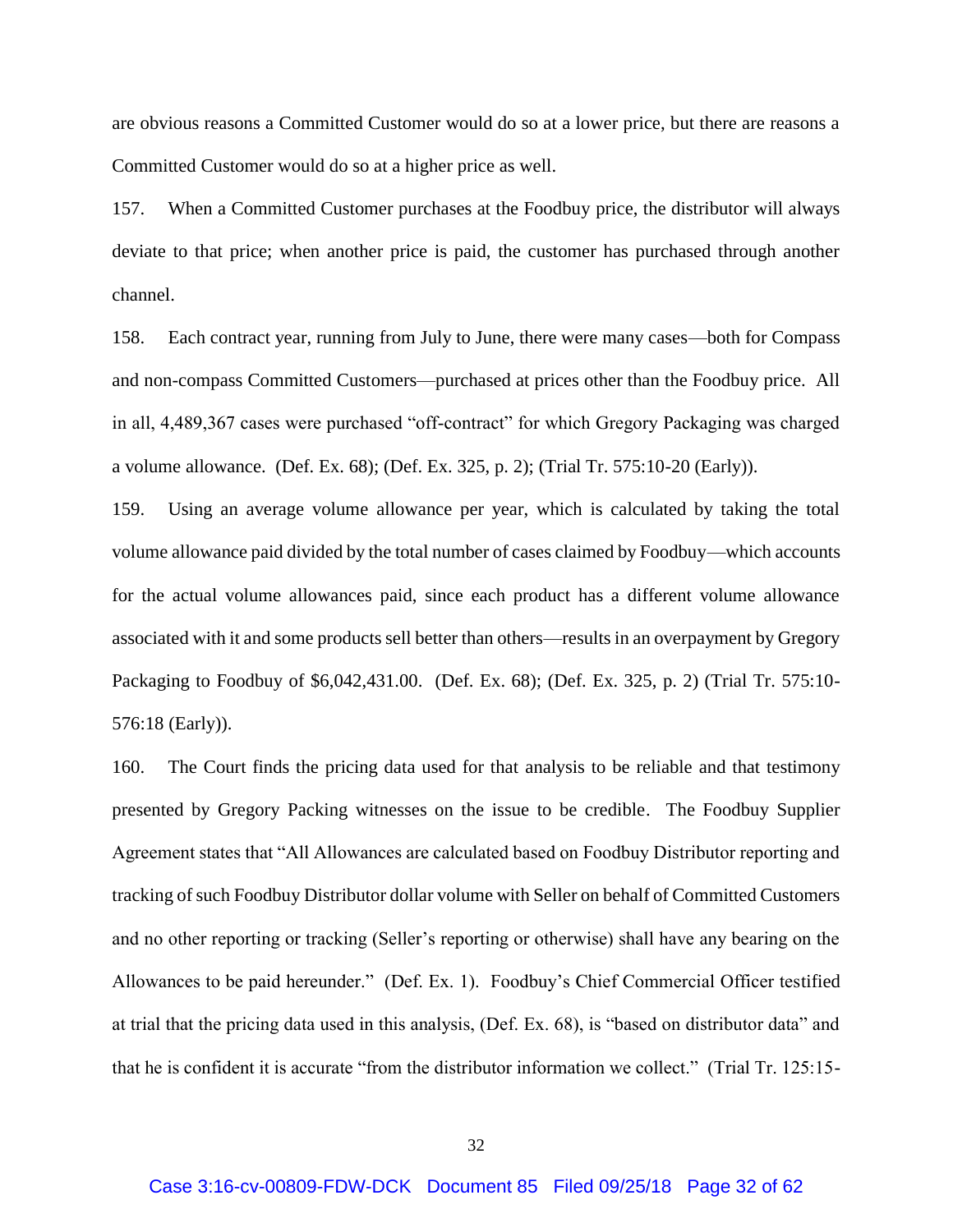are obvious reasons a Committed Customer would do so at a lower price, but there are reasons a Committed Customer would do so at a higher price as well.

157. When a Committed Customer purchases at the Foodbuy price, the distributor will always deviate to that price; when another price is paid, the customer has purchased through another channel.

158. Each contract year, running from July to June, there were many cases—both for Compass and non-compass Committed Customers—purchased at prices other than the Foodbuy price. All in all, 4,489,367 cases were purchased "off-contract" for which Gregory Packaging was charged a volume allowance. (Def. Ex. 68); (Def. Ex. 325, p. 2); (Trial Tr. 575:10-20 (Early)).

159. Using an average volume allowance per year, which is calculated by taking the total volume allowance paid divided by the total number of cases claimed by Foodbuy—which accounts for the actual volume allowances paid, since each product has a different volume allowance associated with it and some products sell better than others—results in an overpayment by Gregory Packaging to Foodbuy of $6,042,431.00. (Def. Ex. 68); (Def. Ex. 325, p. 2) (Trial Tr. 575:10-576:18 (Early)).

160. The Court finds the pricing data used for that analysis to be reliable and that testimony presented by Gregory Packing witnesses on the issue to be credible. The Foodbuy Supplier Agreement states that "All Allowances are calculated based on Foodbuy Distributor reporting and tracking of such Foodbuy Distributor dollar volume with Seller on behalf of Committed Customers and no other reporting or tracking (Seller's reporting or otherwise) shall have any bearing on the Allowances to be paid hereunder." (Def. Ex. 1). Foodbuy's Chief Commercial Officer testified at trial that the pricing data used in this analysis, (Def. Ex. 68), is "based on distributor data" and that he is confident it is accurate "from the distributor information we collect." (Trial Tr. 125:15-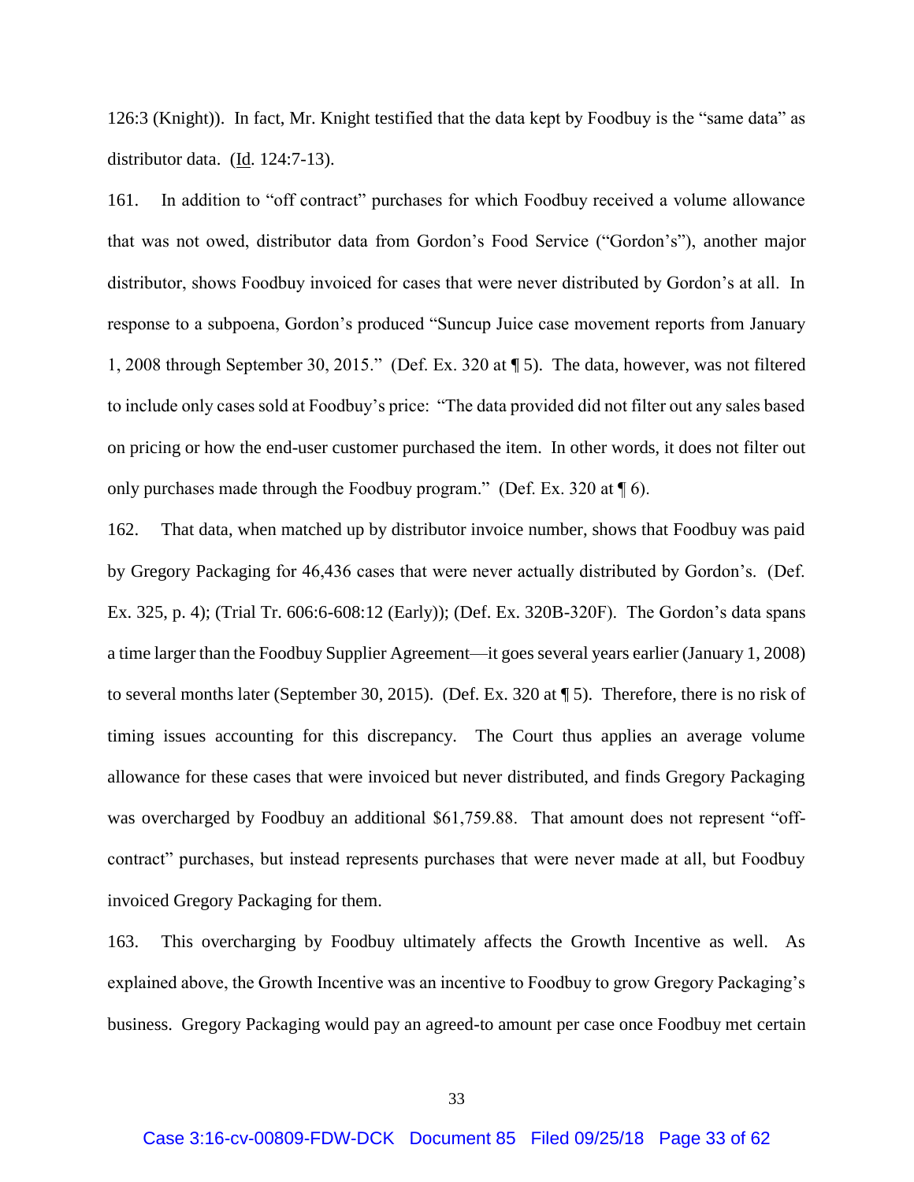126:3 (Knight)). In fact, Mr. Knight testified that the data kept by Foodbuy is the "same data" as distributor data. (Id. 124:7-13).

161. In addition to "off contract" purchases for which Foodbuy received a volume allowance that was not owed, distributor data from Gordon's Food Service ("Gordon's"), another major distributor, shows Foodbuy invoiced for cases that were never distributed by Gordon's at all. In response to a subpoena, Gordon's produced "Suncup Juice case movement reports from January 1, 2008 through September 30, 2015." (Def. Ex. 320 at ¶ 5). The data, however, was not filtered to include only cases sold at Foodbuy's price: "The data provided did not filter out any sales based on pricing or how the end-user customer purchased the item. In other words, it does not filter out only purchases made through the Foodbuy program." (Def. Ex. 320 at ¶ 6).

162. That data, when matched up by distributor invoice number, shows that Foodbuy was paid by Gregory Packaging for 46,436 cases that were never actually distributed by Gordon's. (Def. Ex. 325, p. 4); (Trial Tr. 606:6-608:12 (Early)); (Def. Ex. 320B-320F). The Gordon's data spans a time larger than the Foodbuy Supplier Agreement—it goes several years earlier (January 1, 2008) to several months later (September 30, 2015). (Def. Ex. 320 at ¶ 5). Therefore, there is no risk of timing issues accounting for this discrepancy. The Court thus applies an average volume allowance for these cases that were invoiced but never distributed, and finds Gregory Packaging was overcharged by Foodbuy an additional $61,759.88. That amount does not represent "off-contract" purchases, but instead represents purchases that were never made at all, but Foodbuy invoiced Gregory Packaging for them.

163. This overcharging by Foodbuy ultimately affects the Growth Incentive as well. As explained above, the Growth Incentive was an incentive to Foodbuy to grow Gregory Packaging's business. Gregory Packaging would pay an agreed-to amount per case once Foodbuy met certain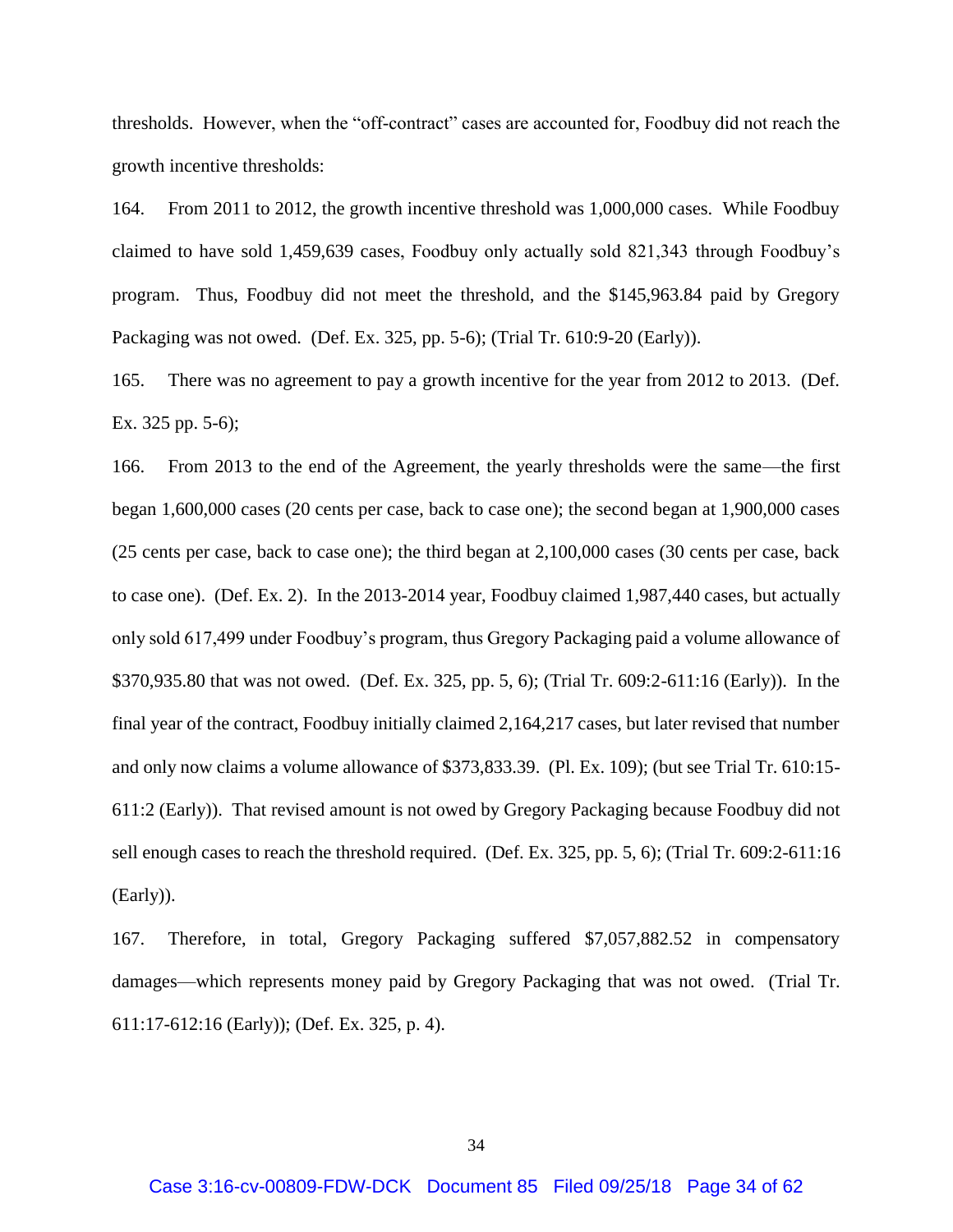thresholds. However, when the "off-contract" cases are accounted for, Foodbuy did not reach the growth incentive thresholds:

164. From 2011 to 2012, the growth incentive threshold was 1,000,000 cases. While Foodbuy claimed to have sold 1,459,639 cases, Foodbuy only actually sold 821,343 through Foodbuy's program. Thus, Foodbuy did not meet the threshold, and the $145,963.84 paid by Gregory Packaging was not owed. (Def. Ex. 325, pp. 5-6); (Trial Tr. 610:9-20 (Early)).

165. There was no agreement to pay a growth incentive for the year from 2012 to 2013. (Def. Ex. 325 pp. 5-6);

166. From 2013 to the end of the Agreement, the yearly thresholds were the same—the first began 1,600,000 cases (20 cents per case, back to case one); the second began at 1,900,000 cases (25 cents per case, back to case one); the third began at 2,100,000 cases (30 cents per case, back to case one). (Def. Ex. 2). In the 2013-2014 year, Foodbuy claimed 1,987,440 cases, but actually only sold 617,499 under Foodbuy's program, thus Gregory Packaging paid a volume allowance of $370,935.80 that was not owed. (Def. Ex. 325, pp. 5, 6); (Trial Tr. 609:2-611:16 (Early)). In the final year of the contract, Foodbuy initially claimed 2,164,217 cases, but later revised that number and only now claims a volume allowance of $373,833.39. (Pl. Ex. 109); (but see Trial Tr. 610:15-611:2 (Early)). That revised amount is not owed by Gregory Packaging because Foodbuy did not sell enough cases to reach the threshold required. (Def. Ex. 325, pp. 5, 6); (Trial Tr. 609:2-611:16 (Early)).

167. Therefore, in total, Gregory Packaging suffered $7,057,882.52 in compensatory damages—which represents money paid by Gregory Packaging that was not owed. (Trial Tr. 611:17-612:16 (Early)); (Def. Ex. 325, p. 4).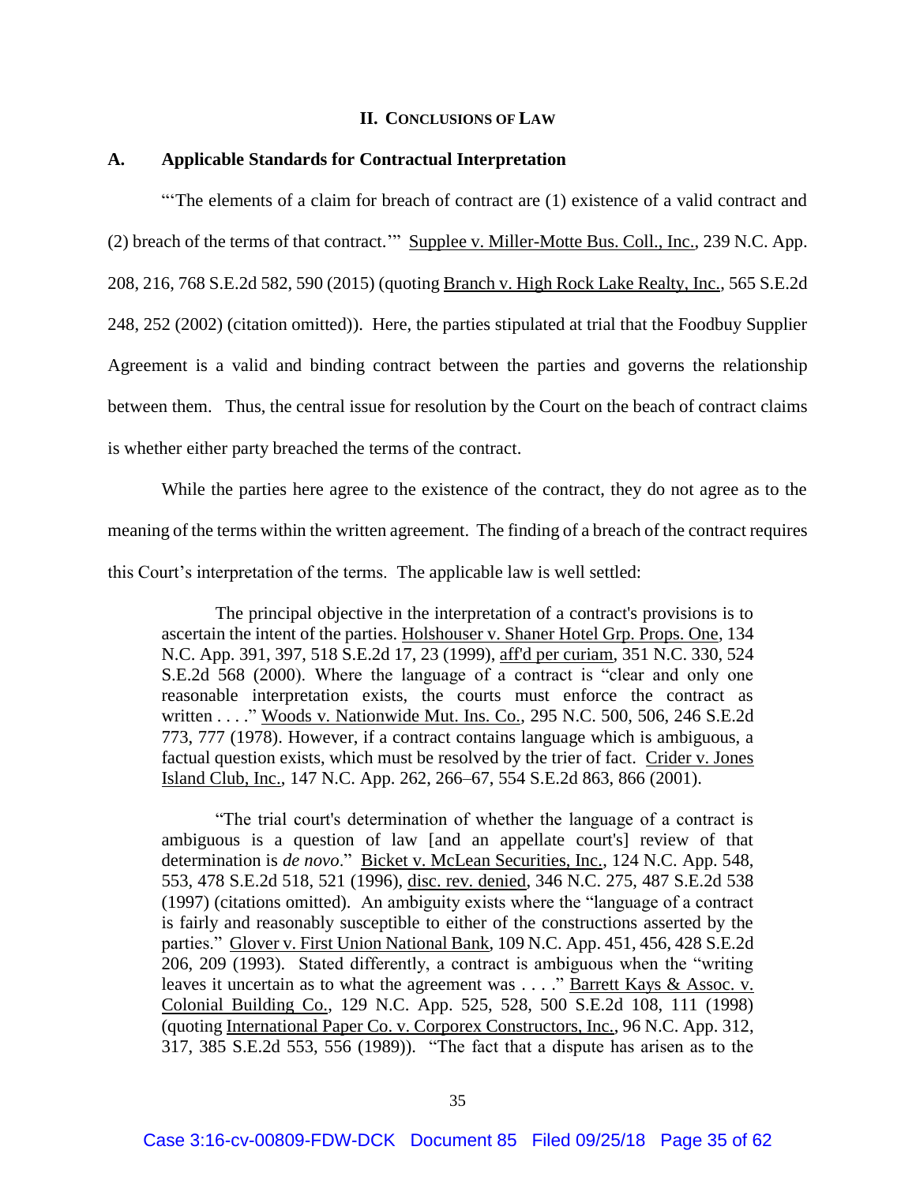## II. CONCLUSIONS OF LAW

### A. Applicable Standards for Contractual Interpretation

"'The elements of a claim for breach of contract are (1) existence of a valid contract and (2) breach of the terms of that contract.'" Supplee v. Miller-Motte Bus. Coll., Inc., 239 N.C. App. 208, 216, 768 S.E.2d 582, 590 (2015) (quoting Branch v. High Rock Lake Realty, Inc., 565 S.E.2d 248, 252 (2002) (citation omitted)). Here, the parties stipulated at trial that the Foodbuy Supplier Agreement is a valid and binding contract between the parties and governs the relationship between them. Thus, the central issue for resolution by the Court on the beach of contract claims is whether either party breached the terms of the contract.

While the parties here agree to the existence of the contract, they do not agree as to the meaning of the terms within the written agreement. The finding of a breach of the contract requires this Court's interpretation of the terms. The applicable law is well settled:

> The principal objective in the interpretation of a contract's provisions is to ascertain the intent of the parties. Holshouser v. Shaner Hotel Grp. Props. One, 134 N.C. App. 391, 397, 518 S.E.2d 17, 23 (1999), aff'd per curiam, 351 N.C. 330, 524 S.E.2d 568 (2000). Where the language of a contract is "clear and only one reasonable interpretation exists, the courts must enforce the contract as written . . . ." Woods v. Nationwide Mut. Ins. Co., 295 N.C. 500, 506, 246 S.E.2d 773, 777 (1978). However, if a contract contains language which is ambiguous, a factual question exists, which must be resolved by the trier of fact. Crider v. Jones Island Club, Inc., 147 N.C. App. 262, 266–67, 554 S.E.2d 863, 866 (2001).
>
> "The trial court's determination of whether the language of a contract is ambiguous is a question of law [and an appellate court's] review of that determination is *de novo*." Bicket v. McLean Securities, Inc., 124 N.C. App. 548, 553, 478 S.E.2d 518, 521 (1996), disc. rev. denied, 346 N.C. 275, 487 S.E.2d 538 (1997) (citations omitted). An ambiguity exists where the "language of a contract is fairly and reasonably susceptible to either of the constructions asserted by the parties." Glover v. First Union National Bank, 109 N.C. App. 451, 456, 428 S.E.2d 206, 209 (1993). Stated differently, a contract is ambiguous when the "writing leaves it uncertain as to what the agreement was . . . ." Barrett Kays & Assoc. v. Colonial Building Co., 129 N.C. App. 525, 528, 500 S.E.2d 108, 111 (1998) (quoting International Paper Co. v. Corporex Constructors, Inc., 96 N.C. App. 312, 317, 385 S.E.2d 553, 556 (1989)). "The fact that a dispute has arisen as to the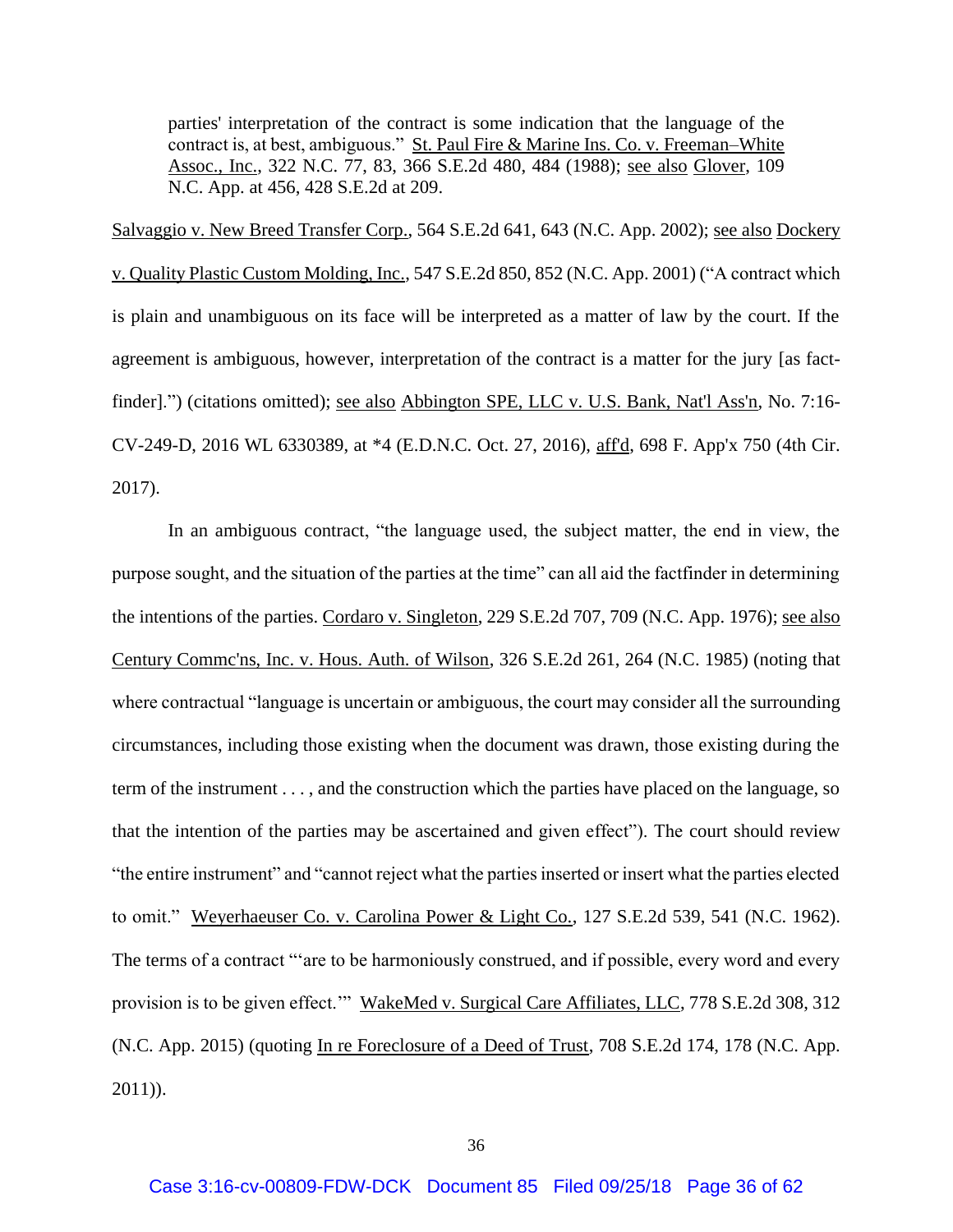> parties' interpretation of the contract is some indication that the language of the contract is, at best, ambiguous." St. Paul Fire & Marine Ins. Co. v. Freeman–White Assoc., Inc., 322 N.C. 77, 83, 366 S.E.2d 480, 484 (1988); see also Glover, 109 N.C. App. at 456, 428 S.E.2d at 209.

Salvaggio v. New Breed Transfer Corp., 564 S.E.2d 641, 643 (N.C. App. 2002); see also Dockery v. Quality Plastic Custom Molding, Inc., 547 S.E.2d 850, 852 (N.C. App. 2001) ("A contract which is plain and unambiguous on its face will be interpreted as a matter of law by the court. If the agreement is ambiguous, however, interpretation of the contract is a matter for the jury [as fact-finder].") (citations omitted); see also Abbington SPE, LLC v. U.S. Bank, Nat'l Ass'n, No. 7:16-CV-249-D, 2016 WL 6330389, at *4 (E.D.N.C. Oct. 27, 2016), aff'd, 698 F. App'x 750 (4th Cir. 2017).

In an ambiguous contract, "the language used, the subject matter, the end in view, the purpose sought, and the situation of the parties at the time" can all aid the factfinder in determining the intentions of the parties. Cordaro v. Singleton, 229 S.E.2d 707, 709 (N.C. App. 1976); see also Century Commc'ns, Inc. v. Hous. Auth. of Wilson, 326 S.E.2d 261, 264 (N.C. 1985) (noting that where contractual "language is uncertain or ambiguous, the court may consider all the surrounding circumstances, including those existing when the document was drawn, those existing during the term of the instrument . . . , and the construction which the parties have placed on the language, so that the intention of the parties may be ascertained and given effect"). The court should review "the entire instrument" and "cannot reject what the parties inserted or insert what the parties elected to omit." Weyerhaeuser Co. v. Carolina Power & Light Co., 127 S.E.2d 539, 541 (N.C. 1962). The terms of a contract "'are to be harmoniously construed, and if possible, every word and every provision is to be given effect.'" WakeMed v. Surgical Care Affiliates, LLC, 778 S.E.2d 308, 312 (N.C. App. 2015) (quoting In re Foreclosure of a Deed of Trust, 708 S.E.2d 174, 178 (N.C. App. 2011)).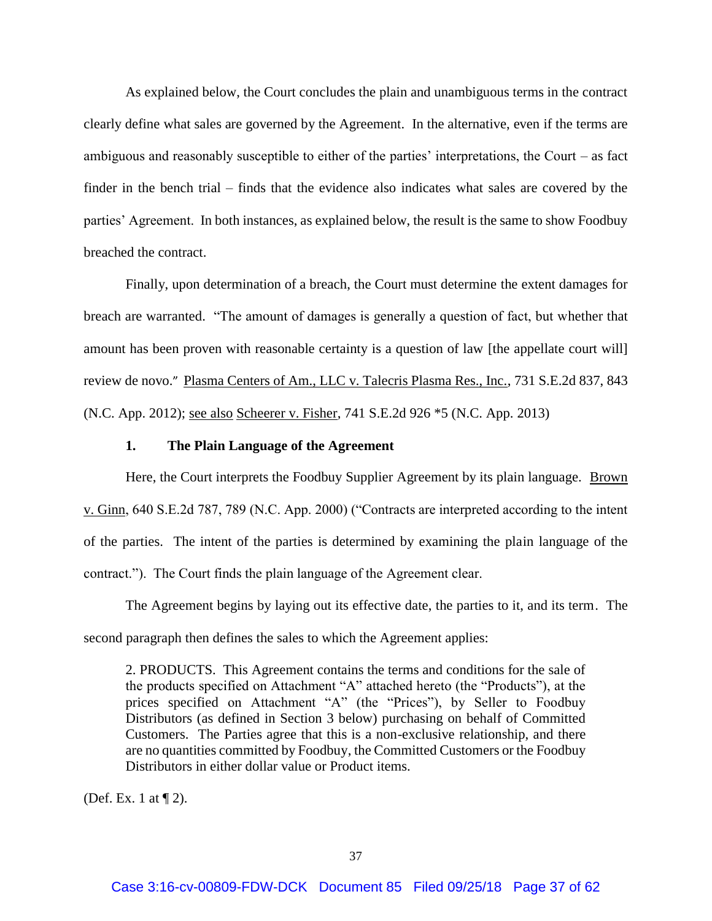As explained below, the Court concludes the plain and unambiguous terms in the contract clearly define what sales are governed by the Agreement. In the alternative, even if the terms are ambiguous and reasonably susceptible to either of the parties' interpretations, the Court – as fact finder in the bench trial – finds that the evidence also indicates what sales are covered by the parties' Agreement. In both instances, as explained below, the result is the same to show Foodbuy breached the contract.

Finally, upon determination of a breach, the Court must determine the extent damages for breach are warranted. "The amount of damages is generally a question of fact, but whether that amount has been proven with reasonable certainty is a question of law [the appellate court will] review de novo." Plasma Centers of Am., LLC v. Talecris Plasma Res., Inc., 731 S.E.2d 837, 843 (N.C. App. 2012); see also Scheerer v. Fisher, 741 S.E.2d 926 *5 (N.C. App. 2013)

### 1. The Plain Language of the Agreement

Here, the Court interprets the Foodbuy Supplier Agreement by its plain language. Brown v. Ginn, 640 S.E.2d 787, 789 (N.C. App. 2000) ("Contracts are interpreted according to the intent of the parties. The intent of the parties is determined by examining the plain language of the contract."). The Court finds the plain language of the Agreement clear.

The Agreement begins by laying out its effective date, the parties to it, and its term. The second paragraph then defines the sales to which the Agreement applies:

> 2. PRODUCTS. This Agreement contains the terms and conditions for the sale of the products specified on Attachment "A" attached hereto (the "Products"), at the prices specified on Attachment "A" (the "Prices"), by Seller to Foodbuy Distributors (as defined in Section 3 below) purchasing on behalf of Committed Customers. The Parties agree that this is a non-exclusive relationship, and there are no quantities committed by Foodbuy, the Committed Customers or the Foodbuy Distributors in either dollar value or Product items.

(Def. Ex. 1 at ¶ 2).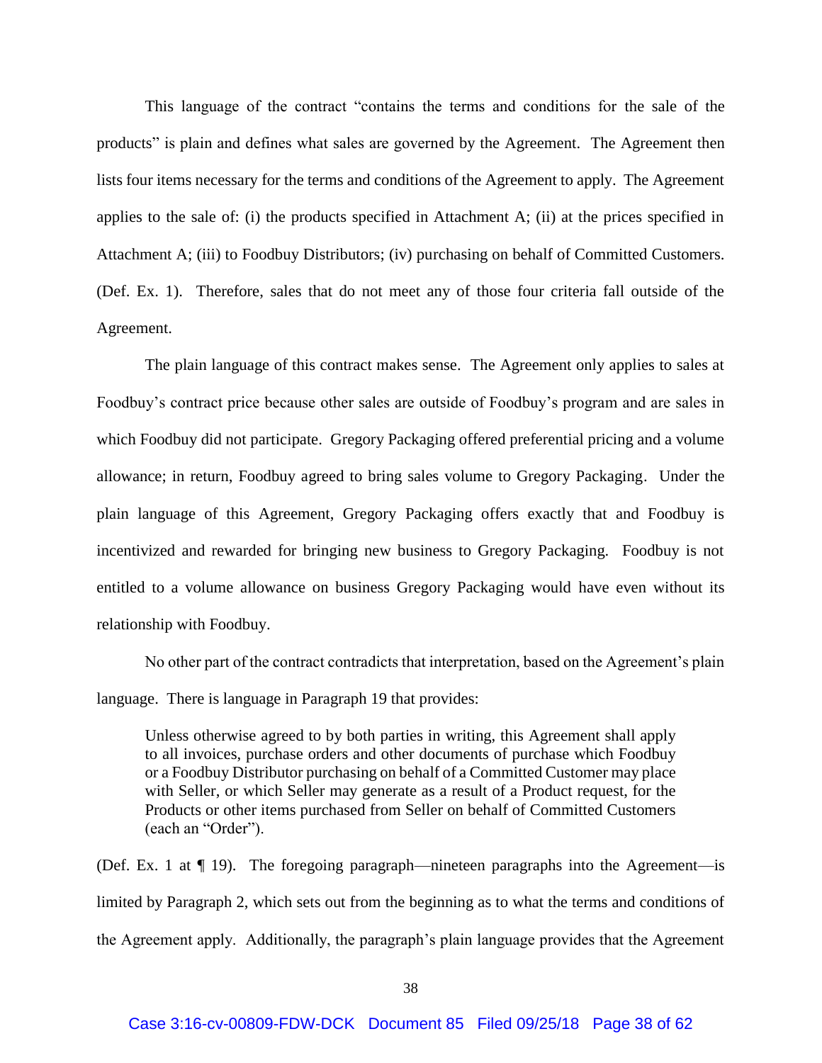This language of the contract "contains the terms and conditions for the sale of the products" is plain and defines what sales are governed by the Agreement. The Agreement then lists four items necessary for the terms and conditions of the Agreement to apply. The Agreement applies to the sale of: (i) the products specified in Attachment A; (ii) at the prices specified in Attachment A; (iii) to Foodbuy Distributors; (iv) purchasing on behalf of Committed Customers. (Def. Ex. 1). Therefore, sales that do not meet any of those four criteria fall outside of the Agreement.

The plain language of this contract makes sense. The Agreement only applies to sales at Foodbuy's contract price because other sales are outside of Foodbuy's program and are sales in which Foodbuy did not participate. Gregory Packaging offered preferential pricing and a volume allowance; in return, Foodbuy agreed to bring sales volume to Gregory Packaging. Under the plain language of this Agreement, Gregory Packaging offers exactly that and Foodbuy is incentivized and rewarded for bringing new business to Gregory Packaging. Foodbuy is not entitled to a volume allowance on business Gregory Packaging would have even without its relationship with Foodbuy.

No other part of the contract contradicts that interpretation, based on the Agreement's plain language. There is language in Paragraph 19 that provides:

> Unless otherwise agreed to by both parties in writing, this Agreement shall apply to all invoices, purchase orders and other documents of purchase which Foodbuy or a Foodbuy Distributor purchasing on behalf of a Committed Customer may place with Seller, or which Seller may generate as a result of a Product request, for the Products or other items purchased from Seller on behalf of Committed Customers (each an "Order").

(Def. Ex. 1 at ¶ 19). The foregoing paragraph—nineteen paragraphs into the Agreement—is limited by Paragraph 2, which sets out from the beginning as to what the terms and conditions of the Agreement apply. Additionally, the paragraph's plain language provides that the Agreement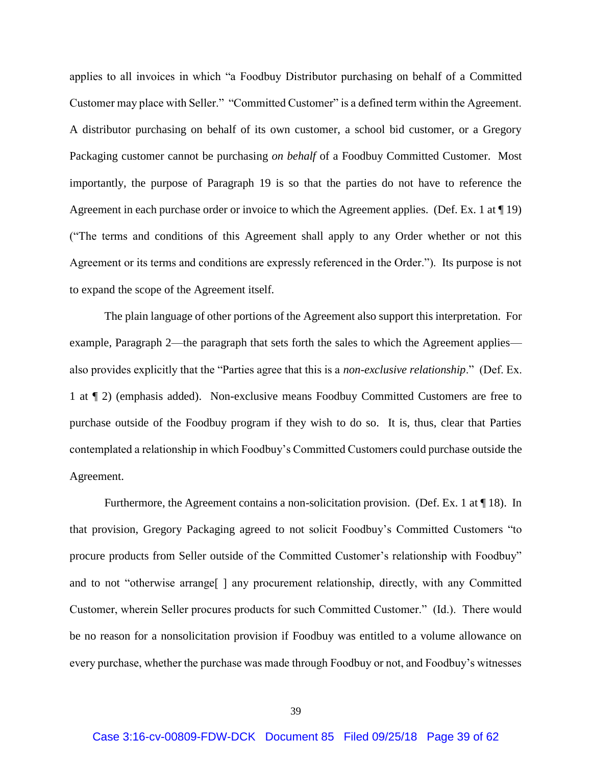applies to all invoices in which "a Foodbuy Distributor purchasing on behalf of a Committed Customer may place with Seller." "Committed Customer" is a defined term within the Agreement. A distributor purchasing on behalf of its own customer, a school bid customer, or a Gregory Packaging customer cannot be purchasing *on behalf* of a Foodbuy Committed Customer. Most importantly, the purpose of Paragraph 19 is so that the parties do not have to reference the Agreement in each purchase order or invoice to which the Agreement applies. (Def. Ex. 1 at ¶ 19) ("The terms and conditions of this Agreement shall apply to any Order whether or not this Agreement or its terms and conditions are expressly referenced in the Order."). Its purpose is not to expand the scope of the Agreement itself.

The plain language of other portions of the Agreement also support this interpretation. For example, Paragraph 2—the paragraph that sets forth the sales to which the Agreement applies—also provides explicitly that the "Parties agree that this is a *non-exclusive relationship*." (Def. Ex. 1 at ¶ 2) (emphasis added). Non-exclusive means Foodbuy Committed Customers are free to purchase outside of the Foodbuy program if they wish to do so. It is, thus, clear that Parties contemplated a relationship in which Foodbuy's Committed Customers could purchase outside the Agreement.

Furthermore, the Agreement contains a non-solicitation provision. (Def. Ex. 1 at ¶ 18). In that provision, Gregory Packaging agreed to not solicit Foodbuy's Committed Customers "to procure products from Seller outside of the Committed Customer's relationship with Foodbuy" and to not "otherwise arrange[ ] any procurement relationship, directly, with any Committed Customer, wherein Seller procures products for such Committed Customer." (Id.). There would be no reason for a nonsolicitation provision if Foodbuy was entitled to a volume allowance on every purchase, whether the purchase was made through Foodbuy or not, and Foodbuy's witnesses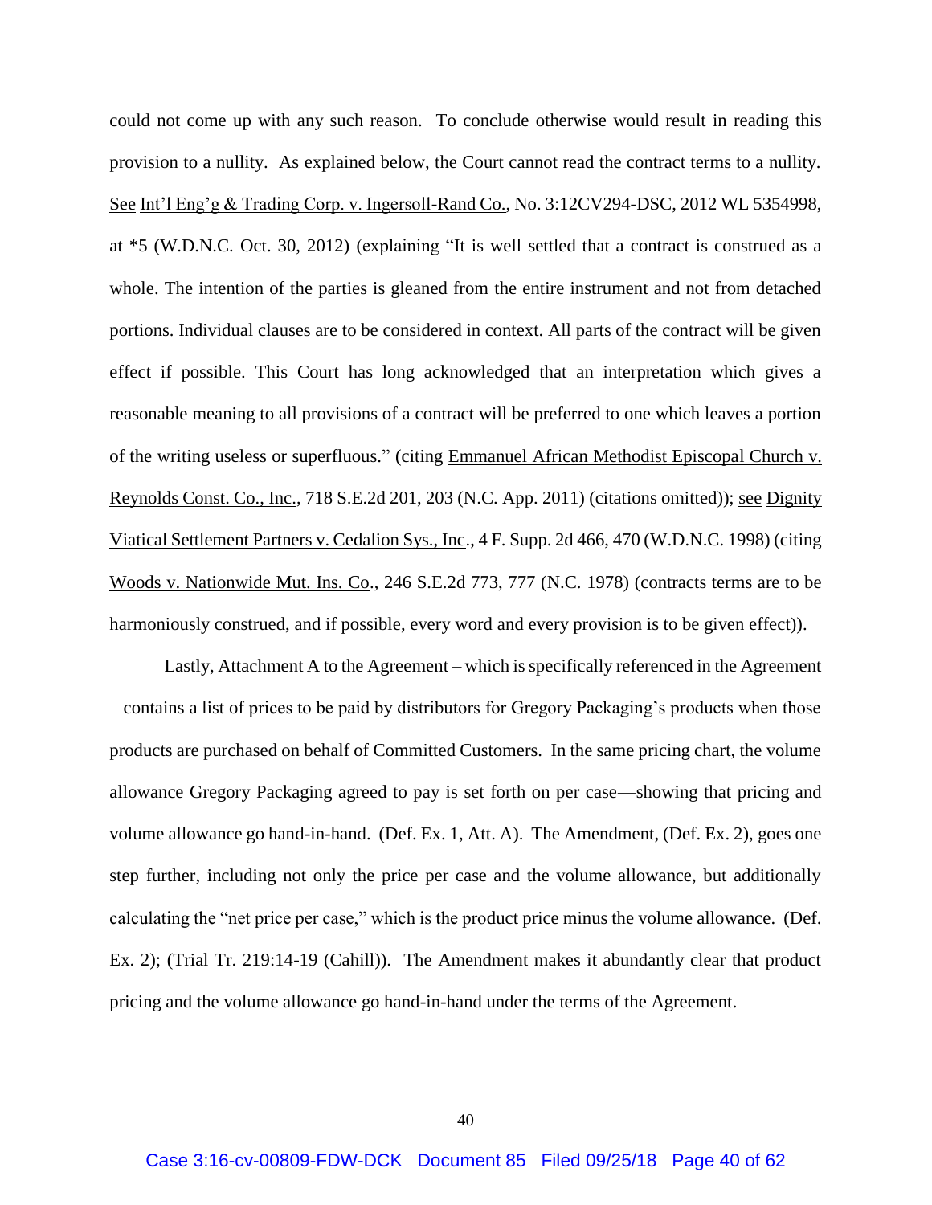could not come up with any such reason. To conclude otherwise would result in reading this provision to a nullity. As explained below, the Court cannot read the contract terms to a nullity. See Int'l Eng'g & Trading Corp. v. Ingersoll-Rand Co., No. 3:12CV294-DSC, 2012 WL 5354998, at *5 (W.D.N.C. Oct. 30, 2012) (explaining "It is well settled that a contract is construed as a whole. The intention of the parties is gleaned from the entire instrument and not from detached portions. Individual clauses are to be considered in context. All parts of the contract will be given effect if possible. This Court has long acknowledged that an interpretation which gives a reasonable meaning to all provisions of a contract will be preferred to one which leaves a portion of the writing useless or superfluous." (citing Emmanuel African Methodist Episcopal Church v. Reynolds Const. Co., Inc., 718 S.E.2d 201, 203 (N.C. App. 2011) (citations omitted)); see Dignity Viatical Settlement Partners v. Cedalion Sys., Inc., 4 F. Supp. 2d 466, 470 (W.D.N.C. 1998) (citing Woods v. Nationwide Mut. Ins. Co., 246 S.E.2d 773, 777 (N.C. 1978) (contracts terms are to be harmoniously construed, and if possible, every word and every provision is to be given effect)).

Lastly, Attachment A to the Agreement – which is specifically referenced in the Agreement – contains a list of prices to be paid by distributors for Gregory Packaging's products when those products are purchased on behalf of Committed Customers. In the same pricing chart, the volume allowance Gregory Packaging agreed to pay is set forth on per case—showing that pricing and volume allowance go hand-in-hand. (Def. Ex. 1, Att. A). The Amendment, (Def. Ex. 2), goes one step further, including not only the price per case and the volume allowance, but additionally calculating the "net price per case," which is the product price minus the volume allowance. (Def. Ex. 2); (Trial Tr. 219:14-19 (Cahill)). The Amendment makes it abundantly clear that product pricing and the volume allowance go hand-in-hand under the terms of the Agreement.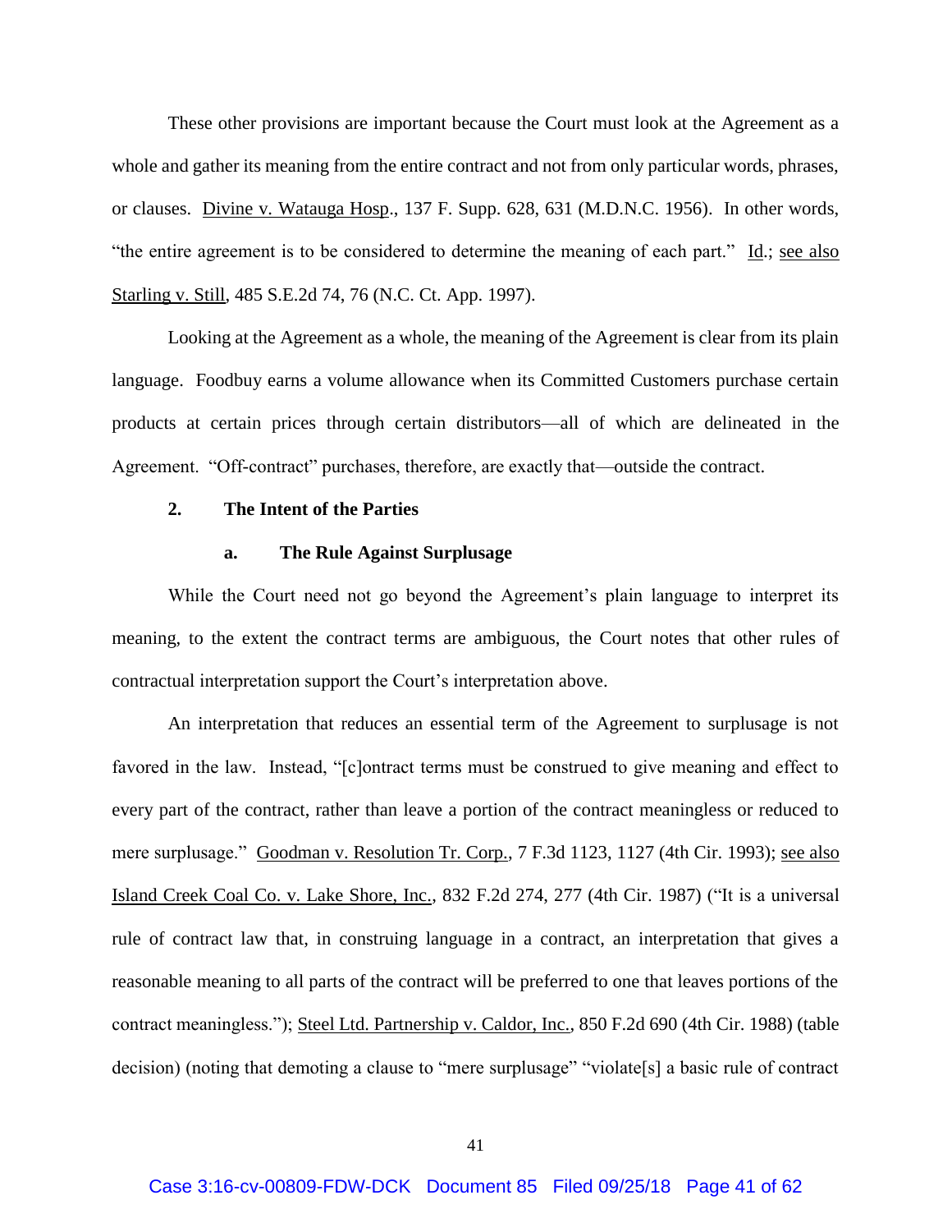These other provisions are important because the Court must look at the Agreement as a whole and gather its meaning from the entire contract and not from only particular words, phrases, or clauses. Divine v. Watauga Hosp., 137 F. Supp. 628, 631 (M.D.N.C. 1956). In other words, "the entire agreement is to be considered to determine the meaning of each part." Id.; see also Starling v. Still, 485 S.E.2d 74, 76 (N.C. Ct. App. 1997).

Looking at the Agreement as a whole, the meaning of the Agreement is clear from its plain language. Foodbuy earns a volume allowance when its Committed Customers purchase certain products at certain prices through certain distributors—all of which are delineated in the Agreement. "Off-contract" purchases, therefore, are exactly that—outside the contract.

### 2. The Intent of the Parties

#### a. The Rule Against Surplusage

While the Court need not go beyond the Agreement's plain language to interpret its meaning, to the extent the contract terms are ambiguous, the Court notes that other rules of contractual interpretation support the Court's interpretation above.

An interpretation that reduces an essential term of the Agreement to surplusage is not favored in the law. Instead, "[c]ontract terms must be construed to give meaning and effect to every part of the contract, rather than leave a portion of the contract meaningless or reduced to mere surplusage." Goodman v. Resolution Tr. Corp., 7 F.3d 1123, 1127 (4th Cir. 1993); see also Island Creek Coal Co. v. Lake Shore, Inc., 832 F.2d 274, 277 (4th Cir. 1987) ("It is a universal rule of contract law that, in construing language in a contract, an interpretation that gives a reasonable meaning to all parts of the contract will be preferred to one that leaves portions of the contract meaningless."); Steel Ltd. Partnership v. Caldor, Inc., 850 F.2d 690 (4th Cir. 1988) (table decision) (noting that demoting a clause to "mere surplusage" "violate[s] a basic rule of contract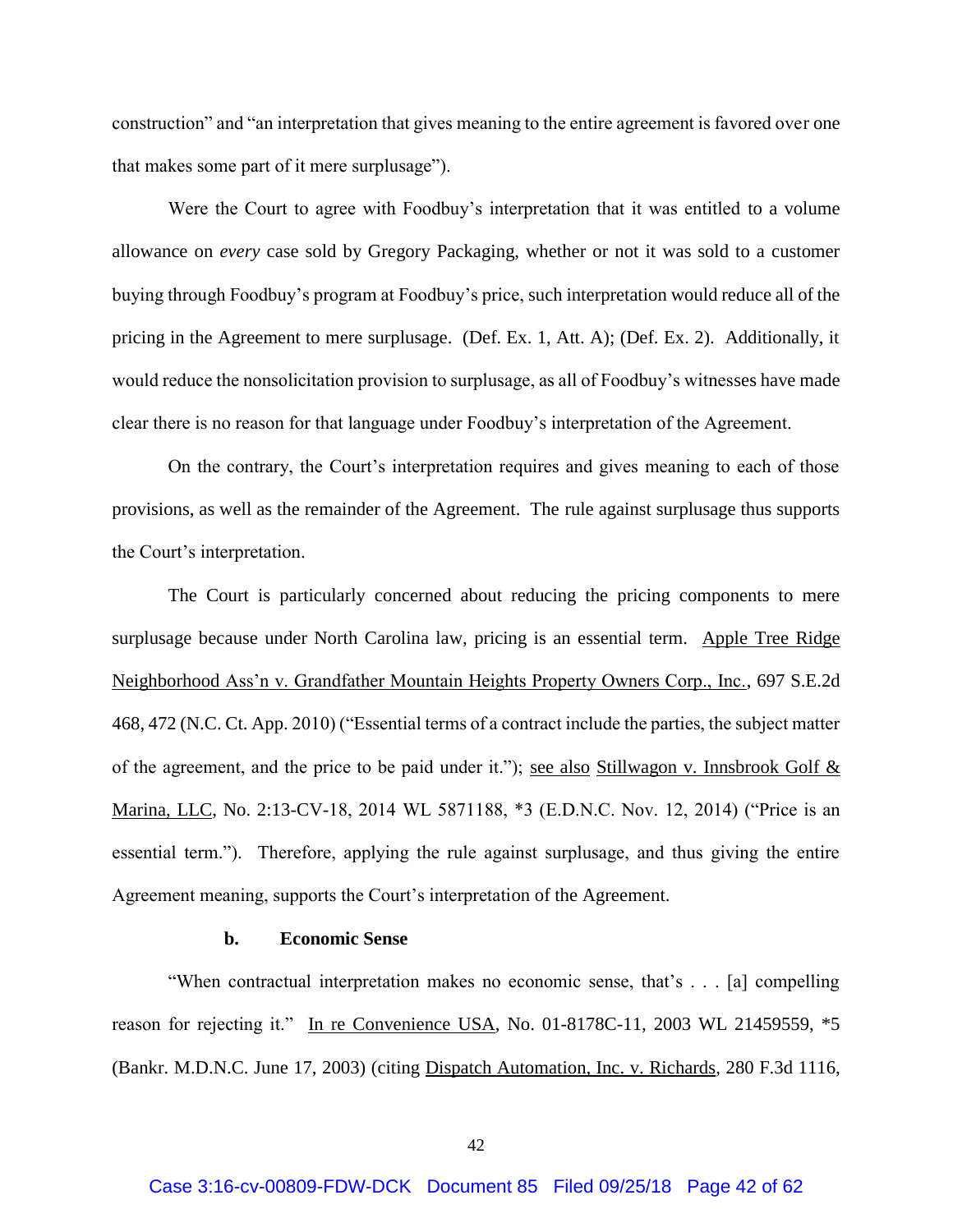construction" and "an interpretation that gives meaning to the entire agreement is favored over one that makes some part of it mere surplusage").

Were the Court to agree with Foodbuy's interpretation that it was entitled to a volume allowance on *every* case sold by Gregory Packaging, whether or not it was sold to a customer buying through Foodbuy's program at Foodbuy's price, such interpretation would reduce all of the pricing in the Agreement to mere surplusage. (Def. Ex. 1, Att. A); (Def. Ex. 2). Additionally, it would reduce the nonsolicitation provision to surplusage, as all of Foodbuy's witnesses have made clear there is no reason for that language under Foodbuy's interpretation of the Agreement.

On the contrary, the Court's interpretation requires and gives meaning to each of those provisions, as well as the remainder of the Agreement. The rule against surplusage thus supports the Court's interpretation.

The Court is particularly concerned about reducing the pricing components to mere surplusage because under North Carolina law, pricing is an essential term. Apple Tree Ridge Neighborhood Ass'n v. Grandfather Mountain Heights Property Owners Corp., Inc., 697 S.E.2d 468, 472 (N.C. Ct. App. 2010) ("Essential terms of a contract include the parties, the subject matter of the agreement, and the price to be paid under it."); see also Stillwagon v. Innsbrook Golf & Marina, LLC, No. 2:13-CV-18, 2014 WL 5871188, *3 (E.D.N.C. Nov. 12, 2014) ("Price is an essential term."). Therefore, applying the rule against surplusage, and thus giving the entire Agreement meaning, supports the Court's interpretation of the Agreement.

#### b. Economic Sense

"When contractual interpretation makes no economic sense, that's . . . [a] compelling reason for rejecting it." In re Convenience USA, No. 01-8178C-11, 2003 WL 21459559, *5 (Bankr. M.D.N.C. June 17, 2003) (citing Dispatch Automation, Inc. v. Richards, 280 F.3d 1116,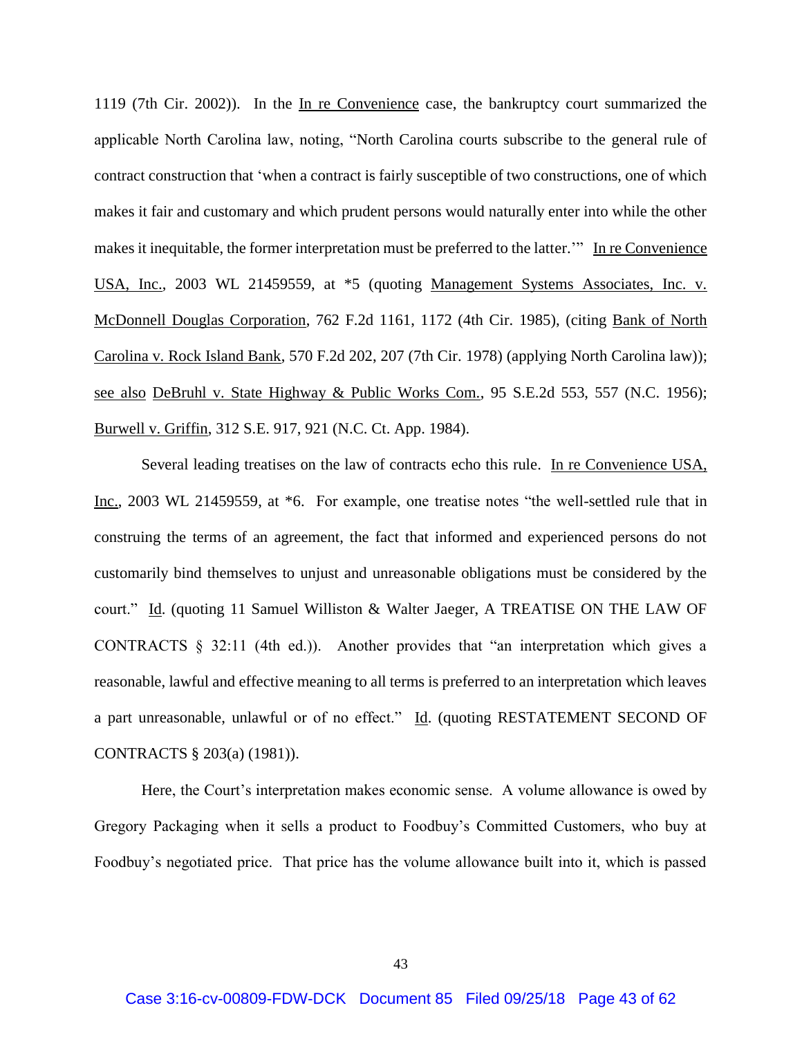1119 (7th Cir. 2002)). In the In re Convenience case, the bankruptcy court summarized the applicable North Carolina law, noting, "North Carolina courts subscribe to the general rule of contract construction that 'when a contract is fairly susceptible of two constructions, one of which makes it fair and customary and which prudent persons would naturally enter into while the other makes it inequitable, the former interpretation must be preferred to the latter.'" In re Convenience USA, Inc., 2003 WL 21459559, at *5 (quoting Management Systems Associates, Inc. v. McDonnell Douglas Corporation, 762 F.2d 1161, 1172 (4th Cir. 1985), (citing Bank of North Carolina v. Rock Island Bank, 570 F.2d 202, 207 (7th Cir. 1978) (applying North Carolina law)); see also DeBruhl v. State Highway & Public Works Com., 95 S.E.2d 553, 557 (N.C. 1956); Burwell v. Griffin, 312 S.E. 917, 921 (N.C. Ct. App. 1984).

Several leading treatises on the law of contracts echo this rule. In re Convenience USA, Inc., 2003 WL 21459559, at *6. For example, one treatise notes "the well-settled rule that in construing the terms of an agreement, the fact that informed and experienced persons do not customarily bind themselves to unjust and unreasonable obligations must be considered by the court." Id. (quoting 11 Samuel Williston & Walter Jaeger, A TREATISE ON THE LAW OF CONTRACTS § 32:11 (4th ed.)). Another provides that "an interpretation which gives a reasonable, lawful and effective meaning to all terms is preferred to an interpretation which leaves a part unreasonable, unlawful or of no effect." Id. (quoting RESTATEMENT SECOND OF CONTRACTS § 203(a) (1981)).

Here, the Court's interpretation makes economic sense. A volume allowance is owed by Gregory Packaging when it sells a product to Foodbuy's Committed Customers, who buy at Foodbuy's negotiated price. That price has the volume allowance built into it, which is passed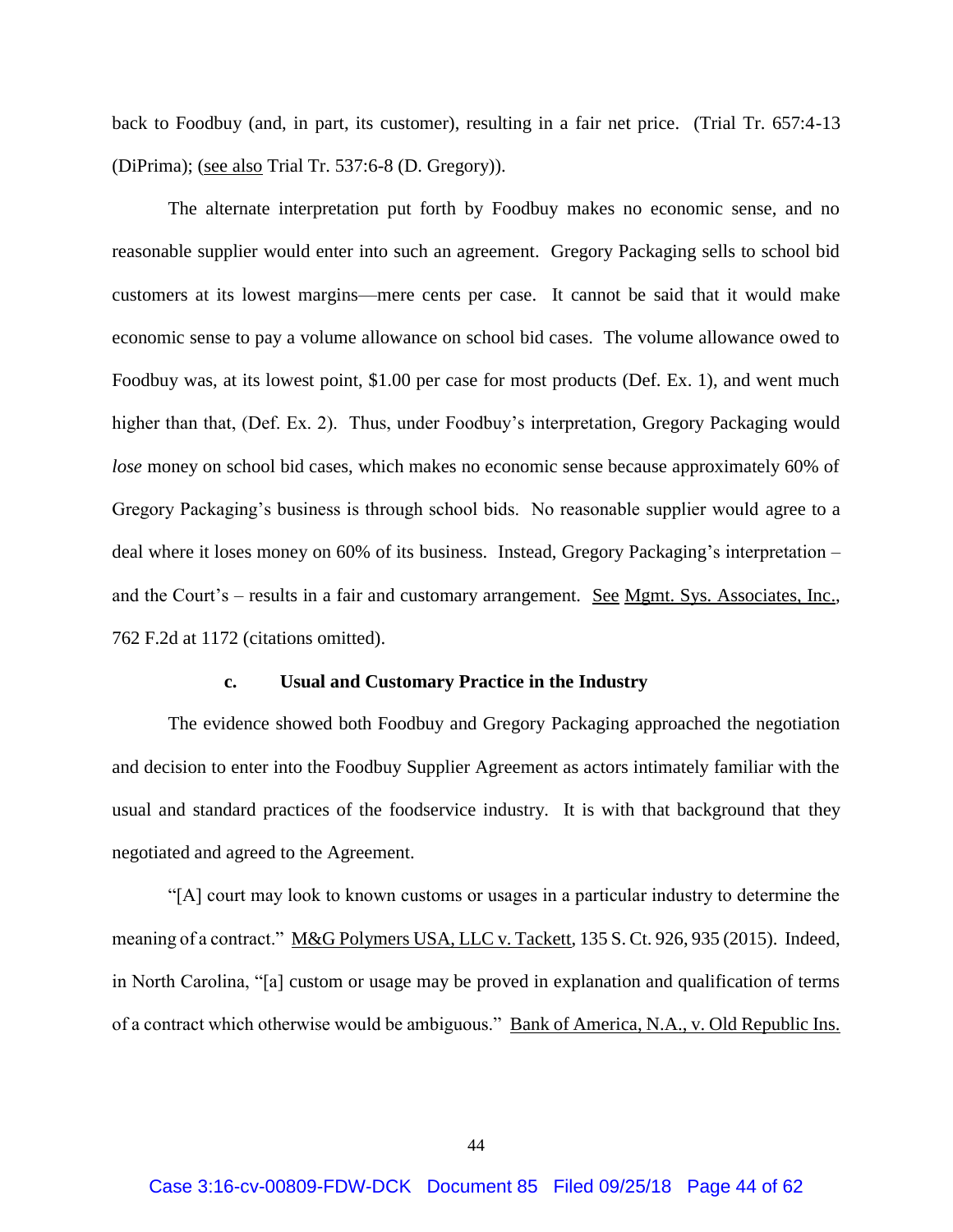back to Foodbuy (and, in part, its customer), resulting in a fair net price. (Trial Tr. 657:4-13 (DiPrima); (see also Trial Tr. 537:6-8 (D. Gregory)).

The alternate interpretation put forth by Foodbuy makes no economic sense, and no reasonable supplier would enter into such an agreement. Gregory Packaging sells to school bid customers at its lowest margins—mere cents per case. It cannot be said that it would make economic sense to pay a volume allowance on school bid cases. The volume allowance owed to Foodbuy was, at its lowest point, $1.00 per case for most products (Def. Ex. 1), and went much higher than that, (Def. Ex. 2). Thus, under Foodbuy's interpretation, Gregory Packaging would *lose* money on school bid cases, which makes no economic sense because approximately 60% of Gregory Packaging's business is through school bids. No reasonable supplier would agree to a deal where it loses money on 60% of its business. Instead, Gregory Packaging's interpretation – and the Court's – results in a fair and customary arrangement. See Mgmt. Sys. Associates, Inc., 762 F.2d at 1172 (citations omitted).

#### c. Usual and Customary Practice in the Industry

The evidence showed both Foodbuy and Gregory Packaging approached the negotiation and decision to enter into the Foodbuy Supplier Agreement as actors intimately familiar with the usual and standard practices of the foodservice industry. It is with that background that they negotiated and agreed to the Agreement.

"[A] court may look to known customs or usages in a particular industry to determine the meaning of a contract." M&G Polymers USA, LLC v. Tackett, 135 S. Ct. 926, 935 (2015). Indeed, in North Carolina, "[a] custom or usage may be proved in explanation and qualification of terms of a contract which otherwise would be ambiguous." Bank of America, N.A., v. Old Republic Ins.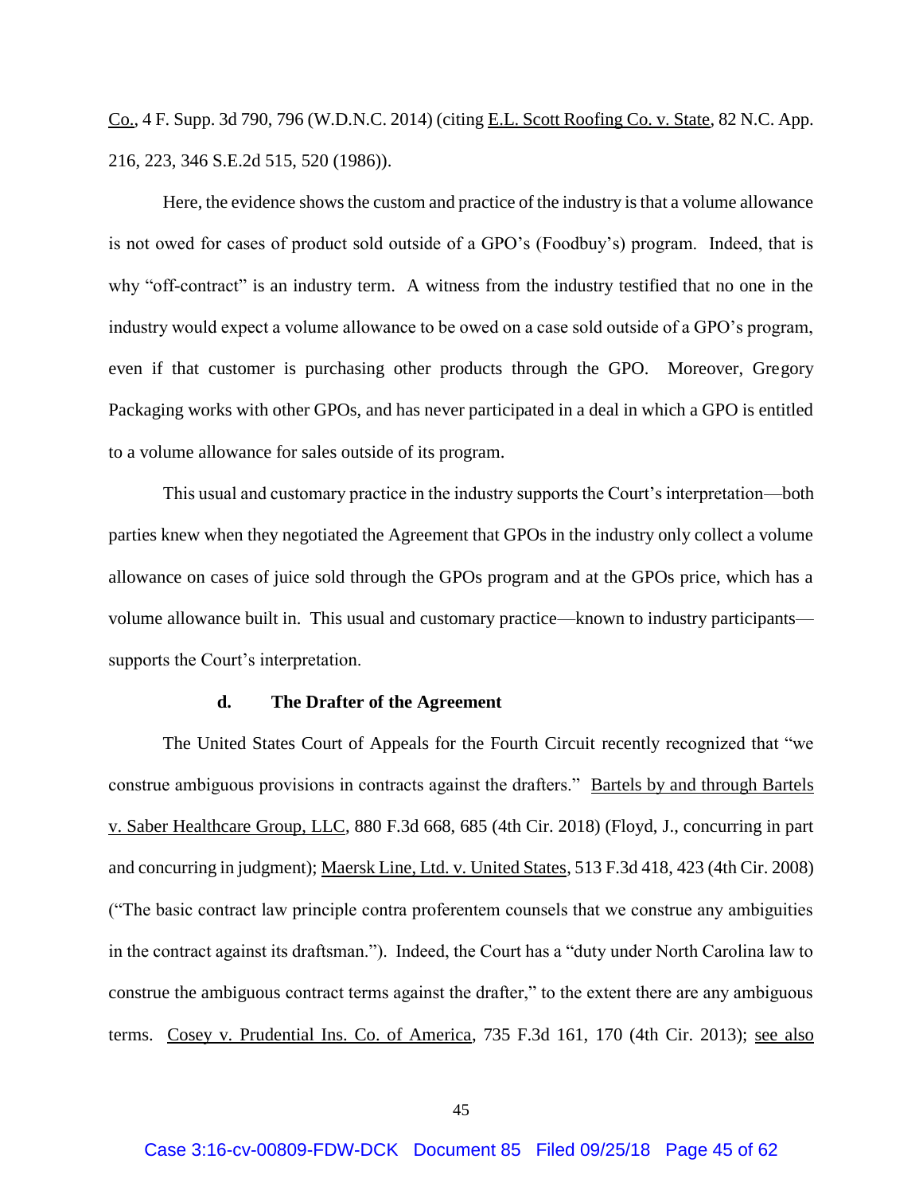Co., 4 F. Supp. 3d 790, 796 (W.D.N.C. 2014) (citing E.L. Scott Roofing Co. v. State, 82 N.C. App. 216, 223, 346 S.E.2d 515, 520 (1986)).

Here, the evidence shows the custom and practice of the industry is that a volume allowance is not owed for cases of product sold outside of a GPO's (Foodbuy's) program. Indeed, that is why "off-contract" is an industry term. A witness from the industry testified that no one in the industry would expect a volume allowance to be owed on a case sold outside of a GPO's program, even if that customer is purchasing other products through the GPO. Moreover, Gregory Packaging works with other GPOs, and has never participated in a deal in which a GPO is entitled to a volume allowance for sales outside of its program.

This usual and customary practice in the industry supports the Court's interpretation—both parties knew when they negotiated the Agreement that GPOs in the industry only collect a volume allowance on cases of juice sold through the GPOs program and at the GPOs price, which has a volume allowance built in. This usual and customary practice—known to industry participants—supports the Court's interpretation.

**d. The Drafter of the Agreement**

The United States Court of Appeals for the Fourth Circuit recently recognized that "we construe ambiguous provisions in contracts against the drafters." Bartels by and through Bartels v. Saber Healthcare Group, LLC, 880 F.3d 668, 685 (4th Cir. 2018) (Floyd, J., concurring in part and concurring in judgment); Maersk Line, Ltd. v. United States, 513 F.3d 418, 423 (4th Cir. 2008) ("The basic contract law principle contra proferentem counsels that we construe any ambiguities in the contract against its draftsman."). Indeed, the Court has a "duty under North Carolina law to construe the ambiguous contract terms against the drafter," to the extent there are any ambiguous terms. Cosey v. Prudential Ins. Co. of America, 735 F.3d 161, 170 (4th Cir. 2013); see also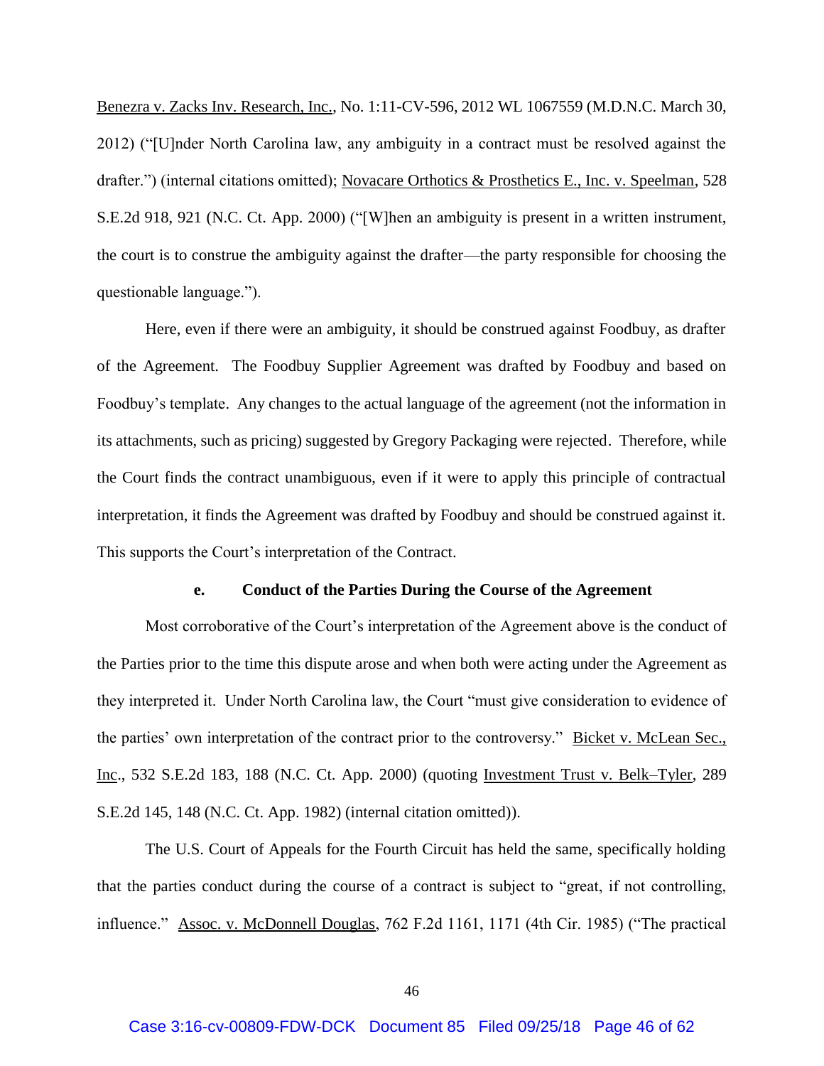Benezra v. Zacks Inv. Research, Inc., No. 1:11-CV-596, 2012 WL 1067559 (M.D.N.C. March 30, 2012) ("[U]nder North Carolina law, any ambiguity in a contract must be resolved against the drafter.") (internal citations omitted); Novacare Orthotics & Prosthetics E., Inc. v. Speelman, 528 S.E.2d 918, 921 (N.C. Ct. App. 2000) ("[W]hen an ambiguity is present in a written instrument, the court is to construe the ambiguity against the drafter—the party responsible for choosing the questionable language.").

Here, even if there were an ambiguity, it should be construed against Foodbuy, as drafter of the Agreement. The Foodbuy Supplier Agreement was drafted by Foodbuy and based on Foodbuy's template. Any changes to the actual language of the agreement (not the information in its attachments, such as pricing) suggested by Gregory Packaging were rejected. Therefore, while the Court finds the contract unambiguous, even if it were to apply this principle of contractual interpretation, it finds the Agreement was drafted by Foodbuy and should be construed against it. This supports the Court's interpretation of the Contract.

**e. Conduct of the Parties During the Course of the Agreement**

Most corroborative of the Court's interpretation of the Agreement above is the conduct of the Parties prior to the time this dispute arose and when both were acting under the Agreement as they interpreted it. Under North Carolina law, the Court "must give consideration to evidence of the parties' own interpretation of the contract prior to the controversy." Bicket v. McLean Sec., Inc., 532 S.E.2d 183, 188 (N.C. Ct. App. 2000) (quoting Investment Trust v. Belk–Tyler, 289 S.E.2d 145, 148 (N.C. Ct. App. 1982) (internal citation omitted)).

The U.S. Court of Appeals for the Fourth Circuit has held the same, specifically holding that the parties conduct during the course of a contract is subject to "great, if not controlling, influence." Assoc. v. McDonnell Douglas, 762 F.2d 1161, 1171 (4th Cir. 1985) ("The practical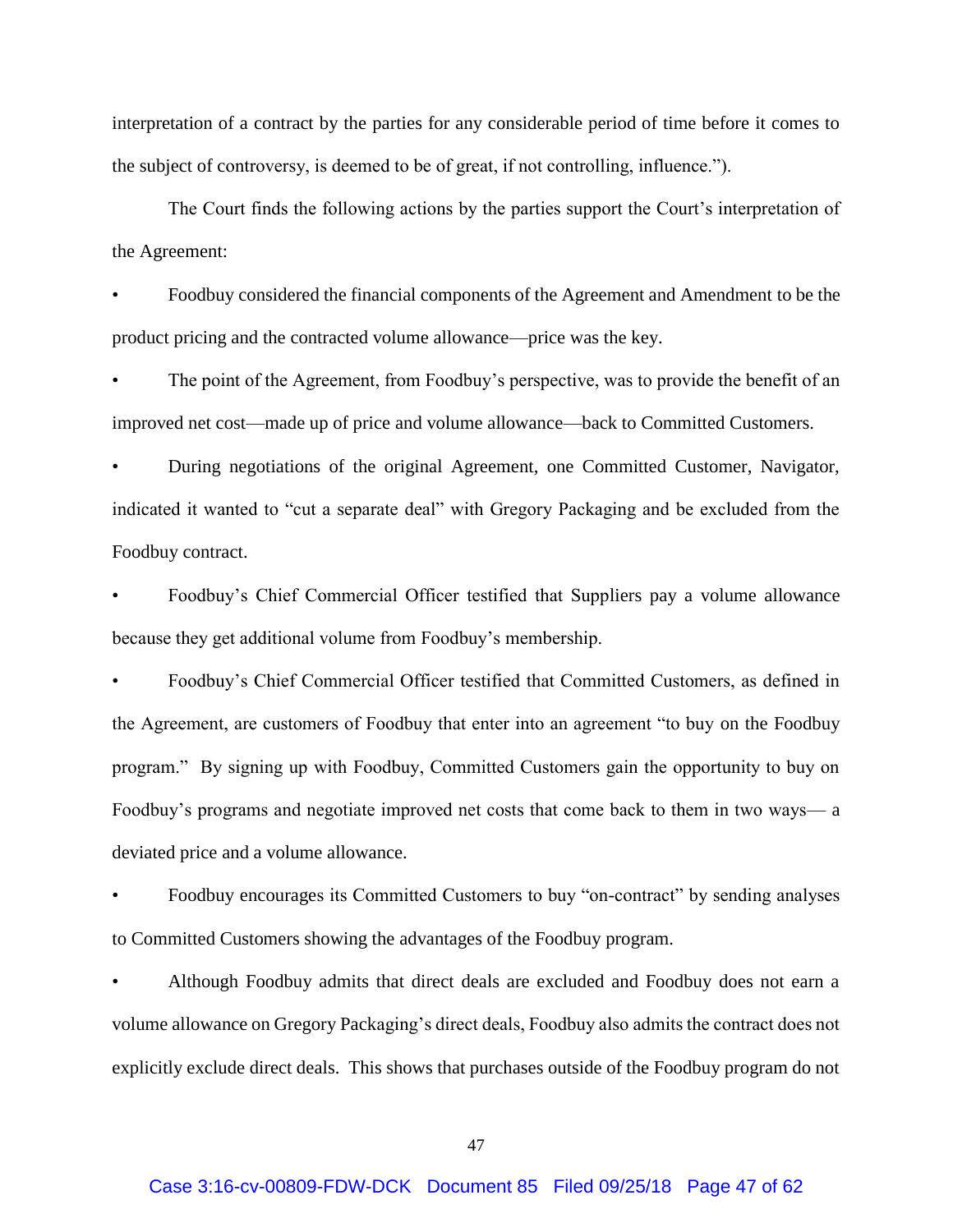interpretation of a contract by the parties for any considerable period of time before it comes to the subject of controversy, is deemed to be of great, if not controlling, influence.").

The Court finds the following actions by the parties support the Court's interpretation of the Agreement:

- Foodbuy considered the financial components of the Agreement and Amendment to be the product pricing and the contracted volume allowance—price was the key.
- The point of the Agreement, from Foodbuy's perspective, was to provide the benefit of an improved net cost—made up of price and volume allowance—back to Committed Customers.
- During negotiations of the original Agreement, one Committed Customer, Navigator, indicated it wanted to "cut a separate deal" with Gregory Packaging and be excluded from the Foodbuy contract.
- Foodbuy's Chief Commercial Officer testified that Suppliers pay a volume allowance because they get additional volume from Foodbuy's membership.
- Foodbuy's Chief Commercial Officer testified that Committed Customers, as defined in the Agreement, are customers of Foodbuy that enter into an agreement "to buy on the Foodbuy program." By signing up with Foodbuy, Committed Customers gain the opportunity to buy on Foodbuy's programs and negotiate improved net costs that come back to them in two ways— a deviated price and a volume allowance.
- Foodbuy encourages its Committed Customers to buy "on-contract" by sending analyses to Committed Customers showing the advantages of the Foodbuy program.
- Although Foodbuy admits that direct deals are excluded and Foodbuy does not earn a volume allowance on Gregory Packaging's direct deals, Foodbuy also admits the contract does not explicitly exclude direct deals. This shows that purchases outside of the Foodbuy program do not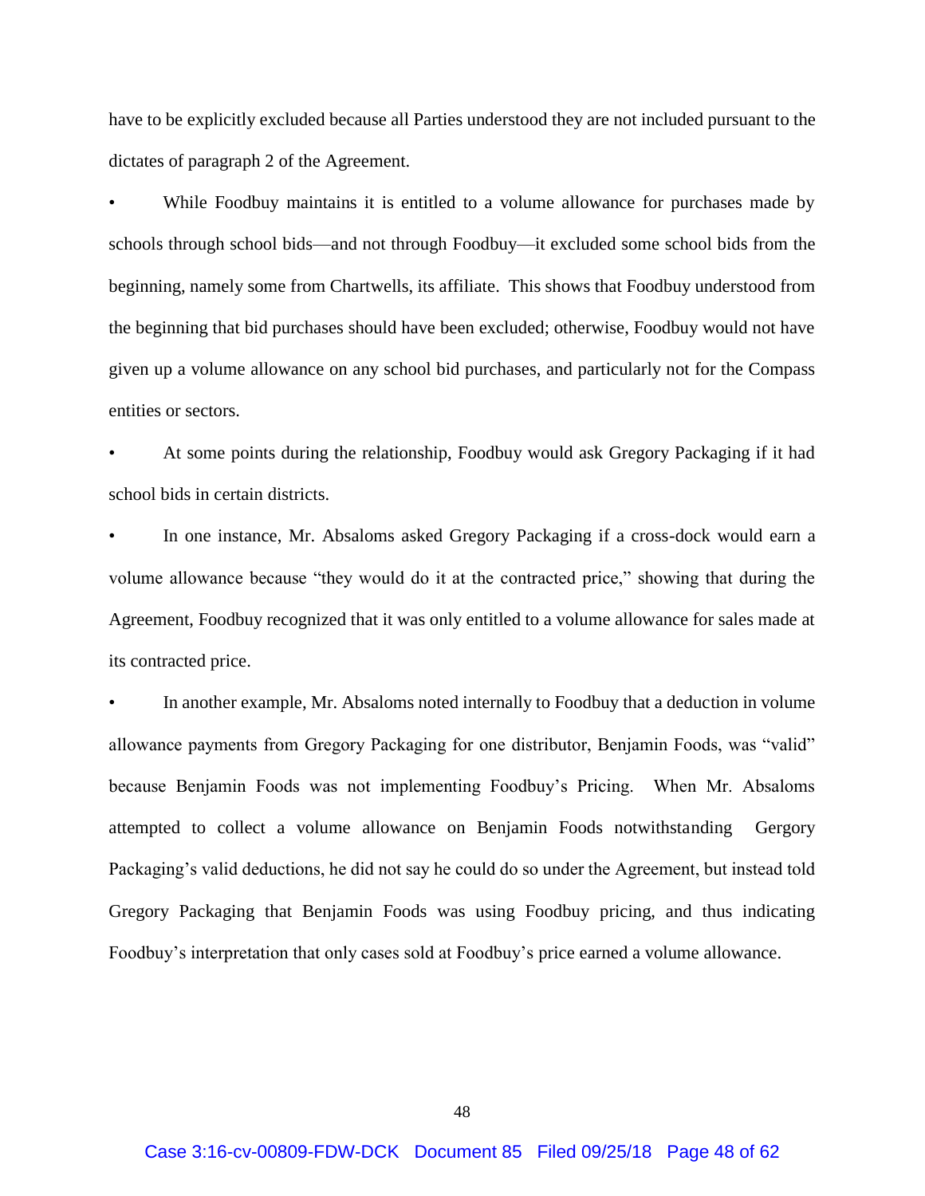have to be explicitly excluded because all Parties understood they are not included pursuant to the dictates of paragraph 2 of the Agreement.

- While Foodbuy maintains it is entitled to a volume allowance for purchases made by schools through school bids—and not through Foodbuy—it excluded some school bids from the beginning, namely some from Chartwells, its affiliate. This shows that Foodbuy understood from the beginning that bid purchases should have been excluded; otherwise, Foodbuy would not have given up a volume allowance on any school bid purchases, and particularly not for the Compass entities or sectors.

- At some points during the relationship, Foodbuy would ask Gregory Packaging if it had school bids in certain districts.

- In one instance, Mr. Absaloms asked Gregory Packaging if a cross-dock would earn a volume allowance because "they would do it at the contracted price," showing that during the Agreement, Foodbuy recognized that it was only entitled to a volume allowance for sales made at its contracted price.

- In another example, Mr. Absaloms noted internally to Foodbuy that a deduction in volume allowance payments from Gregory Packaging for one distributor, Benjamin Foods, was "valid" because Benjamin Foods was not implementing Foodbuy's Pricing. When Mr. Absaloms attempted to collect a volume allowance on Benjamin Foods notwithstanding Gergory Packaging's valid deductions, he did not say he could do so under the Agreement, but instead told Gregory Packaging that Benjamin Foods was using Foodbuy pricing, and thus indicating Foodbuy's interpretation that only cases sold at Foodbuy's price earned a volume allowance.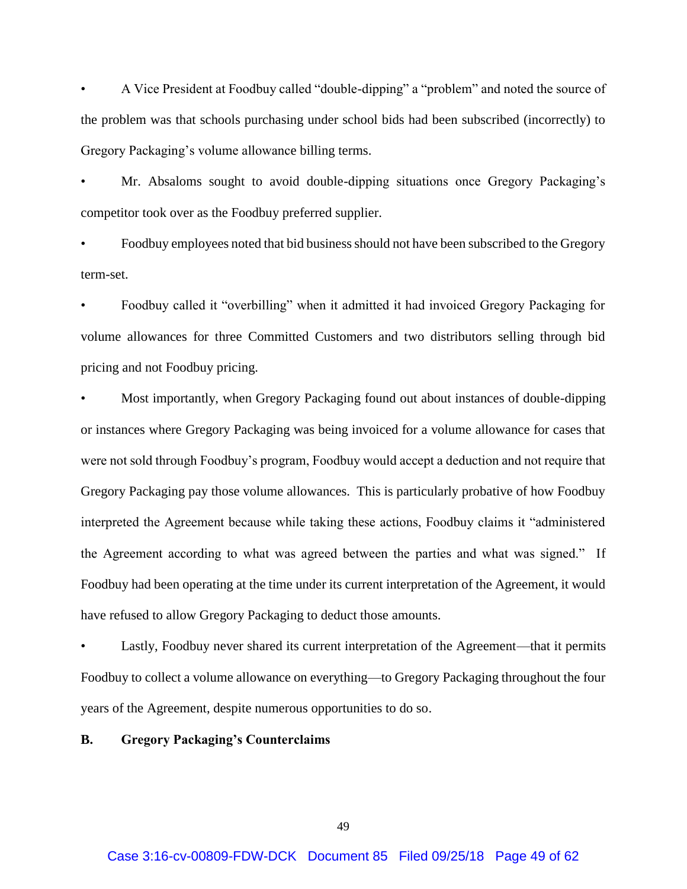- A Vice President at Foodbuy called "double-dipping" a "problem" and noted the source of the problem was that schools purchasing under school bids had been subscribed (incorrectly) to Gregory Packaging's volume allowance billing terms.
- Mr. Absaloms sought to avoid double-dipping situations once Gregory Packaging's competitor took over as the Foodbuy preferred supplier.
- Foodbuy employees noted that bid business should not have been subscribed to the Gregory term-set.
- Foodbuy called it "overbilling" when it admitted it had invoiced Gregory Packaging for volume allowances for three Committed Customers and two distributors selling through bid pricing and not Foodbuy pricing.
- Most importantly, when Gregory Packaging found out about instances of double-dipping or instances where Gregory Packaging was being invoiced for a volume allowance for cases that were not sold through Foodbuy's program, Foodbuy would accept a deduction and not require that Gregory Packaging pay those volume allowances. This is particularly probative of how Foodbuy interpreted the Agreement because while taking these actions, Foodbuy claims it "administered the Agreement according to what was agreed between the parties and what was signed." If Foodbuy had been operating at the time under its current interpretation of the Agreement, it would have refused to allow Gregory Packaging to deduct those amounts.
- Lastly, Foodbuy never shared its current interpretation of the Agreement—that it permits Foodbuy to collect a volume allowance on everything—to Gregory Packaging throughout the four years of the Agreement, despite numerous opportunities to do so.

**B. Gregory Packaging's Counterclaims**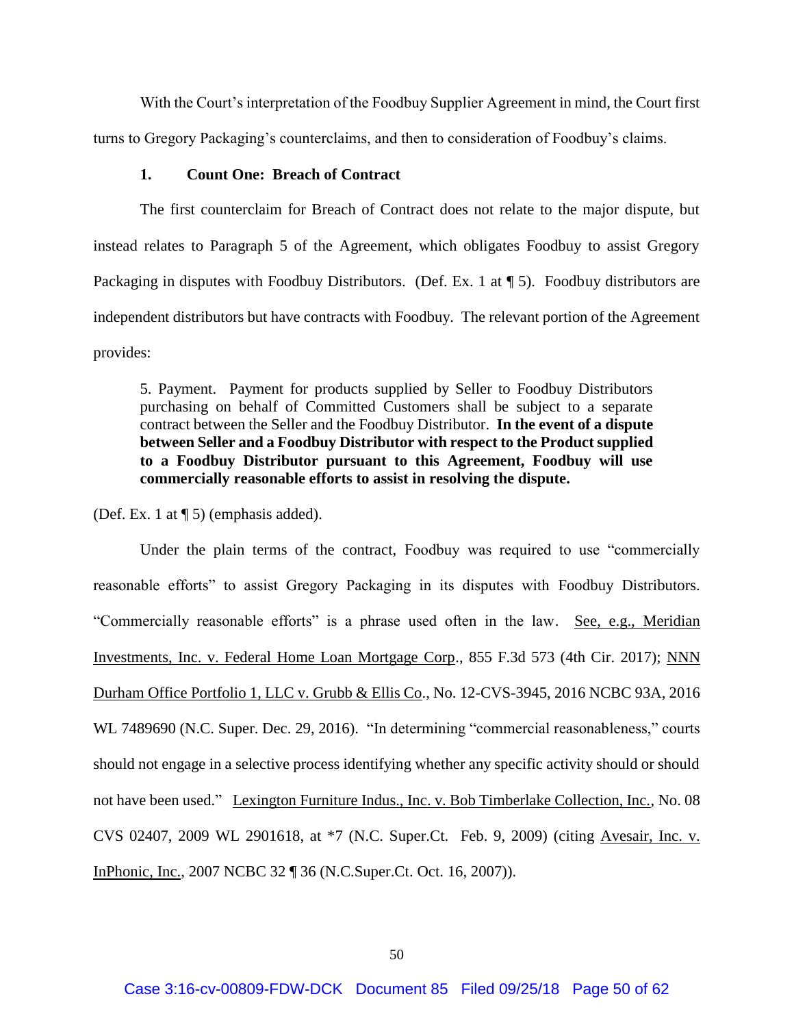With the Court's interpretation of the Foodbuy Supplier Agreement in mind, the Court first turns to Gregory Packaging's counterclaims, and then to consideration of Foodbuy's claims.

### 1. Count One: Breach of Contract

The first counterclaim for Breach of Contract does not relate to the major dispute, but instead relates to Paragraph 5 of the Agreement, which obligates Foodbuy to assist Gregory Packaging in disputes with Foodbuy Distributors. (Def. Ex. 1 at ¶ 5). Foodbuy distributors are independent distributors but have contracts with Foodbuy. The relevant portion of the Agreement provides:

> 5. Payment. Payment for products supplied by Seller to Foodbuy Distributors purchasing on behalf of Committed Customers shall be subject to a separate contract between the Seller and the Foodbuy Distributor. **In the event of a dispute between Seller and a Foodbuy Distributor with respect to the Product supplied to a Foodbuy Distributor pursuant to this Agreement, Foodbuy will use commercially reasonable efforts to assist in resolving the dispute.**

(Def. Ex. 1 at ¶ 5) (emphasis added).

Under the plain terms of the contract, Foodbuy was required to use "commercially reasonable efforts" to assist Gregory Packaging in its disputes with Foodbuy Distributors. "Commercially reasonable efforts" is a phrase used often in the law. See, e.g., Meridian Investments, Inc. v. Federal Home Loan Mortgage Corp., 855 F.3d 573 (4th Cir. 2017); NNN Durham Office Portfolio 1, LLC v. Grubb & Ellis Co., No. 12-CVS-3945, 2016 NCBC 93A, 2016 WL 7489690 (N.C. Super. Dec. 29, 2016). "In determining "commercial reasonableness," courts should not engage in a selective process identifying whether any specific activity should or should not have been used." Lexington Furniture Indus., Inc. v. Bob Timberlake Collection, Inc., No. 08 CVS 02407, 2009 WL 2901618, at *7 (N.C. Super.Ct. Feb. 9, 2009) (citing Avesair, Inc. v. InPhonic, Inc., 2007 NCBC 32 ¶ 36 (N.C.Super.Ct. Oct. 16, 2007)).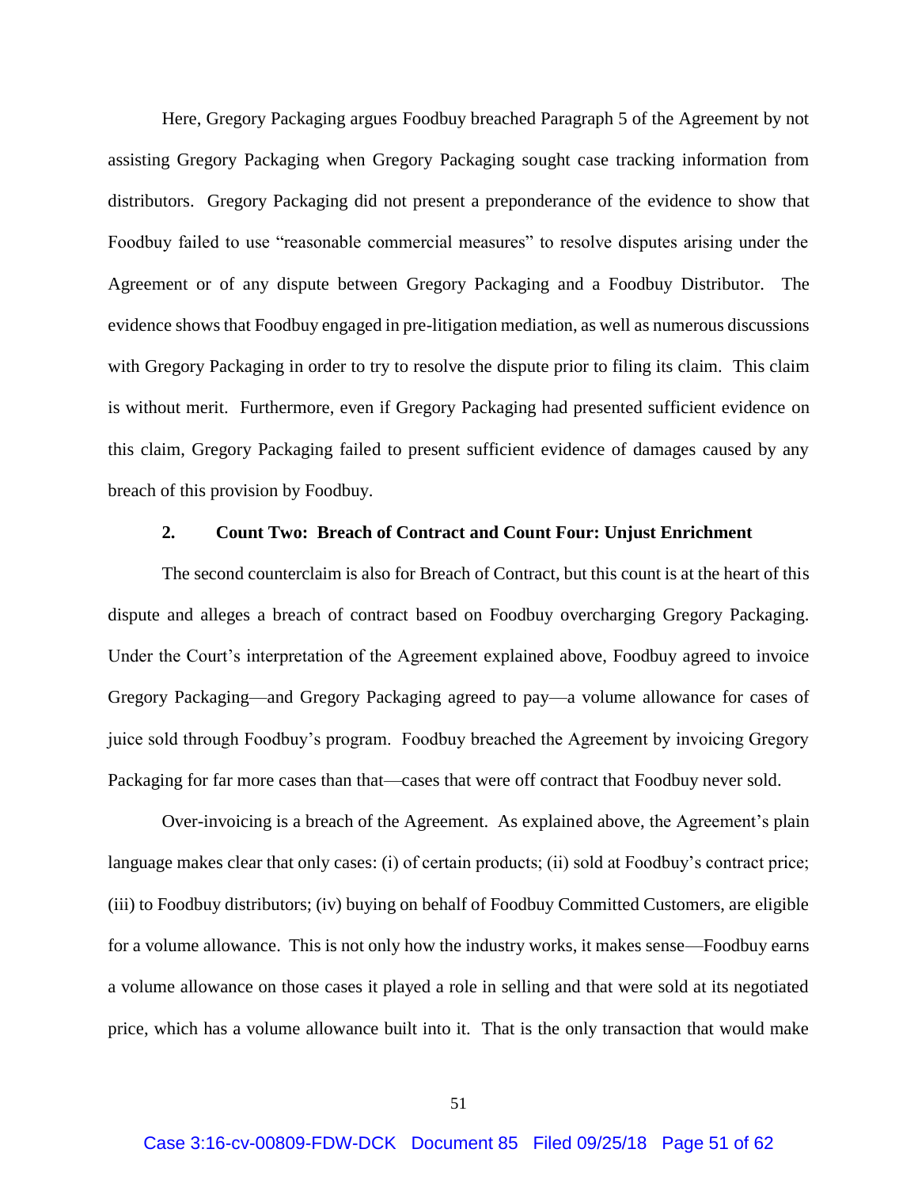Here, Gregory Packaging argues Foodbuy breached Paragraph 5 of the Agreement by not assisting Gregory Packaging when Gregory Packaging sought case tracking information from distributors. Gregory Packaging did not present a preponderance of the evidence to show that Foodbuy failed to use "reasonable commercial measures" to resolve disputes arising under the Agreement or of any dispute between Gregory Packaging and a Foodbuy Distributor. The evidence shows that Foodbuy engaged in pre-litigation mediation, as well as numerous discussions with Gregory Packaging in order to try to resolve the dispute prior to filing its claim. This claim is without merit. Furthermore, even if Gregory Packaging had presented sufficient evidence on this claim, Gregory Packaging failed to present sufficient evidence of damages caused by any breach of this provision by Foodbuy.

### 2. Count Two: Breach of Contract and Count Four: Unjust Enrichment

The second counterclaim is also for Breach of Contract, but this count is at the heart of this dispute and alleges a breach of contract based on Foodbuy overcharging Gregory Packaging. Under the Court's interpretation of the Agreement explained above, Foodbuy agreed to invoice Gregory Packaging—and Gregory Packaging agreed to pay—a volume allowance for cases of juice sold through Foodbuy's program. Foodbuy breached the Agreement by invoicing Gregory Packaging for far more cases than that—cases that were off contract that Foodbuy never sold.

Over-invoicing is a breach of the Agreement. As explained above, the Agreement's plain language makes clear that only cases: (i) of certain products; (ii) sold at Foodbuy's contract price; (iii) to Foodbuy distributors; (iv) buying on behalf of Foodbuy Committed Customers, are eligible for a volume allowance. This is not only how the industry works, it makes sense—Foodbuy earns a volume allowance on those cases it played a role in selling and that were sold at its negotiated price, which has a volume allowance built into it. That is the only transaction that would make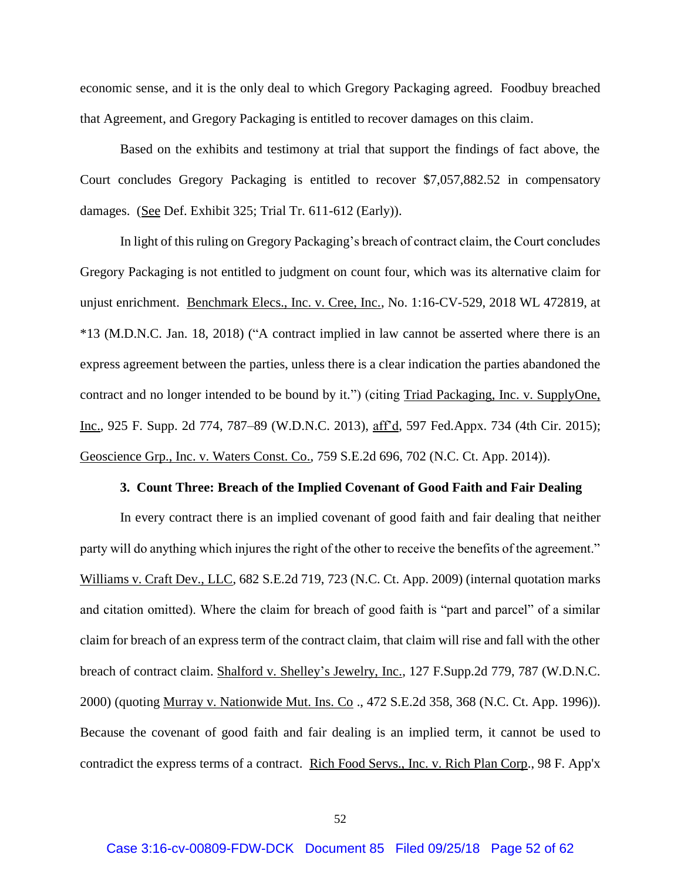economic sense, and it is the only deal to which Gregory Packaging agreed. Foodbuy breached that Agreement, and Gregory Packaging is entitled to recover damages on this claim.

Based on the exhibits and testimony at trial that support the findings of fact above, the Court concludes Gregory Packaging is entitled to recover $7,057,882.52 in compensatory damages. (See Def. Exhibit 325; Trial Tr. 611-612 (Early)).

In light of this ruling on Gregory Packaging's breach of contract claim, the Court concludes Gregory Packaging is not entitled to judgment on count four, which was its alternative claim for unjust enrichment. Benchmark Elecs., Inc. v. Cree, Inc., No. 1:16-CV-529, 2018 WL 472819, at *13 (M.D.N.C. Jan. 18, 2018) ("A contract implied in law cannot be asserted where there is an express agreement between the parties, unless there is a clear indication the parties abandoned the contract and no longer intended to be bound by it.") (citing Triad Packaging, Inc. v. SupplyOne, Inc., 925 F. Supp. 2d 774, 787–89 (W.D.N.C. 2013), aff'd, 597 Fed.Appx. 734 (4th Cir. 2015); Geoscience Grp., Inc. v. Waters Const. Co., 759 S.E.2d 696, 702 (N.C. Ct. App. 2014)).

### 3. Count Three: Breach of the Implied Covenant of Good Faith and Fair Dealing

In every contract there is an implied covenant of good faith and fair dealing that neither party will do anything which injures the right of the other to receive the benefits of the agreement." Williams v. Craft Dev., LLC, 682 S.E.2d 719, 723 (N.C. Ct. App. 2009) (internal quotation marks and citation omitted). Where the claim for breach of good faith is "part and parcel" of a similar claim for breach of an express term of the contract claim, that claim will rise and fall with the other breach of contract claim. Shalford v. Shelley's Jewelry, Inc., 127 F.Supp.2d 779, 787 (W.D.N.C. 2000) (quoting Murray v. Nationwide Mut. Ins. Co ., 472 S.E.2d 358, 368 (N.C. Ct. App. 1996)). Because the covenant of good faith and fair dealing is an implied term, it cannot be used to contradict the express terms of a contract. Rich Food Servs., Inc. v. Rich Plan Corp., 98 F. App'x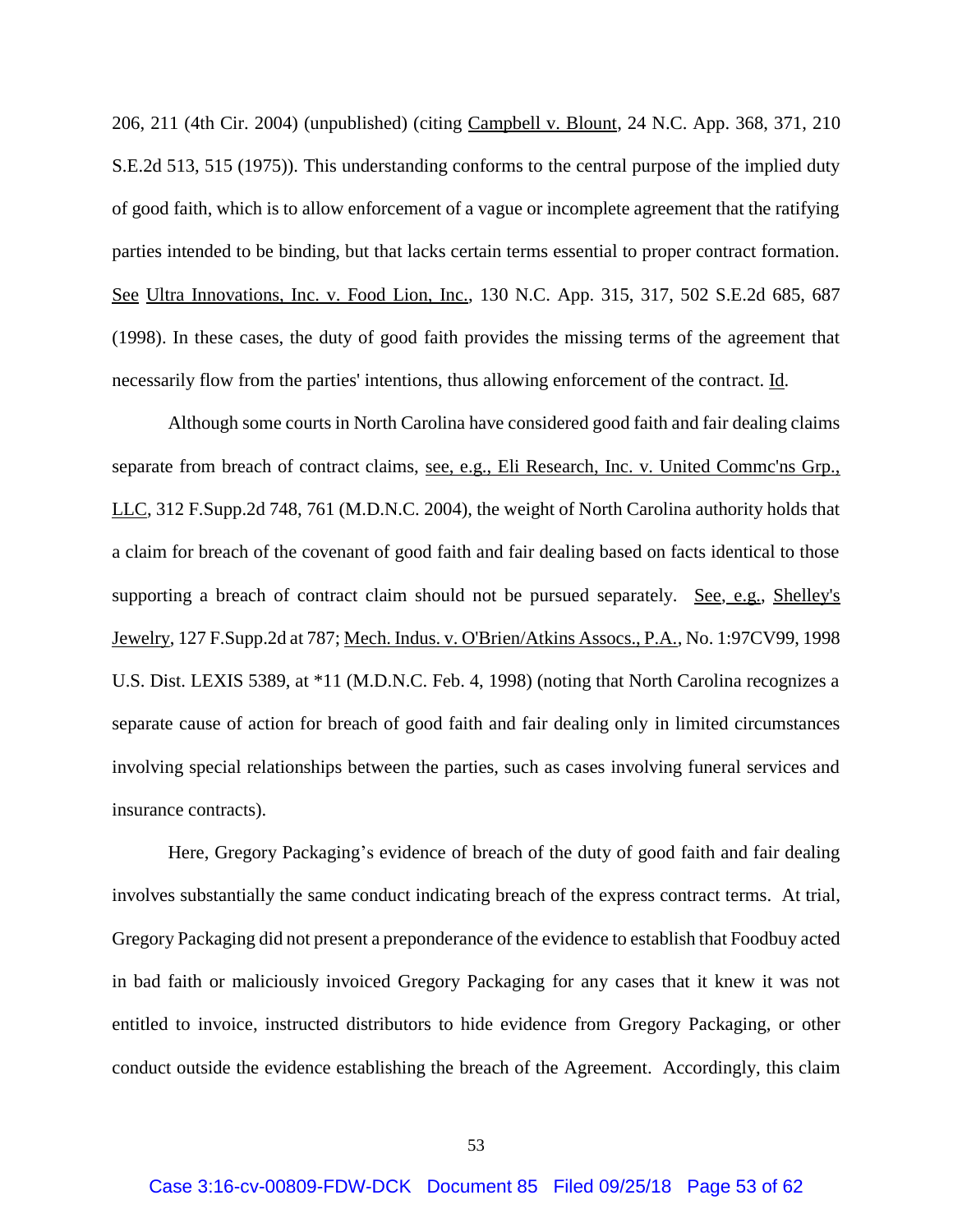206, 211 (4th Cir. 2004) (unpublished) (citing Campbell v. Blount, 24 N.C. App. 368, 371, 210 S.E.2d 513, 515 (1975)). This understanding conforms to the central purpose of the implied duty of good faith, which is to allow enforcement of a vague or incomplete agreement that the ratifying parties intended to be binding, but that lacks certain terms essential to proper contract formation. See Ultra Innovations, Inc. v. Food Lion, Inc., 130 N.C. App. 315, 317, 502 S.E.2d 685, 687 (1998). In these cases, the duty of good faith provides the missing terms of the agreement that necessarily flow from the parties' intentions, thus allowing enforcement of the contract. Id.

Although some courts in North Carolina have considered good faith and fair dealing claims separate from breach of contract claims, see, e.g., Eli Research, Inc. v. United Commc'ns Grp., LLC, 312 F.Supp.2d 748, 761 (M.D.N.C. 2004), the weight of North Carolina authority holds that a claim for breach of the covenant of good faith and fair dealing based on facts identical to those supporting a breach of contract claim should not be pursued separately. See, e.g., Shelley's Jewelry, 127 F.Supp.2d at 787; Mech. Indus. v. O'Brien/Atkins Assocs., P.A., No. 1:97CV99, 1998 U.S. Dist. LEXIS 5389, at *11 (M.D.N.C. Feb. 4, 1998) (noting that North Carolina recognizes a separate cause of action for breach of good faith and fair dealing only in limited circumstances involving special relationships between the parties, such as cases involving funeral services and insurance contracts).

Here, Gregory Packaging's evidence of breach of the duty of good faith and fair dealing involves substantially the same conduct indicating breach of the express contract terms. At trial, Gregory Packaging did not present a preponderance of the evidence to establish that Foodbuy acted in bad faith or maliciously invoiced Gregory Packaging for any cases that it knew it was not entitled to invoice, instructed distributors to hide evidence from Gregory Packaging, or other conduct outside the evidence establishing the breach of the Agreement. Accordingly, this claim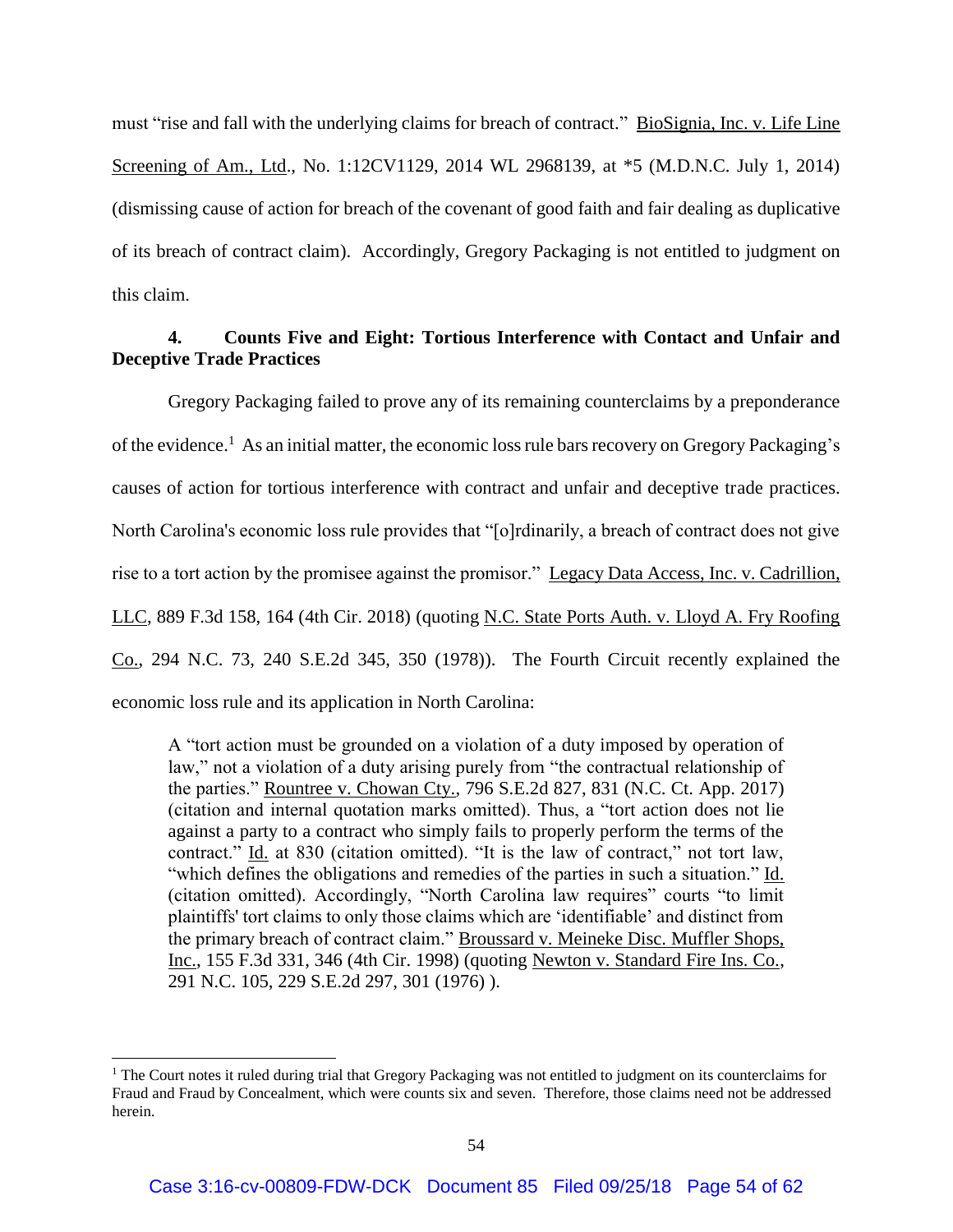must "rise and fall with the underlying claims for breach of contract." BioSignia, Inc. v. Life Line Screening of Am., Ltd., No. 1:12CV1129, 2014 WL 2968139, at *5 (M.D.N.C. July 1, 2014) (dismissing cause of action for breach of the covenant of good faith and fair dealing as duplicative of its breach of contract claim). Accordingly, Gregory Packaging is not entitled to judgment on this claim.

#### 4. Counts Five and Eight: Tortious Interference with Contact and Unfair and Deceptive Trade Practices

Gregory Packaging failed to prove any of its remaining counterclaims by a preponderance of the evidence.[1] As an initial matter, the economic loss rule bars recovery on Gregory Packaging's causes of action for tortious interference with contract and unfair and deceptive trade practices. North Carolina's economic loss rule provides that "[o]rdinarily, a breach of contract does not give rise to a tort action by the promisee against the promisor." Legacy Data Access, Inc. v. Cadrillion, LLC, 889 F.3d 158, 164 (4th Cir. 2018) (quoting N.C. State Ports Auth. v. Lloyd A. Fry Roofing Co., 294 N.C. 73, 240 S.E.2d 345, 350 (1978)). The Fourth Circuit recently explained the economic loss rule and its application in North Carolina:

> A "tort action must be grounded on a violation of a duty imposed by operation of law," not a violation of a duty arising purely from "the contractual relationship of the parties." Rountree v. Chowan Cty., 796 S.E.2d 827, 831 (N.C. Ct. App. 2017) (citation and internal quotation marks omitted). Thus, a "tort action does not lie against a party to a contract who simply fails to properly perform the terms of the contract." Id. at 830 (citation omitted). "It is the law of contract," not tort law, "which defines the obligations and remedies of the parties in such a situation." Id. (citation omitted). Accordingly, "North Carolina law requires" courts "to limit plaintiffs' tort claims to only those claims which are 'identifiable' and distinct from the primary breach of contract claim." Broussard v. Meineke Disc. Muffler Shops, Inc., 155 F.3d 331, 346 (4th Cir. 1998) (quoting Newton v. Standard Fire Ins. Co., 291 N.C. 105, 229 S.E.2d 297, 301 (1976) ).

[1] The Court notes it ruled during trial that Gregory Packaging was not entitled to judgment on its counterclaims for Fraud and Fraud by Concealment, which were counts six and seven. Therefore, those claims need not be addressed herein.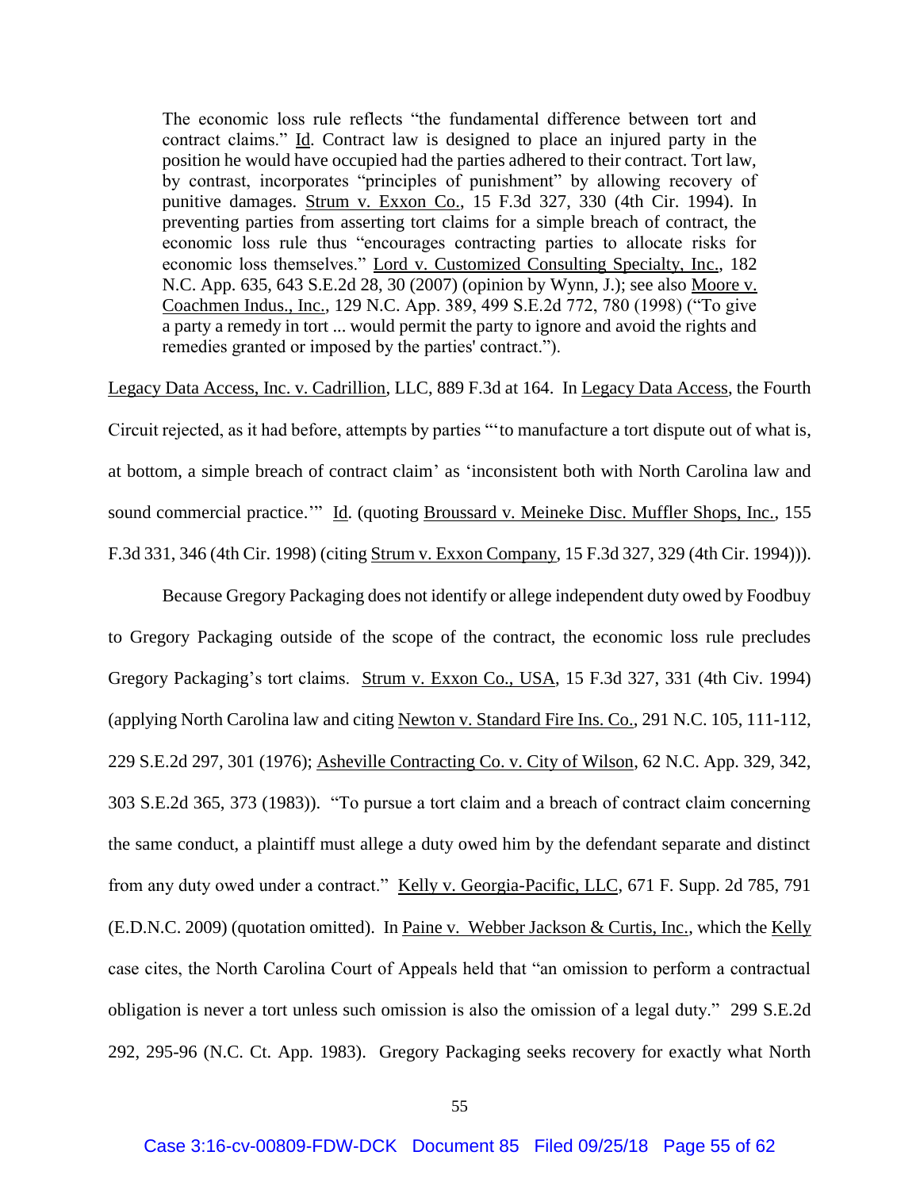> The economic loss rule reflects "the fundamental difference between tort and contract claims." Id. Contract law is designed to place an injured party in the position he would have occupied had the parties adhered to their contract. Tort law, by contrast, incorporates "principles of punishment" by allowing recovery of punitive damages. Strum v. Exxon Co., 15 F.3d 327, 330 (4th Cir. 1994). In preventing parties from asserting tort claims for a simple breach of contract, the economic loss rule thus "encourages contracting parties to allocate risks for economic loss themselves." Lord v. Customized Consulting Specialty, Inc., 182 N.C. App. 635, 643 S.E.2d 28, 30 (2007) (opinion by Wynn, J.); see also Moore v. Coachmen Indus., Inc., 129 N.C. App. 389, 499 S.E.2d 772, 780 (1998) ("To give a party a remedy in tort ... would permit the party to ignore and avoid the rights and remedies granted or imposed by the parties' contract.").

Legacy Data Access, Inc. v. Cadrillion, LLC, 889 F.3d at 164. In Legacy Data Access, the Fourth Circuit rejected, as it had before, attempts by parties "'to manufacture a tort dispute out of what is, at bottom, a simple breach of contract claim' as 'inconsistent both with North Carolina law and sound commercial practice.'" Id. (quoting Broussard v. Meineke Disc. Muffler Shops, Inc., 155 F.3d 331, 346 (4th Cir. 1998) (citing Strum v. Exxon Company, 15 F.3d 327, 329 (4th Cir. 1994))).

Because Gregory Packaging does not identify or allege independent duty owed by Foodbuy to Gregory Packaging outside of the scope of the contract, the economic loss rule precludes Gregory Packaging's tort claims. Strum v. Exxon Co., USA, 15 F.3d 327, 331 (4th Civ. 1994) (applying North Carolina law and citing Newton v. Standard Fire Ins. Co., 291 N.C. 105, 111-112, 229 S.E.2d 297, 301 (1976); Asheville Contracting Co. v. City of Wilson, 62 N.C. App. 329, 342, 303 S.E.2d 365, 373 (1983)). "To pursue a tort claim and a breach of contract claim concerning the same conduct, a plaintiff must allege a duty owed him by the defendant separate and distinct from any duty owed under a contract." Kelly v. Georgia-Pacific, LLC, 671 F. Supp. 2d 785, 791 (E.D.N.C. 2009) (quotation omitted). In Paine v. Webber Jackson & Curtis, Inc., which the Kelly case cites, the North Carolina Court of Appeals held that "an omission to perform a contractual obligation is never a tort unless such omission is also the omission of a legal duty." 299 S.E.2d 292, 295-96 (N.C. Ct. App. 1983). Gregory Packaging seeks recovery for exactly what North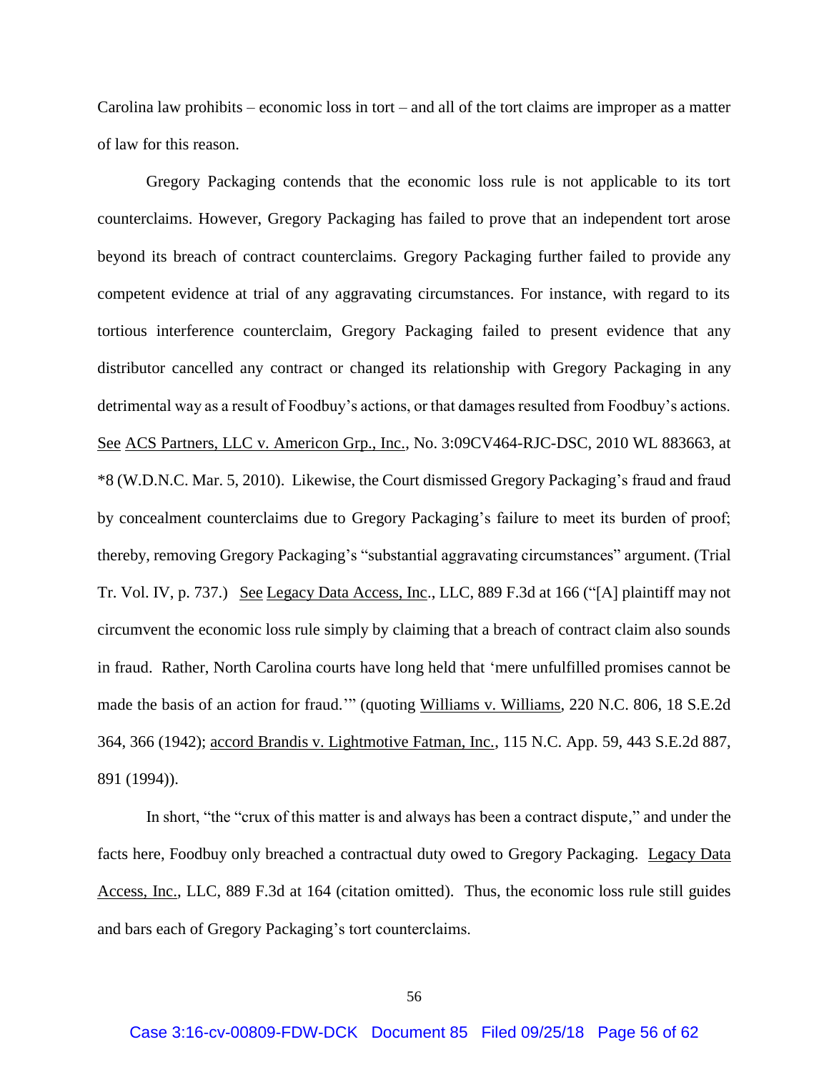Carolina law prohibits – economic loss in tort – and all of the tort claims are improper as a matter of law for this reason.

Gregory Packaging contends that the economic loss rule is not applicable to its tort counterclaims. However, Gregory Packaging has failed to prove that an independent tort arose beyond its breach of contract counterclaims. Gregory Packaging further failed to provide any competent evidence at trial of any aggravating circumstances. For instance, with regard to its tortious interference counterclaim, Gregory Packaging failed to present evidence that any distributor cancelled any contract or changed its relationship with Gregory Packaging in any detrimental way as a result of Foodbuy's actions, or that damages resulted from Foodbuy's actions. See ACS Partners, LLC v. Americon Grp., Inc., No. 3:09CV464-RJC-DSC, 2010 WL 883663, at *8 (W.D.N.C. Mar. 5, 2010). Likewise, the Court dismissed Gregory Packaging's fraud and fraud by concealment counterclaims due to Gregory Packaging's failure to meet its burden of proof; thereby, removing Gregory Packaging's "substantial aggravating circumstances" argument. (Trial Tr. Vol. IV, p. 737.) See Legacy Data Access, Inc., LLC, 889 F.3d at 166 ("[A] plaintiff may not circumvent the economic loss rule simply by claiming that a breach of contract claim also sounds in fraud. Rather, North Carolina courts have long held that 'mere unfulfilled promises cannot be made the basis of an action for fraud.'" (quoting Williams v. Williams, 220 N.C. 806, 18 S.E.2d 364, 366 (1942); accord Brandis v. Lightmotive Fatman, Inc., 115 N.C. App. 59, 443 S.E.2d 887, 891 (1994)).

In short, "the "crux of this matter is and always has been a contract dispute," and under the facts here, Foodbuy only breached a contractual duty owed to Gregory Packaging. Legacy Data Access, Inc., LLC, 889 F.3d at 164 (citation omitted). Thus, the economic loss rule still guides and bars each of Gregory Packaging's tort counterclaims.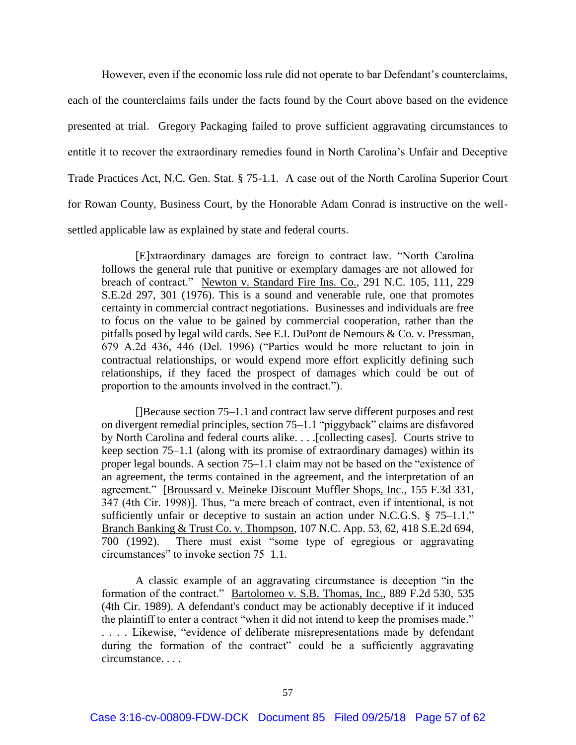However, even if the economic loss rule did not operate to bar Defendant's counterclaims, each of the counterclaims fails under the facts found by the Court above based on the evidence presented at trial. Gregory Packaging failed to prove sufficient aggravating circumstances to entitle it to recover the extraordinary remedies found in North Carolina's Unfair and Deceptive Trade Practices Act, N.C. Gen. Stat. § 75-1.1. A case out of the North Carolina Superior Court for Rowan County, Business Court, by the Honorable Adam Conrad is instructive on the well-settled applicable law as explained by state and federal courts.

> [E]xtraordinary damages are foreign to contract law. "North Carolina follows the general rule that punitive or exemplary damages are not allowed for breach of contract." Newton v. Standard Fire Ins. Co., 291 N.C. 105, 111, 229 S.E.2d 297, 301 (1976). This is a sound and venerable rule, one that promotes certainty in commercial contract negotiations. Businesses and individuals are free to focus on the value to be gained by commercial cooperation, rather than the pitfalls posed by legal wild cards. See E.I. DuPont de Nemours & Co. v. Pressman, 679 A.2d 436, 446 (Del. 1996) ("Parties would be more reluctant to join in contractual relationships, or would expend more effort explicitly defining such relationships, if they faced the prospect of damages which could be out of proportion to the amounts involved in the contract.").
>
> []Because section 75–1.1 and contract law serve different purposes and rest on divergent remedial principles, section 75–1.1 "piggyback" claims are disfavored by North Carolina and federal courts alike. . . .[collecting cases]. Courts strive to keep section 75–1.1 (along with its promise of extraordinary damages) within its proper legal bounds. A section 75–1.1 claim may not be based on the "existence of an agreement, the terms contained in the agreement, and the interpretation of an agreement." [Broussard v. Meineke Discount Muffler Shops, Inc., 155 F.3d 331, 347 (4th Cir. 1998)]. Thus, "a mere breach of contract, even if intentional, is not sufficiently unfair or deceptive to sustain an action under N.C.G.S. § 75–1.1." Branch Banking & Trust Co. v. Thompson, 107 N.C. App. 53, 62, 418 S.E.2d 694, 700 (1992). There must exist "some type of egregious or aggravating circumstances" to invoke section 75–1.1.
>
> A classic example of an aggravating circumstance is deception "in the formation of the contract." Bartolomeo v. S.B. Thomas, Inc., 889 F.2d 530, 535 (4th Cir. 1989). A defendant's conduct may be actionably deceptive if it induced the plaintiff to enter a contract "when it did not intend to keep the promises made." . . . . Likewise, "evidence of deliberate misrepresentations made by defendant during the formation of the contract" could be a sufficiently aggravating circumstance. . . .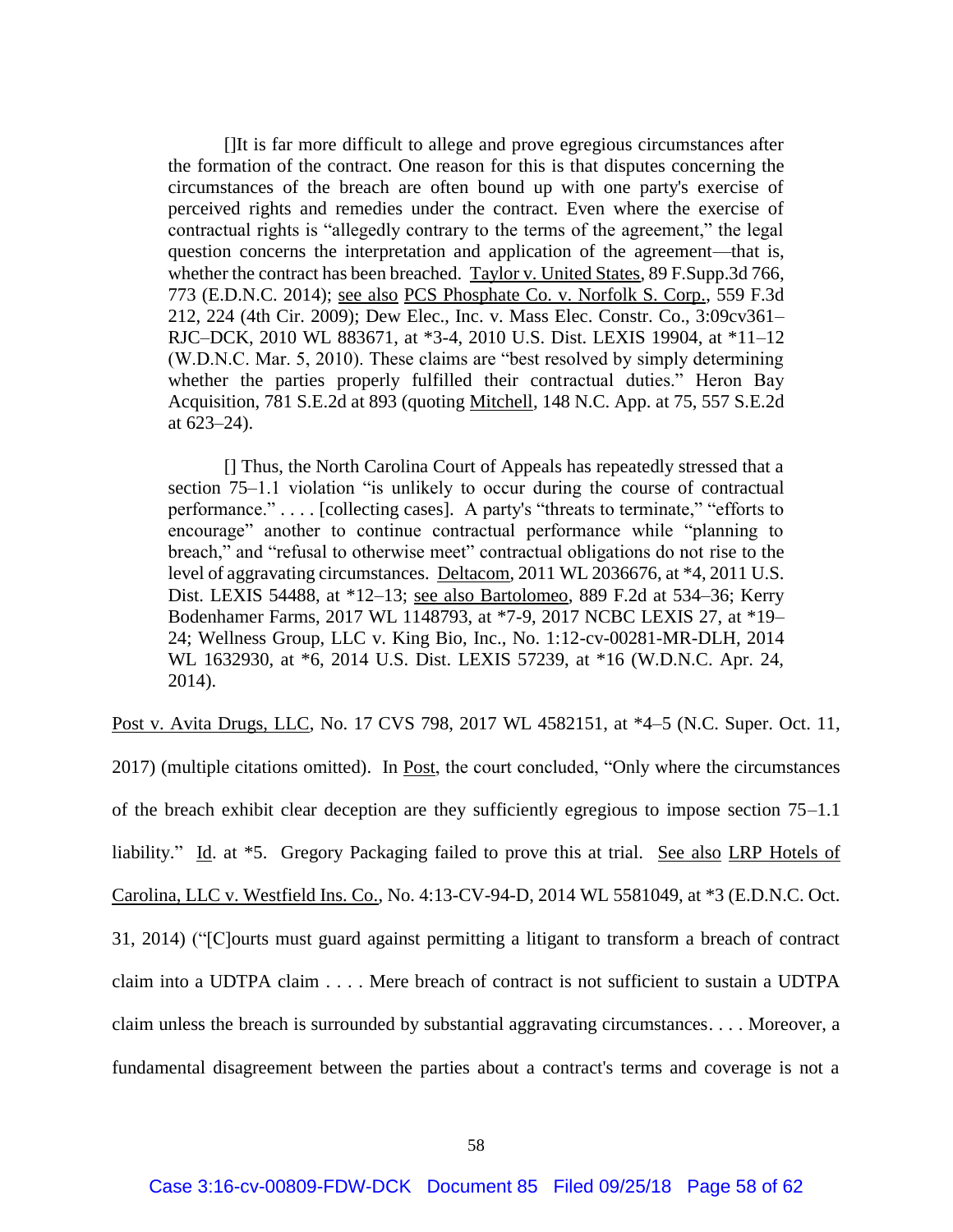> []It is far more difficult to allege and prove egregious circumstances after the formation of the contract. One reason for this is that disputes concerning the circumstances of the breach are often bound up with one party's exercise of perceived rights and remedies under the contract. Even where the exercise of contractual rights is "allegedly contrary to the terms of the agreement," the legal question concerns the interpretation and application of the agreement—that is, whether the contract has been breached. Taylor v. United States, 89 F.Supp.3d 766, 773 (E.D.N.C. 2014); see also PCS Phosphate Co. v. Norfolk S. Corp., 559 F.3d 212, 224 (4th Cir. 2009); Dew Elec., Inc. v. Mass Elec. Constr. Co., 3:09cv361–RJC–DCK, 2010 WL 883671, at *3-4, 2010 U.S. Dist. LEXIS 19904, at *11–12 (W.D.N.C. Mar. 5, 2010). These claims are "best resolved by simply determining whether the parties properly fulfilled their contractual duties." Heron Bay Acquisition, 781 S.E.2d at 893 (quoting Mitchell, 148 N.C. App. at 75, 557 S.E.2d at 623–24).
>
> [] Thus, the North Carolina Court of Appeals has repeatedly stressed that a section 75–1.1 violation "is unlikely to occur during the course of contractual performance." . . . . [collecting cases]. A party's "threats to terminate," "efforts to encourage" another to continue contractual performance while "planning to breach," and "refusal to otherwise meet" contractual obligations do not rise to the level of aggravating circumstances. Deltacom, 2011 WL 2036676, at *4, 2011 U.S. Dist. LEXIS 54488, at *12–13; see also Bartolomeo, 889 F.2d at 534–36; Kerry Bodenhamer Farms, 2017 WL 1148793, at *7-9, 2017 NCBC LEXIS 27, at *19–24; Wellness Group, LLC v. King Bio, Inc., No. 1:12-cv-00281-MR-DLH, 2014 WL 1632930, at *6, 2014 U.S. Dist. LEXIS 57239, at *16 (W.D.N.C. Apr. 24, 2014).

Post v. Avita Drugs, LLC, No. 17 CVS 798, 2017 WL 4582151, at *4–5 (N.C. Super. Oct. 11, 2017) (multiple citations omitted). In Post, the court concluded, "Only where the circumstances of the breach exhibit clear deception are they sufficiently egregious to impose section 75–1.1 liability." Id. at *5. Gregory Packaging failed to prove this at trial. See also LRP Hotels of Carolina, LLC v. Westfield Ins. Co., No. 4:13-CV-94-D, 2014 WL 5581049, at *3 (E.D.N.C. Oct. 31, 2014) ("[C]ourts must guard against permitting a litigant to transform a breach of contract claim into a UDTPA claim . . . . Mere breach of contract is not sufficient to sustain a UDTPA claim unless the breach is surrounded by substantial aggravating circumstances. . . . Moreover, a fundamental disagreement between the parties about a contract's terms and coverage is not a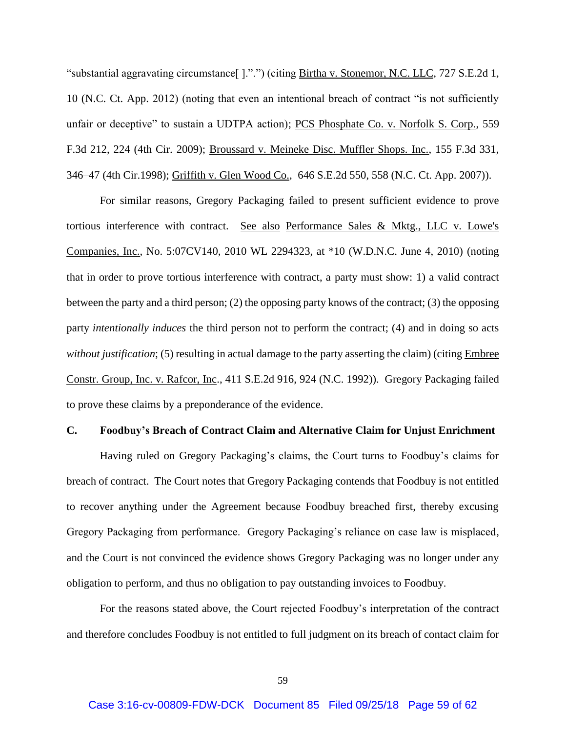"substantial aggravating circumstance[ ].".") (citing Birtha v. Stonemor, N.C. LLC, 727 S.E.2d 1, 10 (N.C. Ct. App. 2012) (noting that even an intentional breach of contract "is not sufficiently unfair or deceptive" to sustain a UDTPA action); PCS Phosphate Co. v. Norfolk S. Corp., 559 F.3d 212, 224 (4th Cir. 2009); Broussard v. Meineke Disc. Muffler Shops. Inc., 155 F.3d 331, 346–47 (4th Cir.1998); Griffith v. Glen Wood Co., 646 S.E.2d 550, 558 (N.C. Ct. App. 2007)).

For similar reasons, Gregory Packaging failed to present sufficient evidence to prove tortious interference with contract. See also Performance Sales & Mktg., LLC v. Lowe's Companies, Inc., No. 5:07CV140, 2010 WL 2294323, at *10 (W.D.N.C. June 4, 2010) (noting that in order to prove tortious interference with contract, a party must show: 1) a valid contract between the party and a third person; (2) the opposing party knows of the contract; (3) the opposing party *intentionally induces* the third person not to perform the contract; (4) and in doing so acts *without justification*; (5) resulting in actual damage to the party asserting the claim) (citing Embree Constr. Group, Inc. v. Rafcor, Inc., 411 S.E.2d 916, 924 (N.C. 1992)). Gregory Packaging failed to prove these claims by a preponderance of the evidence.

### C. Foodbuy's Breach of Contract Claim and Alternative Claim for Unjust Enrichment

Having ruled on Gregory Packaging's claims, the Court turns to Foodbuy's claims for breach of contract. The Court notes that Gregory Packaging contends that Foodbuy is not entitled to recover anything under the Agreement because Foodbuy breached first, thereby excusing Gregory Packaging from performance. Gregory Packaging's reliance on case law is misplaced, and the Court is not convinced the evidence shows Gregory Packaging was no longer under any obligation to perform, and thus no obligation to pay outstanding invoices to Foodbuy.

For the reasons stated above, the Court rejected Foodbuy's interpretation of the contract and therefore concludes Foodbuy is not entitled to full judgment on its breach of contact claim for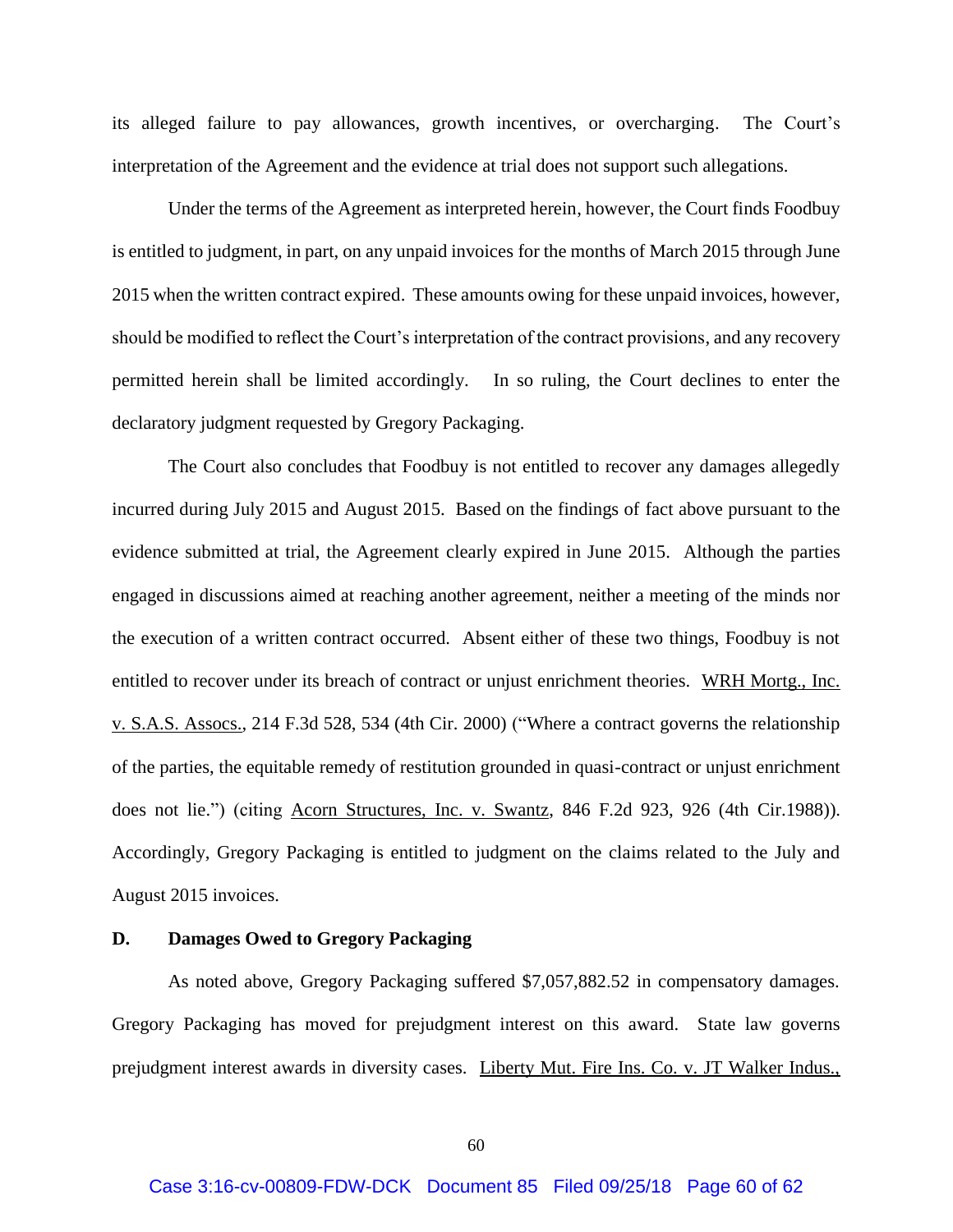its alleged failure to pay allowances, growth incentives, or overcharging. The Court's interpretation of the Agreement and the evidence at trial does not support such allegations.

Under the terms of the Agreement as interpreted herein, however, the Court finds Foodbuy is entitled to judgment, in part, on any unpaid invoices for the months of March 2015 through June 2015 when the written contract expired. These amounts owing for these unpaid invoices, however, should be modified to reflect the Court's interpretation of the contract provisions, and any recovery permitted herein shall be limited accordingly. In so ruling, the Court declines to enter the declaratory judgment requested by Gregory Packaging.

The Court also concludes that Foodbuy is not entitled to recover any damages allegedly incurred during July 2015 and August 2015. Based on the findings of fact above pursuant to the evidence submitted at trial, the Agreement clearly expired in June 2015. Although the parties engaged in discussions aimed at reaching another agreement, neither a meeting of the minds nor the execution of a written contract occurred. Absent either of these two things, Foodbuy is not entitled to recover under its breach of contract or unjust enrichment theories. WRH Mortg., Inc. v. S.A.S. Assocs., 214 F.3d 528, 534 (4th Cir. 2000) ("Where a contract governs the relationship of the parties, the equitable remedy of restitution grounded in quasi-contract or unjust enrichment does not lie.") (citing Acorn Structures, Inc. v. Swantz, 846 F.2d 923, 926 (4th Cir.1988)). Accordingly, Gregory Packaging is entitled to judgment on the claims related to the July and August 2015 invoices.

### D. Damages Owed to Gregory Packaging

As noted above, Gregory Packaging suffered $7,057,882.52 in compensatory damages. Gregory Packaging has moved for prejudgment interest on this award. State law governs prejudgment interest awards in diversity cases. Liberty Mut. Fire Ins. Co. v. JT Walker Indus.,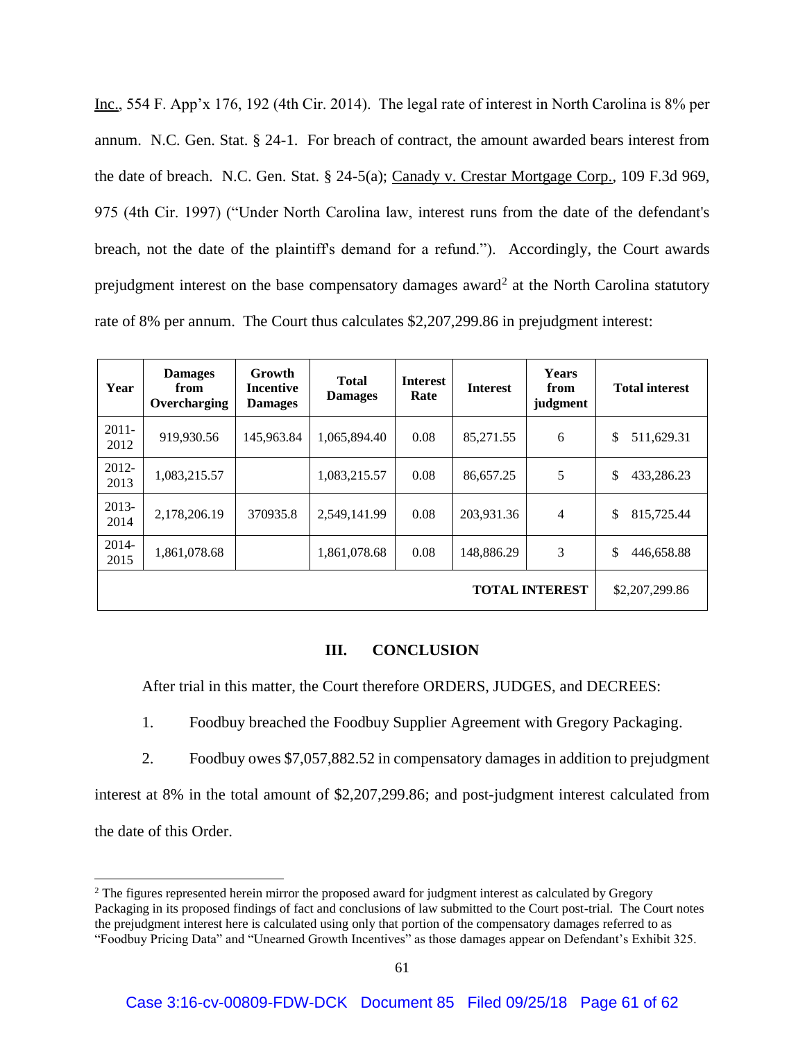Inc., 554 F. App'x 176, 192 (4th Cir. 2014). The legal rate of interest in North Carolina is 8% per annum. N.C. Gen. Stat. § 24-1. For breach of contract, the amount awarded bears interest from the date of breach. N.C. Gen. Stat. § 24-5(a); Canady v. Crestar Mortgage Corp., 109 F.3d 969, 975 (4th Cir. 1997) ("Under North Carolina law, interest runs from the date of the defendant's breach, not the date of the plaintiff's demand for a refund."). Accordingly, the Court awards prejudgment interest on the base compensatory damages award[2] at the North Carolina statutory rate of 8% per annum. The Court thus calculates $2,207,299.86 in prejudgment interest:

| Year | Damages from Overcharging | Growth Incentive Damages | Total Damages | Interest Rate | Interest | Years from judgment | Total interest |
|---|---|---|---|---|---|---|---|
| 2011-2012 | 919,930.56 | 145,963.84 | 1,065,894.40 | 0.08 | 85,271.55 | 6 | $ 511,629.31 |
| 2012-2013 | 1,083,215.57 | | 1,083,215.57 | 0.08 | 86,657.25 | 5 | $ 433,286.23 |
| 2013-2014 | 2,178,206.19 | 370935.8 | 2,549,141.99 | 0.08 | 203,931.36 | 4 | $ 815,725.44 |
| 2014-2015 | 1,861,078.68 | | 1,861,078.68 | 0.08 | 148,886.29 | 3 | $ 446,658.88 |
| | | | | | | **TOTAL INTEREST** | $2,207,299.86 |

## III. CONCLUSION

After trial in this matter, the Court therefore ORDERS, JUDGES, and DECREES:

1. Foodbuy breached the Foodbuy Supplier Agreement with Gregory Packaging.

2. Foodbuy owes $7,057,882.52 in compensatory damages in addition to prejudgment interest at 8% in the total amount of $2,207,299.86; and post-judgment interest calculated from the date of this Order.

[2] The figures represented herein mirror the proposed award for judgment interest as calculated by Gregory Packaging in its proposed findings of fact and conclusions of law submitted to the Court post-trial. The Court notes the prejudgment interest here is calculated using only that portion of the compensatory damages referred to as "Foodbuy Pricing Data" and "Unearned Growth Incentives" as those damages appear on Defendant's Exhibit 325.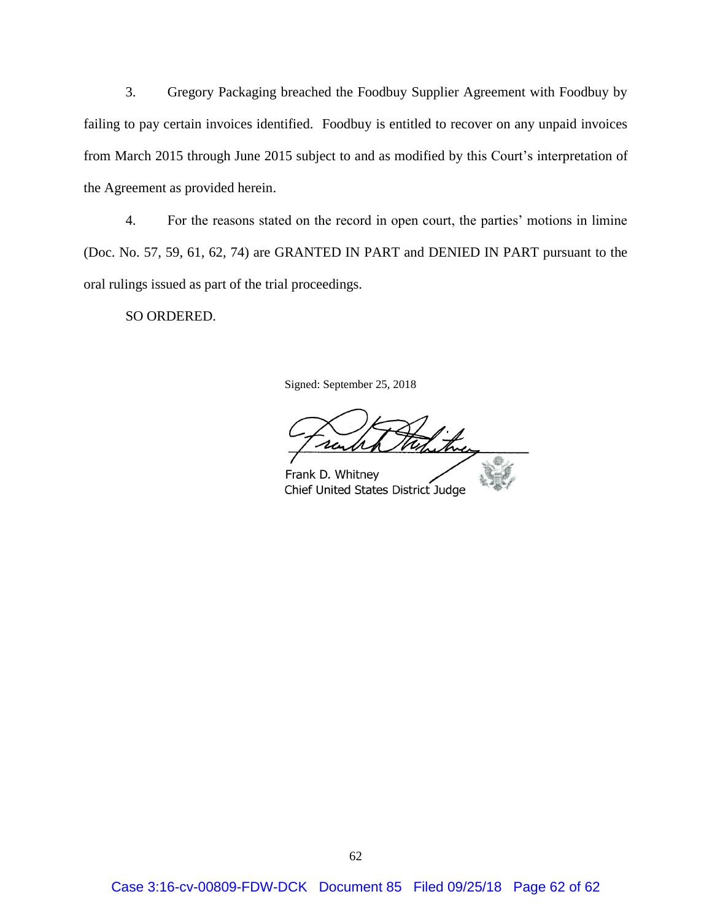3. Gregory Packaging breached the Foodbuy Supplier Agreement with Foodbuy by failing to pay certain invoices identified. Foodbuy is entitled to recover on any unpaid invoices from March 2015 through June 2015 subject to and as modified by this Court's interpretation of the Agreement as provided herein.

4. For the reasons stated on the record in open court, the parties' motions in limine (Doc. No. 57, 59, 61, 62, 74) are GRANTED IN PART and DENIED IN PART pursuant to the oral rulings issued as part of the trial proceedings.

SO ORDERED.

Signed: September 25, 2018

Frank D. Whitney
Chief United States District Judge